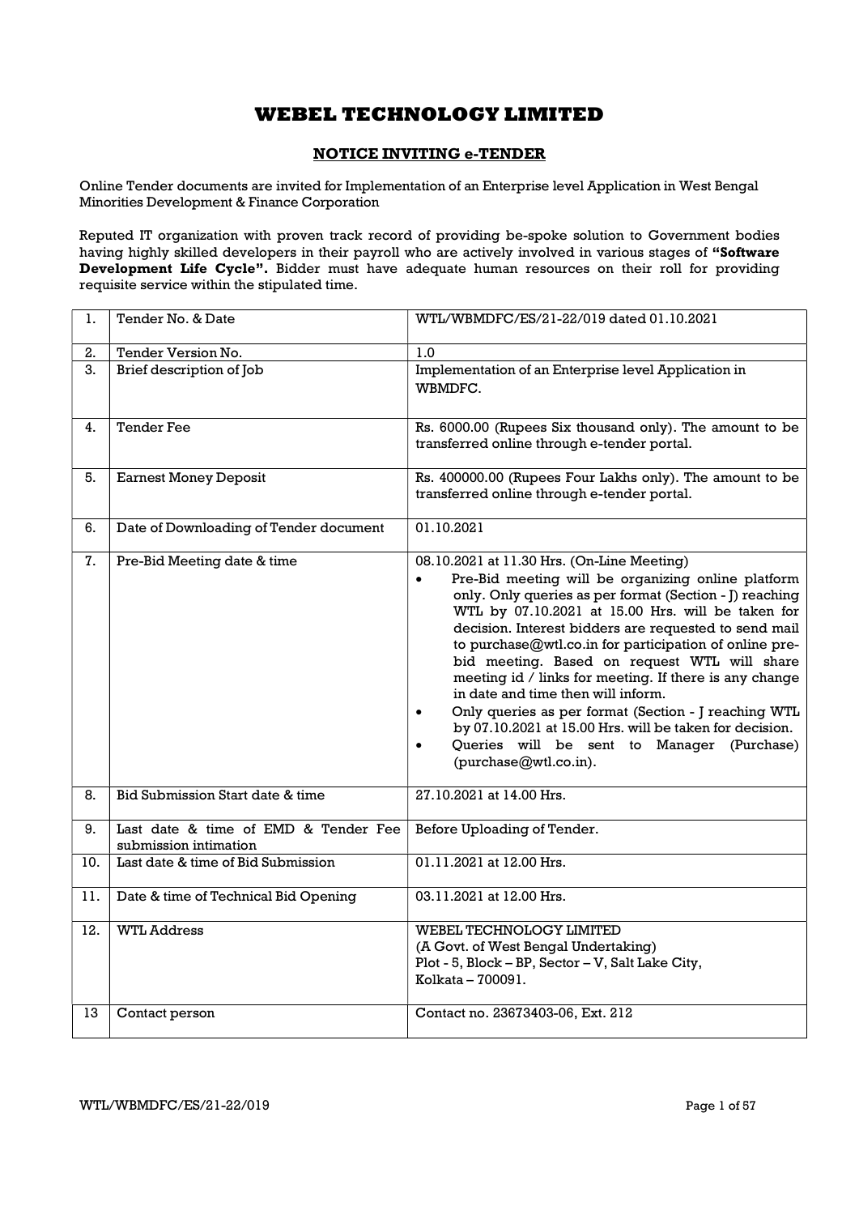# WEBEL TECHNOLOGY LIMITED

## NOTICE INVITING e-TENDER

Online Tender documents are invited for Implementation of an Enterprise level Application in West Bengal Minorities Development & Finance Corporation

Reputed IT organization with proven track record of providing be-spoke solution to Government bodies having highly skilled developers in their payroll who are actively involved in various stages of **"Software Development Life Cycle".** Bidder must have adequate human resources on their roll for providing requisite service within the stipulated time.

| | | |
|---|---|---|
| 1. | Tender No. & Date | WTL/WBMDFC/ES/21-22/019 dated 01.10.2021 |
| 2. | Tender Version No. | 1.0 |
| 3. | Brief description of Job | Implementation of an Enterprise level Application in WBMDFC. |
| 4. | Tender Fee | Rs. 6000.00 (Rupees Six thousand only). The amount to be transferred online through e-tender portal. |
| 5. | Earnest Money Deposit | Rs. 400000.00 (Rupees Four Lakhs only). The amount to be transferred online through e-tender portal. |
| 6. | Date of Downloading of Tender document | 01.10.2021 |
| 7. | Pre-Bid Meeting date & time | 08.10.2021 at 11.30 Hrs. (On-Line Meeting)<br>• Pre-Bid meeting will be organizing online platform only. Only queries as per format (Section - J) reaching WTL by 07.10.2021 at 15.00 Hrs. will be taken for decision. Interest bidders are requested to send mail to purchase@wtl.co.in for participation of online pre-bid meeting. Based on request WTL will share meeting id / links for meeting. If there is any change in date and time then will inform.<br>• Only queries as per format (Section - J reaching WTL by 07.10.2021 at 15.00 Hrs. will be taken for decision.<br>• Queries will be sent to Manager (Purchase) (purchase@wtl.co.in). |
| 8. | Bid Submission Start date & time | 27.10.2021 at 14.00 Hrs. |
| 9. | Last date & time of EMD & Tender Fee submission intimation | Before Uploading of Tender. |
| 10. | Last date & time of Bid Submission | 01.11.2021 at 12.00 Hrs. |
| 11. | Date & time of Technical Bid Opening | 03.11.2021 at 12.00 Hrs. |
| 12. | WTL Address | WEBEL TECHNOLOGY LIMITED<br>(A Govt. of West Bengal Undertaking)<br>Plot - 5, Block – BP, Sector – V, Salt Lake City,<br>Kolkata – 700091. |
| 13 | Contact person | Contact no. 23673403-06, Ext. 212 |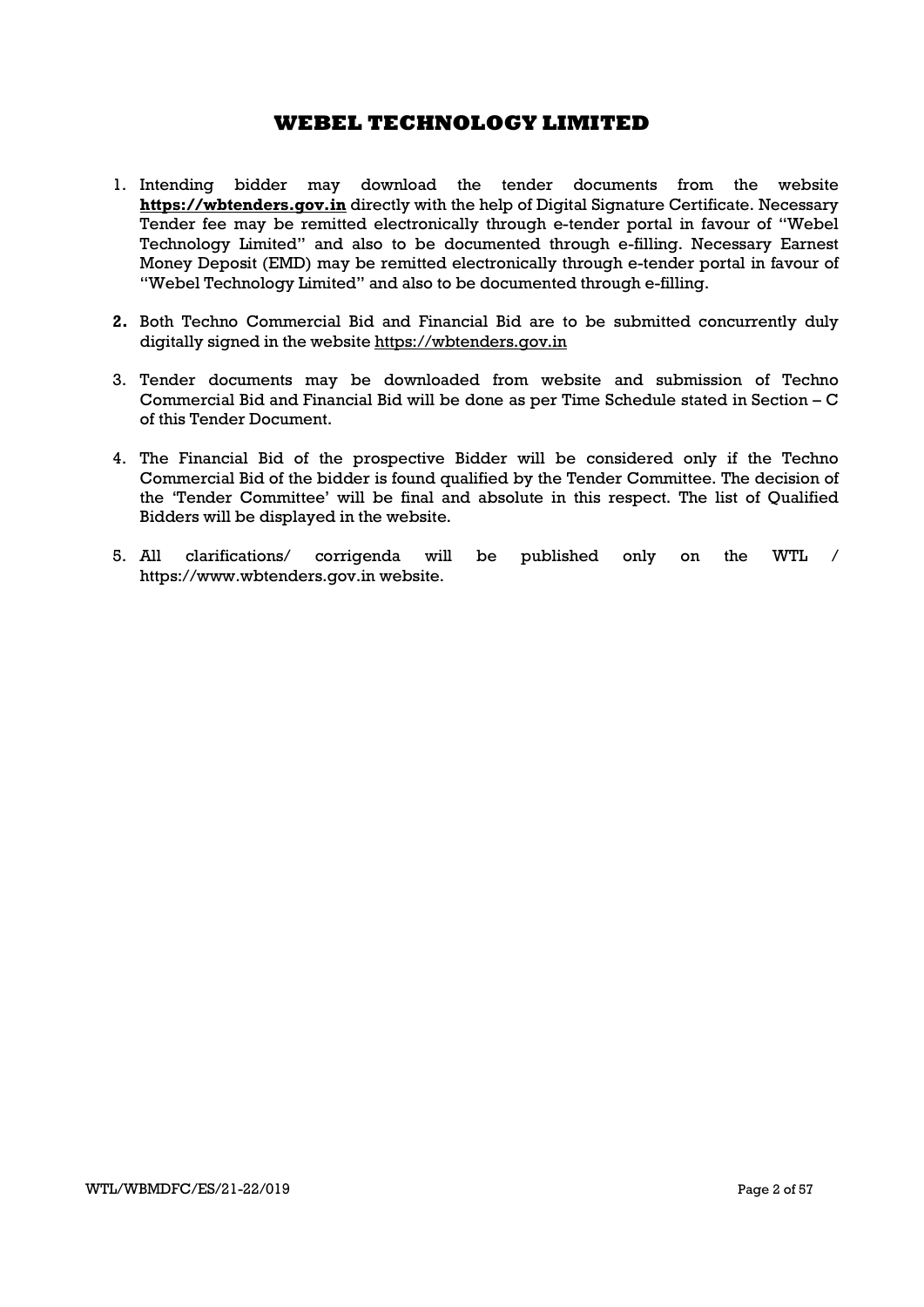# WEBEL TECHNOLOGY LIMITED

1. Intending bidder may download the tender documents from the website **https://wbtenders.gov.in** directly with the help of Digital Signature Certificate. Necessary Tender fee may be remitted electronically through e-tender portal in favour of "Webel Technology Limited" and also to be documented through e-filling. Necessary Earnest Money Deposit (EMD) may be remitted electronically through e-tender portal in favour of "Webel Technology Limited" and also to be documented through e-filling.

2. Both Techno Commercial Bid and Financial Bid are to be submitted concurrently duly digitally signed in the website https://wbtenders.gov.in

3. Tender documents may be downloaded from website and submission of Techno Commercial Bid and Financial Bid will be done as per Time Schedule stated in Section – C of this Tender Document.

4. The Financial Bid of the prospective Bidder will be considered only if the Techno Commercial Bid of the bidder is found qualified by the Tender Committee. The decision of the 'Tender Committee' will be final and absolute in this respect. The list of Qualified Bidders will be displayed in the website.

5. All clarifications/ corrigenda will be published only on the WTL / https://www.wbtenders.gov.in website.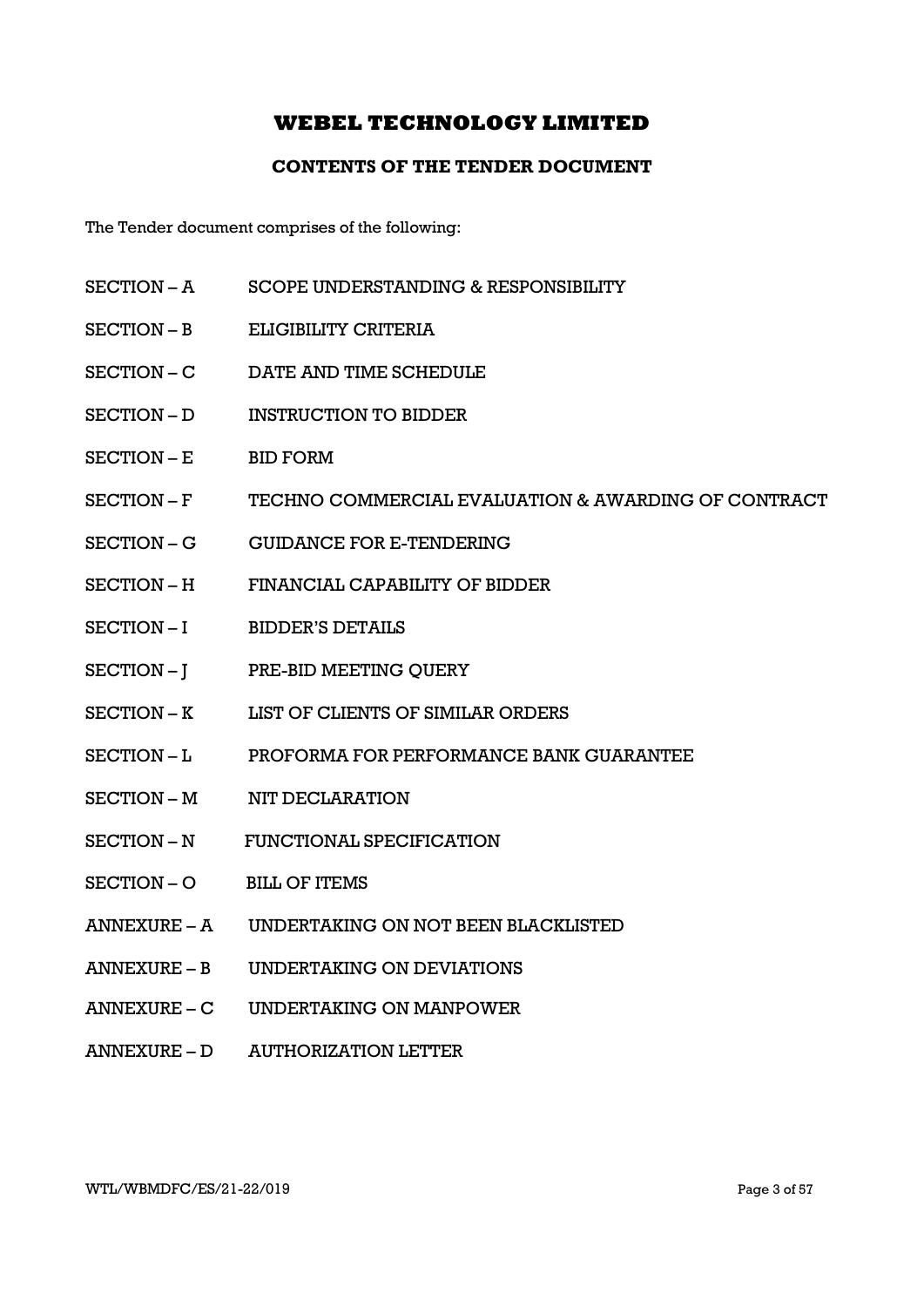# WEBEL TECHNOLOGY LIMITED

## CONTENTS OF THE TENDER DOCUMENT

The Tender document comprises of the following:

| | |
|---|---|
| SECTION – A | SCOPE UNDERSTANDING & RESPONSIBILITY |
| SECTION – B | ELIGIBILITY CRITERIA |
| SECTION – C | DATE AND TIME SCHEDULE |
| SECTION – D | INSTRUCTION TO BIDDER |
| SECTION – E | BID FORM |
| SECTION – F | TECHNO COMMERCIAL EVALUATION & AWARDING OF CONTRACT |
| SECTION – G | GUIDANCE FOR E-TENDERING |
| SECTION – H | FINANCIAL CAPABILITY OF BIDDER |
| SECTION – I | BIDDER'S DETAILS |
| SECTION – J | PRE-BID MEETING QUERY |
| SECTION – K | LIST OF CLIENTS OF SIMILAR ORDERS |
| SECTION – L | PROFORMA FOR PERFORMANCE BANK GUARANTEE |
| SECTION – M | NIT DECLARATION |
| SECTION – N | FUNCTIONAL SPECIFICATION |
| SECTION – O | BILL OF ITEMS |
| ANNEXURE – A | UNDERTAKING ON NOT BEEN BLACKLISTED |
| ANNEXURE – B | UNDERTAKING ON DEVIATIONS |
| ANNEXURE – C | UNDERTAKING ON MANPOWER |
| ANNEXURE – D | AUTHORIZATION LETTER |

WTL/WBMDFC/ES/21-22/019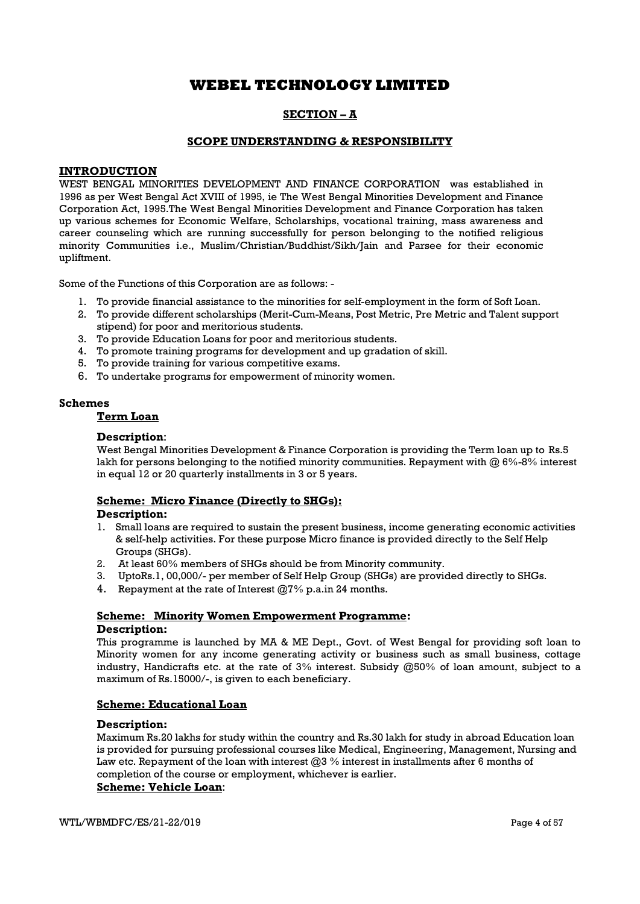# WEBEL TECHNOLOGY LIMITED

## SECTION – A

## SCOPE UNDERSTANDING & RESPONSIBILITY

### INTRODUCTION

WEST BENGAL MINORITIES DEVELOPMENT AND FINANCE CORPORATION was established in 1996 as per West Bengal Act XVIII of 1995, ie The West Bengal Minorities Development and Finance Corporation Act, 1995.The West Bengal Minorities Development and Finance Corporation has taken up various schemes for Economic Welfare, Scholarships, vocational training, mass awareness and career counseling which are running successfully for person belonging to the notified religious minority Communities i.e., Muslim/Christian/Buddhist/Sikh/Jain and Parsee for their economic upliftment.

Some of the Functions of this Corporation are as follows: -

1. To provide financial assistance to the minorities for self-employment in the form of Soft Loan.
2. To provide different scholarships (Merit-Cum-Means, Post Metric, Pre Metric and Talent support stipend) for poor and meritorious students.
3. To provide Education Loans for poor and meritorious students.
4. To promote training programs for development and up gradation of skill.
5. To provide training for various competitive exams.
6. To undertake programs for empowerment of minority women.

### Schemes

**Term Loan**

**Description**:

West Bengal Minorities Development & Finance Corporation is providing the Term loan up to Rs.5 lakh for persons belonging to the notified minority communities. Repayment with @ 6%-8% interest in equal 12 or 20 quarterly installments in 3 or 5 years.

**Scheme: Micro Finance (Directly to SHGs):**

**Description:**

1. Small loans are required to sustain the present business, income generating economic activities & self-help activities. For these purpose Micro finance is provided directly to the Self Help Groups (SHGs).
2. At least 60% members of SHGs should be from Minority community.
3. UptoRs.1, 00,000/- per member of Self Help Group (SHGs) are provided directly to SHGs.
4. Repayment at the rate of Interest @7% p.a.in 24 months.

**Scheme: Minority Women Empowerment Programme:**

**Description:**

This programme is launched by MA & ME Dept., Govt. of West Bengal for providing soft loan to Minority women for any income generating activity or business such as small business, cottage industry, Handicrafts etc. at the rate of 3% interest. Subsidy @50% of loan amount, subject to a maximum of Rs.15000/-, is given to each beneficiary.

**Scheme: Educational Loan**

**Description:**

Maximum Rs.20 lakhs for study within the country and Rs.30 lakh for study in abroad Education loan is provided for pursuing professional courses like Medical, Engineering, Management, Nursing and Law etc. Repayment of the loan with interest @3 % interest in installments after 6 months of completion of the course or employment, whichever is earlier.

**Scheme: Vehicle Loan**: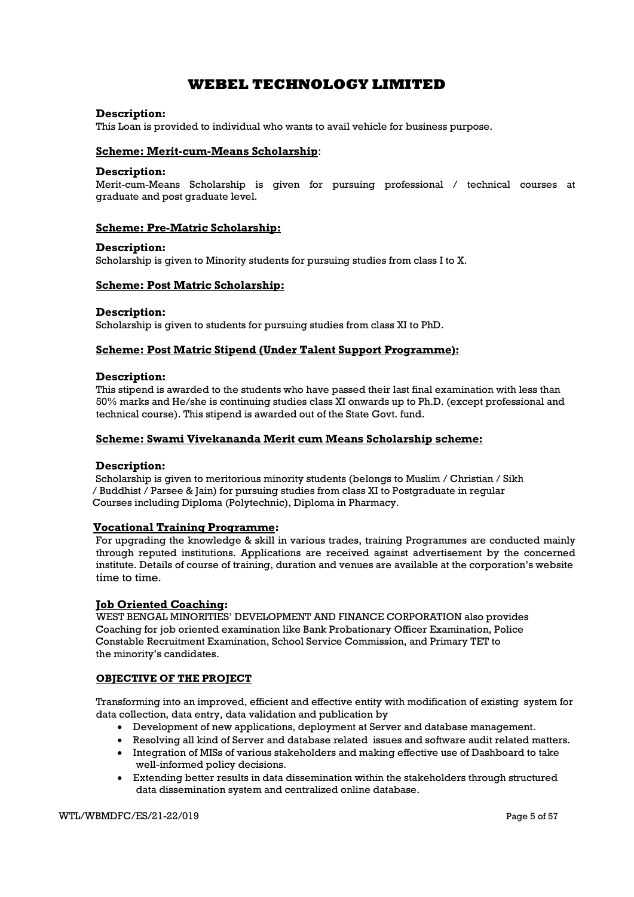# WEBEL TECHNOLOGY LIMITED

**Description:**
This Loan is provided to individual who wants to avail vehicle for business purpose.

**Scheme: Merit-cum-Means Scholarship**:

**Description:**
Merit-cum-Means Scholarship is given for pursuing professional / technical courses at graduate and post graduate level.

**Scheme: Pre-Matric Scholarship:**

**Description:**
Scholarship is given to Minority students for pursuing studies from class I to X.

**Scheme: Post Matric Scholarship:**

**Description:**
Scholarship is given to students for pursuing studies from class XI to PhD.

**Scheme: Post Matric Stipend (Under Talent Support Programme):**

**Description:**
This stipend is awarded to the students who have passed their last final examination with less than 50% marks and He/she is continuing studies class XI onwards up to Ph.D. (except professional and technical course). This stipend is awarded out of the State Govt. fund.

**Scheme: Swami Vivekananda Merit cum Means Scholarship scheme:**

**Description:**
Scholarship is given to meritorious minority students (belongs to Muslim / Christian / Sikh / Buddhist / Parsee & Jain) for pursuing studies from class XI to Postgraduate in regular Courses including Diploma (Polytechnic), Diploma in Pharmacy.

**Vocational Training Programme:**
For upgrading the knowledge & skill in various trades, training Programmes are conducted mainly through reputed institutions. Applications are received against advertisement by the concerned institute. Details of course of training, duration and venues are available at the corporation's website time to time.

**Job Oriented Coaching:**
WEST BENGAL MINORITIES' DEVELOPMENT AND FINANCE CORPORATION also provides Coaching for job oriented examination like Bank Probationary Officer Examination, Police Constable Recruitment Examination, School Service Commission, and Primary TET to the minority's candidates.

**OBJECTIVE OF THE PROJECT**

Transforming into an improved, efficient and effective entity with modification of existing system for data collection, data entry, data validation and publication by

- Development of new applications, deployment at Server and database management.
- Resolving all kind of Server and database related issues and software audit related matters.
- Integration of MISs of various stakeholders and making effective use of Dashboard to take well-informed policy decisions.
- Extending better results in data dissemination within the stakeholders through structured data dissemination system and centralized online database.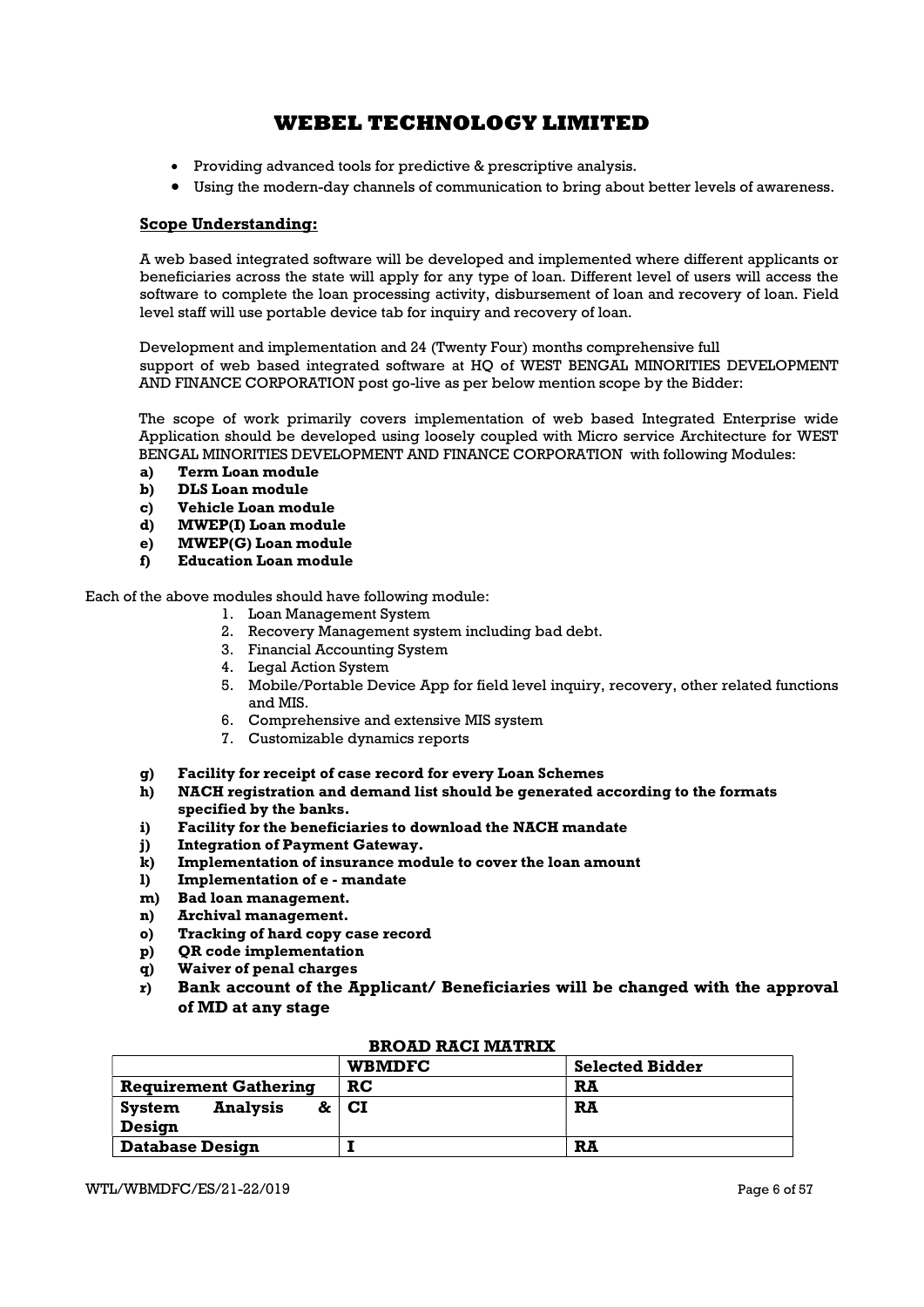- Providing advanced tools for predictive & prescriptive analysis.
- Using the modern-day channels of communication to bring about better levels of awareness.

**Scope Understanding:**

A web based integrated software will be developed and implemented where different applicants or beneficiaries across the state will apply for any type of loan. Different level of users will access the software to complete the loan processing activity, disbursement of loan and recovery of loan. Field level staff will use portable device tab for inquiry and recovery of loan.

Development and implementation and 24 (Twenty Four) months comprehensive full support of web based integrated software at HQ of WEST BENGAL MINORITIES DEVELOPMENT AND FINANCE CORPORATION post go-live as per below mention scope by the Bidder:

The scope of work primarily covers implementation of web based Integrated Enterprise wide Application should be developed using loosely coupled with Micro service Architecture for WEST BENGAL MINORITIES DEVELOPMENT AND FINANCE CORPORATION with following Modules:

a) **Term Loan module**
b) **DLS Loan module**
c) **Vehicle Loan module**
d) **MWEP(I) Loan module**
e) **MWEP(G) Loan module**
f) **Education Loan module**

Each of the above modules should have following module:

1. Loan Management System
2. Recovery Management system including bad debt.
3. Financial Accounting System
4. Legal Action System
5. Mobile/Portable Device App for field level inquiry, recovery, other related functions and MIS.
6. Comprehensive and extensive MIS system
7. Customizable dynamics reports

g) **Facility for receipt of case record for every Loan Schemes**
h) **NACH registration and demand list should be generated according to the formats specified by the banks.**
i) **Facility for the beneficiaries to download the NACH mandate**
j) **Integration of Payment Gateway.**
k) **Implementation of insurance module to cover the loan amount**
l) **Implementation of e - mandate**
m) **Bad loan management.**
n) **Archival management.**
o) **Tracking of hard copy case record**
p) **QR code implementation**
q) **Waiver of penal charges**
r) **Bank account of the Applicant/ Beneficiaries will be changed with the approval of MD at any stage**

**BROAD RACI MATRIX**

| | **WBMDFC** | **Selected Bidder** |
|---|---|---|
| **Requirement Gathering** | **RC** | **RA** |
| **System Analysis & Design** | **CI** | **RA** |
| **Database Design** | **I** | **RA** |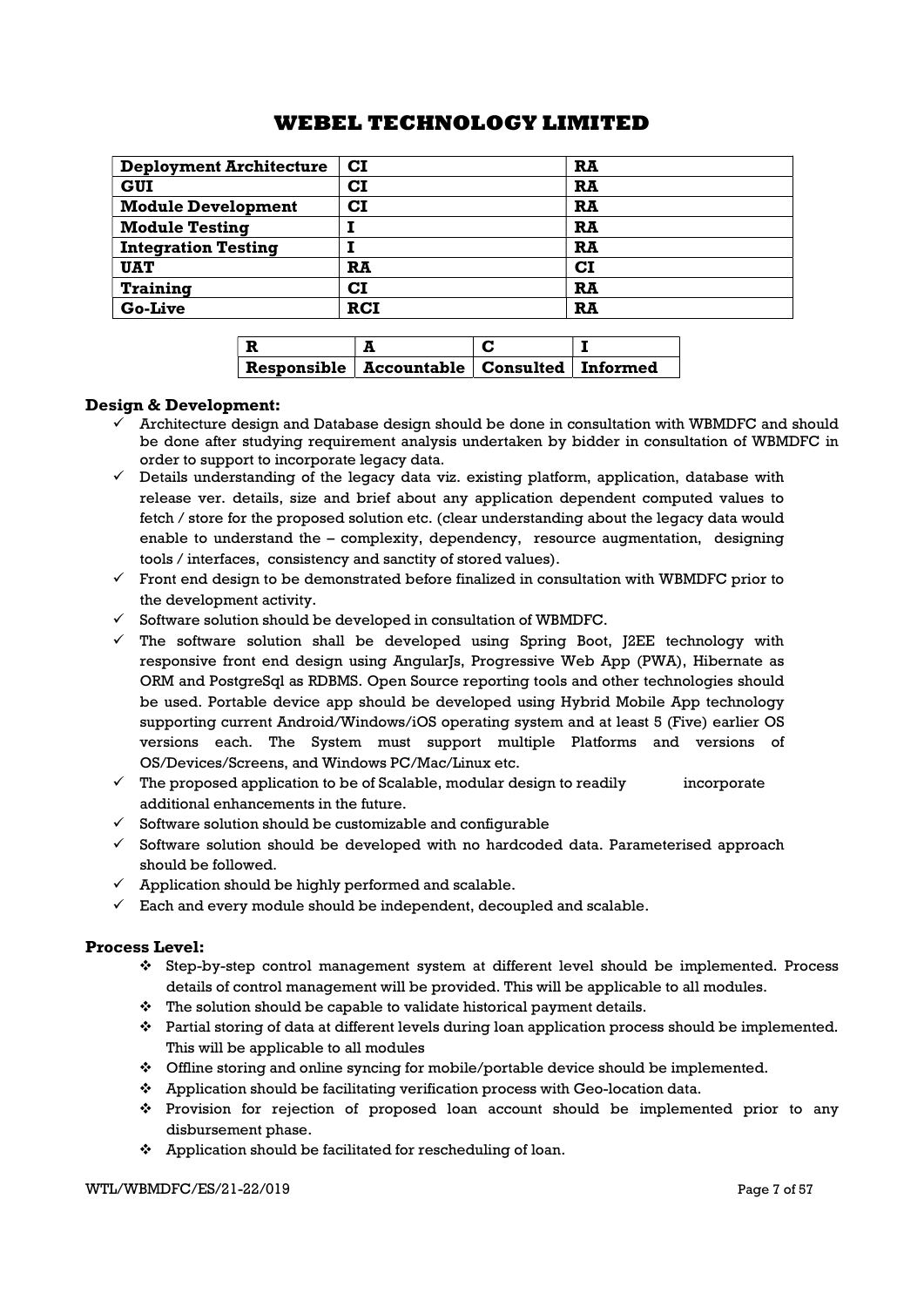| Deployment Architecture | CI | RA |
|---|---|---|
| GUI | CI | RA |
| Module Development | CI | RA |
| Module Testing | I | RA |
| Integration Testing | I | RA |
| UAT | RA | CI |
| Training | CI | RA |
| Go-Live | RCI | RA |

| R | A | C | I |
|---|---|---|---|
| Responsible | Accountable | Consulted | Informed |

**Design & Development:**

- ✓ Architecture design and Database design should be done in consultation with WBMDFC and should be done after studying requirement analysis undertaken by bidder in consultation of WBMDFC in order to support to incorporate legacy data.
- ✓ Details understanding of the legacy data viz. existing platform, application, database with release ver. details, size and brief about any application dependent computed values to fetch / store for the proposed solution etc. (clear understanding about the legacy data would enable to understand the – complexity, dependency, resource augmentation, designing tools / interfaces, consistency and sanctity of stored values).
- ✓ Front end design to be demonstrated before finalized in consultation with WBMDFC prior to the development activity.
- ✓ Software solution should be developed in consultation of WBMDFC.
- ✓ The software solution shall be developed using Spring Boot, J2EE technology with responsive front end design using AngularJs, Progressive Web App (PWA), Hibernate as ORM and PostgreSql as RDBMS. Open Source reporting tools and other technologies should be used. Portable device app should be developed using Hybrid Mobile App technology supporting current Android/Windows/iOS operating system and at least 5 (Five) earlier OS versions each. The System must support multiple Platforms and versions of OS/Devices/Screens, and Windows PC/Mac/Linux etc.
- ✓ The proposed application to be of Scalable, modular design to readily incorporate additional enhancements in the future.
- ✓ Software solution should be customizable and configurable
- ✓ Software solution should be developed with no hardcoded data. Parameterised approach should be followed.
- ✓ Application should be highly performed and scalable.
- ✓ Each and every module should be independent, decoupled and scalable.

**Process Level:**

- ❖ Step-by-step control management system at different level should be implemented. Process details of control management will be provided. This will be applicable to all modules.
- ❖ The solution should be capable to validate historical payment details.
- ❖ Partial storing of data at different levels during loan application process should be implemented. This will be applicable to all modules
- ❖ Offline storing and online syncing for mobile/portable device should be implemented.
- ❖ Application should be facilitating verification process with Geo-location data.
- ❖ Provision for rejection of proposed loan account should be implemented prior to any disbursement phase.
- ❖ Application should be facilitated for rescheduling of loan.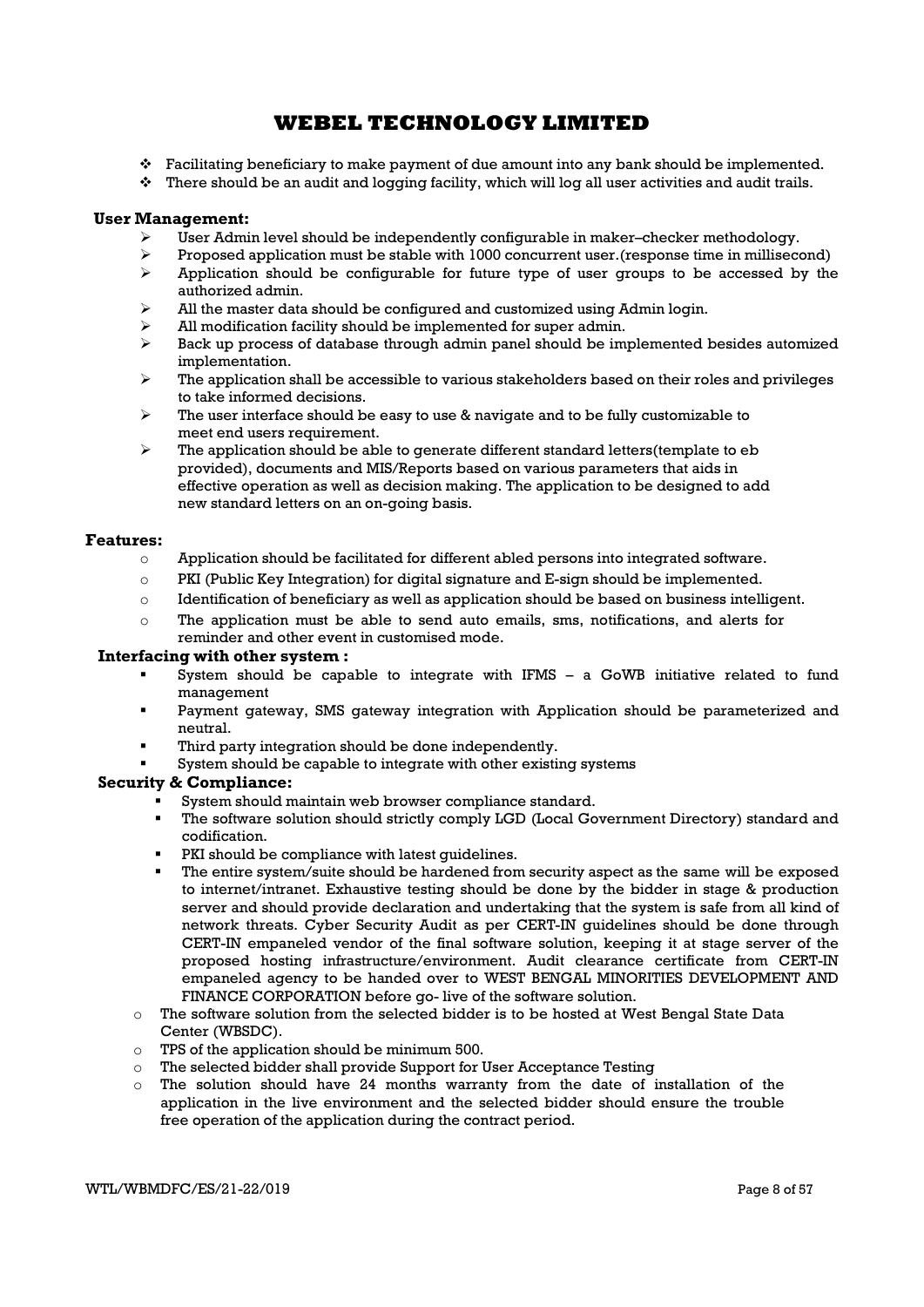- Facilitating beneficiary to make payment of due amount into any bank should be implemented.
- There should be an audit and logging facility, which will log all user activities and audit trails.

**User Management:**

- User Admin level should be independently configurable in maker–checker methodology.
- Proposed application must be stable with 1000 concurrent user.(response time in millisecond)
- Application should be configurable for future type of user groups to be accessed by the authorized admin.
- All the master data should be configured and customized using Admin login.
- All modification facility should be implemented for super admin.
- Back up process of database through admin panel should be implemented besides automized implementation.
- The application shall be accessible to various stakeholders based on their roles and privileges to take informed decisions.
- The user interface should be easy to use & navigate and to be fully customizable to meet end users requirement.
- The application should be able to generate different standard letters(template to eb provided), documents and MIS/Reports based on various parameters that aids in effective operation as well as decision making. The application to be designed to add new standard letters on an on-going basis.

**Features:**

- Application should be facilitated for different abled persons into integrated software.
- PKI (Public Key Integration) for digital signature and E-sign should be implemented.
- Identification of beneficiary as well as application should be based on business intelligent.
- The application must be able to send auto emails, sms, notifications, and alerts for reminder and other event in customised mode.

**Interfacing with other system :**

- System should be capable to integrate with IFMS – a GoWB initiative related to fund management
- Payment gateway, SMS gateway integration with Application should be parameterized and neutral.
- Third party integration should be done independently.
- System should be capable to integrate with other existing systems

**Security & Compliance:**

- System should maintain web browser compliance standard.
- The software solution should strictly comply LGD (Local Government Directory) standard and codification.
- PKI should be compliance with latest guidelines.
- The entire system/suite should be hardened from security aspect as the same will be exposed to internet/intranet. Exhaustive testing should be done by the bidder in stage & production server and should provide declaration and undertaking that the system is safe from all kind of network threats. Cyber Security Audit as per CERT-IN guidelines should be done through CERT-IN empaneled vendor of the final software solution, keeping it at stage server of the proposed hosting infrastructure/environment. Audit clearance certificate from CERT-IN empaneled agency to be handed over to WEST BENGAL MINORITIES DEVELOPMENT AND FINANCE CORPORATION before go- live of the software solution.

- The software solution from the selected bidder is to be hosted at West Bengal State Data Center (WBSDC).
- TPS of the application should be minimum 500.
- The selected bidder shall provide Support for User Acceptance Testing
- The solution should have 24 months warranty from the date of installation of the application in the live environment and the selected bidder should ensure the trouble free operation of the application during the contract period.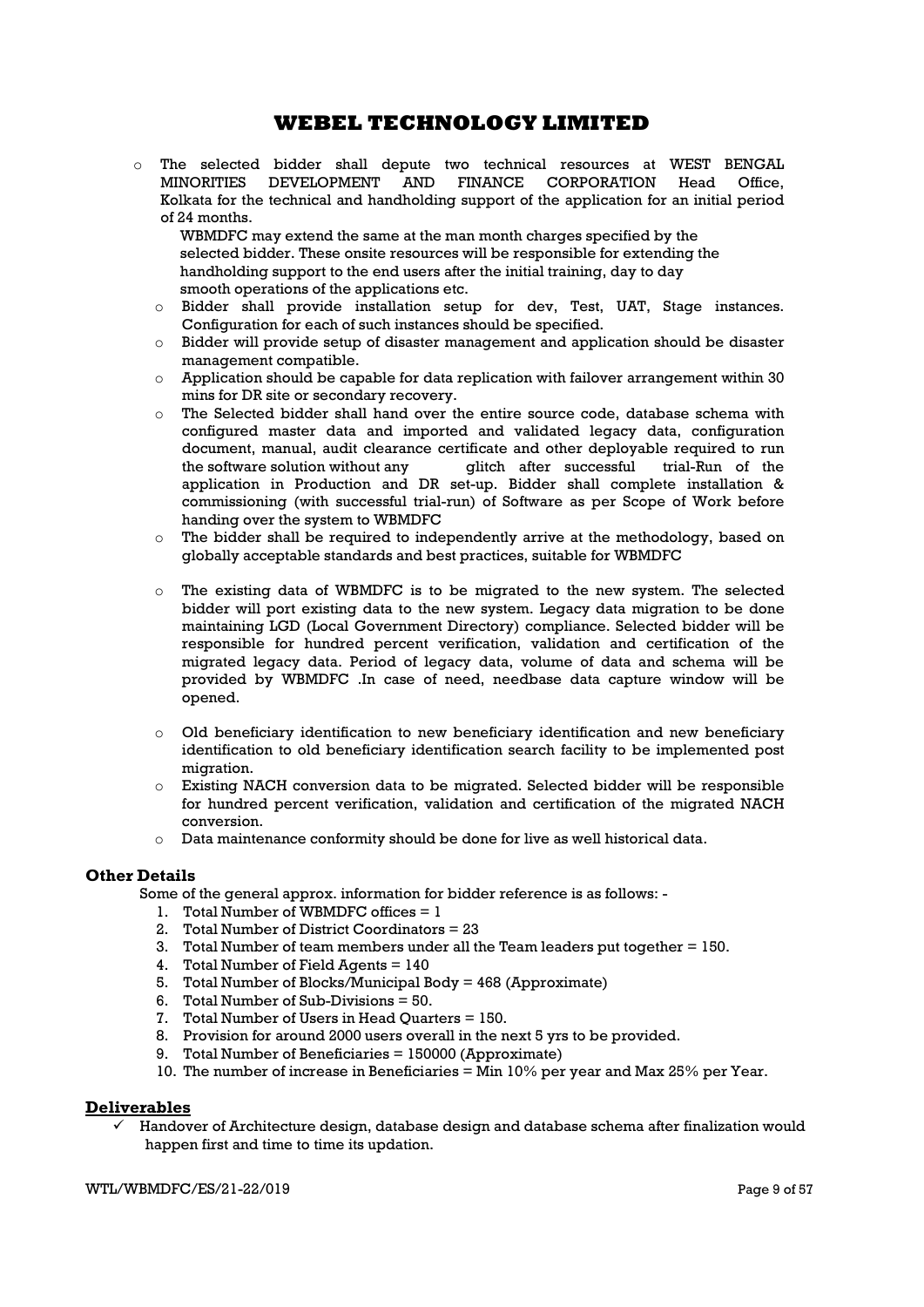- The selected bidder shall depute two technical resources at WEST BENGAL MINORITIES DEVELOPMENT AND FINANCE CORPORATION Head Office, Kolkata for the technical and handholding support of the application for an initial period of 24 months.

  WBMDFC may extend the same at the man month charges specified by the selected bidder. These onsite resources will be responsible for extending the handholding support to the end users after the initial training, day to day smooth operations of the applications etc.
- Bidder shall provide installation setup for dev, Test, UAT, Stage instances. Configuration for each of such instances should be specified.
- Bidder will provide setup of disaster management and application should be disaster management compatible.
- Application should be capable for data replication with failover arrangement within 30 mins for DR site or secondary recovery.
- The Selected bidder shall hand over the entire source code, database schema with configured master data and imported and validated legacy data, configuration document, manual, audit clearance certificate and other deployable required to run the software solution without any glitch after successful trial-Run of the application in Production and DR set-up. Bidder shall complete installation & commissioning (with successful trial-run) of Software as per Scope of Work before handing over the system to WBMDFC
- The bidder shall be required to independently arrive at the methodology, based on globally acceptable standards and best practices, suitable for WBMDFC
- The existing data of WBMDFC is to be migrated to the new system. The selected bidder will port existing data to the new system. Legacy data migration to be done maintaining LGD (Local Government Directory) compliance. Selected bidder will be responsible for hundred percent verification, validation and certification of the migrated legacy data. Period of legacy data, volume of data and schema will be provided by WBMDFC .In case of need, needbase data capture window will be opened.
- Old beneficiary identification to new beneficiary identification and new beneficiary identification to old beneficiary identification search facility to be implemented post migration.
- Existing NACH conversion data to be migrated. Selected bidder will be responsible for hundred percent verification, validation and certification of the migrated NACH conversion.
- Data maintenance conformity should be done for live as well historical data.

### Other Details

Some of the general approx. information for bidder reference is as follows: -

1. Total Number of WBMDFC offices = 1
2. Total Number of District Coordinators = 23
3. Total Number of team members under all the Team leaders put together = 150.
4. Total Number of Field Agents = 140
5. Total Number of Blocks/Municipal Body = 468 (Approximate)
6. Total Number of Sub-Divisions = 50.
7. Total Number of Users in Head Quarters = 150.
8. Provision for around 2000 users overall in the next 5 yrs to be provided.
9. Total Number of Beneficiaries = 150000 (Approximate)
10. The number of increase in Beneficiaries = Min 10% per year and Max 25% per Year.

### Deliverables

- ✓ Handover of Architecture design, database design and database schema after finalization would happen first and time to time its updation.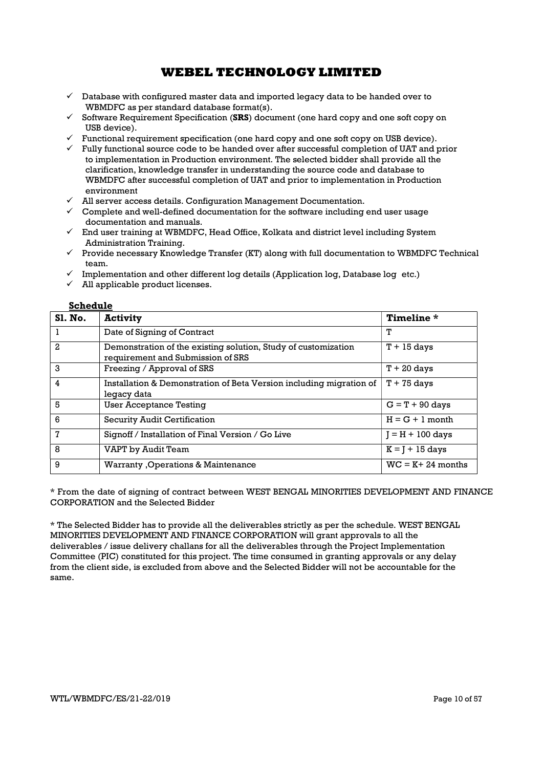- ✓ Database with configured master data and imported legacy data to be handed over to WBMDFC as per standard database format(s).
- ✓ Software Requirement Specification (**SRS**) document (one hard copy and one soft copy on USB device).
- ✓ Functional requirement specification (one hard copy and one soft copy on USB device).
- ✓ Fully functional source code to be handed over after successful completion of UAT and prior to implementation in Production environment. The selected bidder shall provide all the clarification, knowledge transfer in understanding the source code and database to WBMDFC after successful completion of UAT and prior to implementation in Production environment
- ✓ All server access details. Configuration Management Documentation.
- ✓ Complete and well-defined documentation for the software including end user usage documentation and manuals.
- ✓ End user training at WBMDFC, Head Office, Kolkata and district level including System Administration Training.
- ✓ Provide necessary Knowledge Transfer (KT) along with full documentation to WBMDFC Technical team.
- ✓ Implementation and other different log details (Application log, Database log etc.)
- ✓ All applicable product licenses.

**Schedule**

| Sl. No. | Activity | Timeline * |
|---|---|---|
| 1 | Date of Signing of Contract | T |
| 2 | Demonstration of the existing solution, Study of customization requirement and Submission of SRS | T + 15 days |
| 3 | Freezing / Approval of SRS | T + 20 days |
| 4 | Installation & Demonstration of Beta Version including migration of legacy data | T + 75 days |
| 5 | User Acceptance Testing | G = T + 90 days |
| 6 | Security Audit Certification | H = G + 1 month |
| 7 | Signoff / Installation of Final Version / Go Live | J = H + 100 days |
| 8 | VAPT by Audit Team | K = J + 15 days |
| 9 | Warranty ,Operations & Maintenance | WC = K+ 24 months |

* From the date of signing of contract between WEST BENGAL MINORITIES DEVELOPMENT AND FINANCE CORPORATION and the Selected Bidder

* The Selected Bidder has to provide all the deliverables strictly as per the schedule. WEST BENGAL MINORITIES DEVELOPMENT AND FINANCE CORPORATION will grant approvals to all the deliverables / issue delivery challans for all the deliverables through the Project Implementation Committee (PIC) constituted for this project. The time consumed in granting approvals or any delay from the client side, is excluded from above and the Selected Bidder will not be accountable for the same.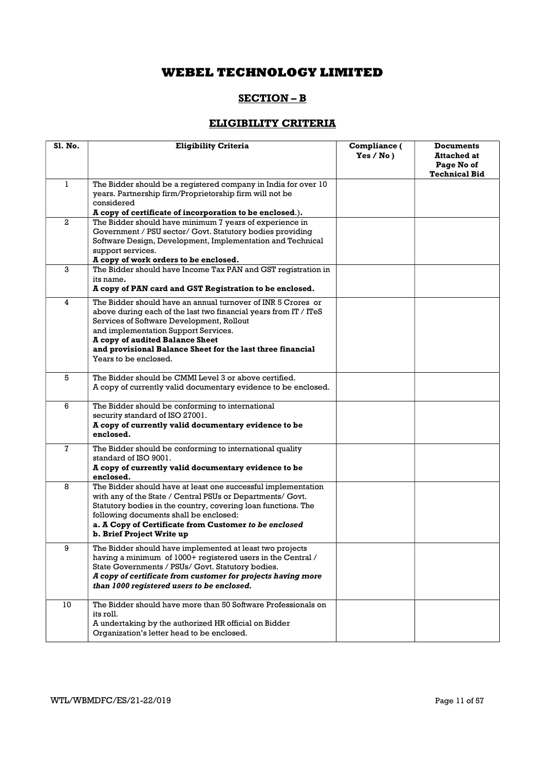# WEBEL TECHNOLOGY LIMITED

## SECTION – B

## ELIGIBILITY CRITERIA

| Sl. No. | Eligibility Criteria | Compliance ( Yes / No ) | Documents Attached at Page No of Technical Bid |
|---|---|---|---|
| 1 | The Bidder should be a registered company in India for over 10 years. Partnership firm/Proprietorship firm will not be considered<br>**A copy of certificate of incorporation to be enclosed**.). | | |
| 2 | The Bidder should have minimum 7 years of experience in Government / PSU sector/ Govt. Statutory bodies providing Software Design, Development, Implementation and Technical support services.<br>**A copy of work orders to be enclosed.** | | |
| 3 | The Bidder should have Income Tax PAN and GST registration in its name**.**<br>**A copy of PAN card and GST Registration to be enclosed.** | | |
| 4 | The Bidder should have an annual turnover of INR 5 Crores or above during each of the last two financial years from IT / ITeS Services of Software Development, Rollout and implementation Support Services.<br>**A copy of audited Balance Sheet and provisional Balance Sheet for the last three financial** Years to be enclosed. | | |
| 5 | The Bidder should be CMMI Level 3 or above certified.<br>A copy of currently valid documentary evidence to be enclosed. | | |
| 6 | The Bidder should be conforming to international security standard of ISO 27001.<br>**A copy of currently valid documentary evidence to be enclosed.** | | |
| 7 | The Bidder should be conforming to international quality standard of ISO 9001.<br>**A copy of currently valid documentary evidence to be enclosed.** | | |
| 8 | The Bidder should have at least one successful implementation with any of the State / Central PSUs or Departments/ Govt. Statutory bodies in the country, covering loan functions. The following documents shall be enclosed:<br>**a. A Copy of Certificate from Customer *to be enclosed***<br>**b. Brief Project Write up** | | |
| 9 | The Bidder should have implemented at least two projects having a minimum of 1000+ registered users in the Central / State Governments / PSUs/ Govt. Statutory bodies.<br>***A copy of certificate from customer for projects having more than 1000 registered users to be enclosed.*** | | |
| 10 | The Bidder should have more than 50 Software Professionals on its roll.<br>A undertaking by the authorized HR official on Bidder Organization's letter head to be enclosed. | | |

WTL/WBMDFC/ES/21-22/019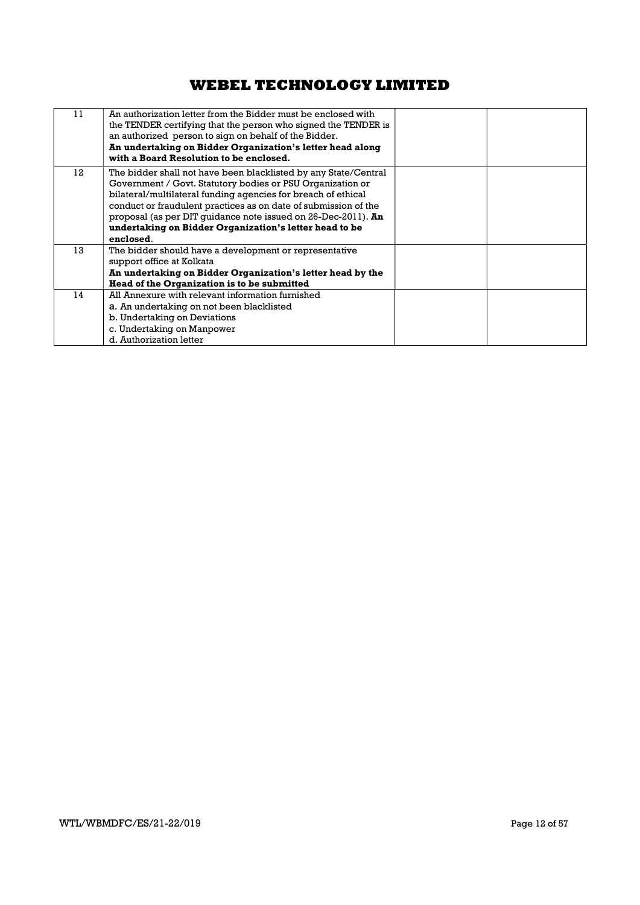| 11 | An authorization letter from the Bidder must be enclosed with the TENDER certifying that the person who signed the TENDER is an authorized person to sign on behalf of the Bidder.<br>**An undertaking on Bidder Organization's letter head along with a Board Resolution to be enclosed.** | | |
|---|---|---|---|
| 12 | The bidder shall not have been blacklisted by any State/Central Government / Govt. Statutory bodies or PSU Organization or bilateral/multilateral funding agencies for breach of ethical conduct or fraudulent practices as on date of submission of the proposal (as per DIT guidance note issued on 26-Dec-2011). **An undertaking on Bidder Organization's letter head to be enclosed**. | | |
| 13 | The bidder should have a development or representative support office at Kolkata<br>**An undertaking on Bidder Organization's letter head by the Head of the Organization is to be submitted** | | |
| 14 | All Annexure with relevant information furnished<br>a. An undertaking on not been blacklisted<br>b. Undertaking on Deviations<br>c. Undertaking on Manpower<br>d. Authorization letter | | |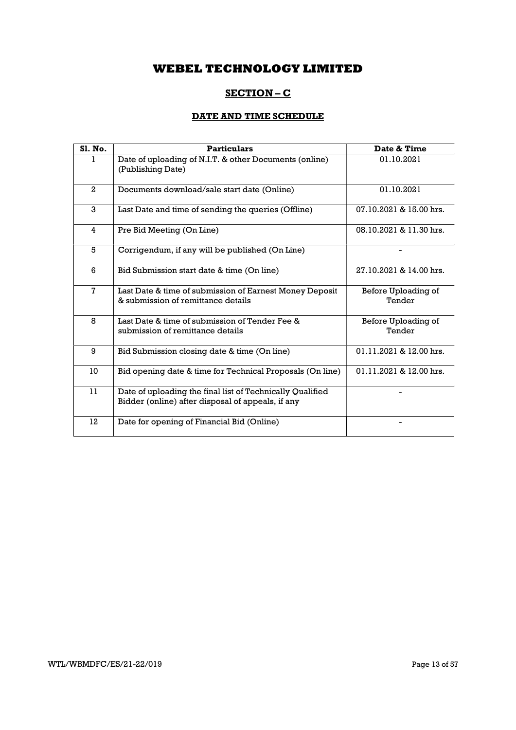# WEBEL TECHNOLOGY LIMITED

## SECTION – C

### DATE AND TIME SCHEDULE

| Sl. No. | Particulars | Date & Time |
|---|---|---|
| 1 | Date of uploading of N.I.T. & other Documents (online) (Publishing Date) | 01.10.2021 |
| 2 | Documents download/sale start date (Online) | 01.10.2021 |
| 3 | Last Date and time of sending the queries (Offline) | 07.10.2021 & 15.00 hrs. |
| 4 | Pre Bid Meeting (On Line) | 08.10.2021 & 11.30 hrs. |
| 5 | Corrigendum, if any will be published (On Line) | - |
| 6 | Bid Submission start date & time (On line) | 27.10.2021 & 14.00 hrs. |
| 7 | Last Date & time of submission of Earnest Money Deposit & submission of remittance details | Before Uploading of Tender |
| 8 | Last Date & time of submission of Tender Fee & submission of remittance details | Before Uploading of Tender |
| 9 | Bid Submission closing date & time (On line) | 01.11.2021 & 12.00 hrs. |
| 10 | Bid opening date & time for Technical Proposals (On line) | 01.11.2021 & 12.00 hrs. |
| 11 | Date of uploading the final list of Technically Qualified Bidder (online) after disposal of appeals, if any | - |
| 12 | Date for opening of Financial Bid (Online) | - |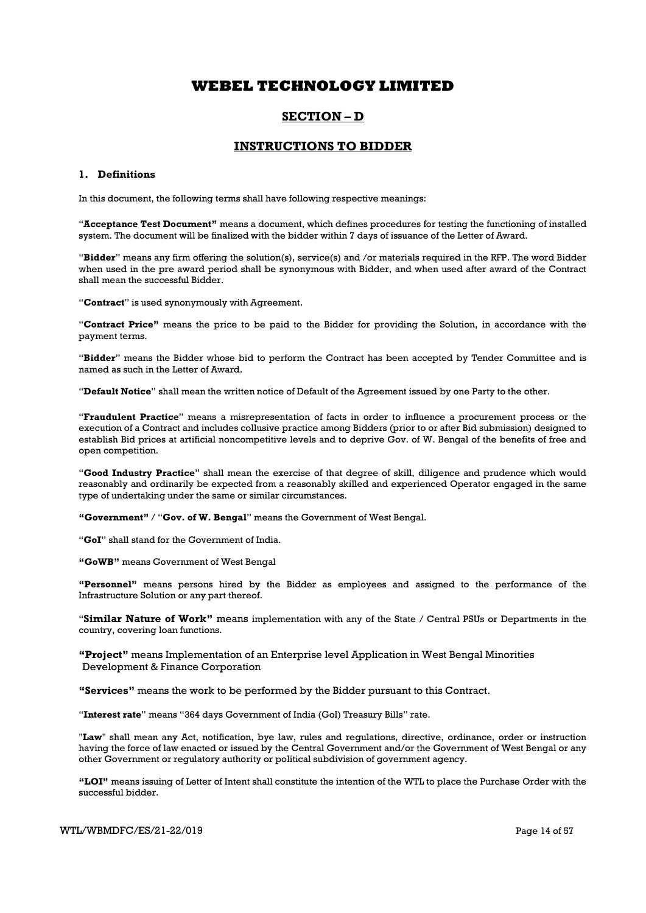# WEBEL TECHNOLOGY LIMITED

## SECTION – D

## INSTRUCTIONS TO BIDDER

### 1. Definitions

In this document, the following terms shall have following respective meanings:

"**Acceptance Test Document"** means a document, which defines procedures for testing the functioning of installed system. The document will be finalized with the bidder within 7 days of issuance of the Letter of Award.

"**Bidder**" means any firm offering the solution(s), service(s) and /or materials required in the RFP. The word Bidder when used in the pre award period shall be synonymous with Bidder, and when used after award of the Contract shall mean the successful Bidder.

"**Contract**" is used synonymously with Agreement.

"**Contract Price"** means the price to be paid to the Bidder for providing the Solution, in accordance with the payment terms.

"**Bidder**" means the Bidder whose bid to perform the Contract has been accepted by Tender Committee and is named as such in the Letter of Award.

"**Default Notice**" shall mean the written notice of Default of the Agreement issued by one Party to the other.

"**Fraudulent Practice**" means a misrepresentation of facts in order to influence a procurement process or the execution of a Contract and includes collusive practice among Bidders (prior to or after Bid submission) designed to establish Bid prices at artificial noncompetitive levels and to deprive Gov. of W. Bengal of the benefits of free and open competition.

"**Good Industry Practice**" shall mean the exercise of that degree of skill, diligence and prudence which would reasonably and ordinarily be expected from a reasonably skilled and experienced Operator engaged in the same type of undertaking under the same or similar circumstances.

**"Government"** / "**Gov. of W. Bengal**" means the Government of West Bengal.

"**GoI**" shall stand for the Government of India.

**"GoWB"** means Government of West Bengal

**"Personnel"** means persons hired by the Bidder as employees and assigned to the performance of the Infrastructure Solution or any part thereof.

"**Similar Nature of Work"** means implementation with any of the State / Central PSUs or Departments in the country, covering loan functions.

**"Project"** means Implementation of an Enterprise level Application in West Bengal Minorities Development & Finance Corporation

**"Services"** means the work to be performed by the Bidder pursuant to this Contract.

"**Interest rate**" means "364 days Government of India (GoI) Treasury Bills" rate.

"**Law**" shall mean any Act, notification, bye law, rules and regulations, directive, ordinance, order or instruction having the force of law enacted or issued by the Central Government and/or the Government of West Bengal or any other Government or regulatory authority or political subdivision of government agency.

**"LOI"** means issuing of Letter of Intent shall constitute the intention of the WTL to place the Purchase Order with the successful bidder.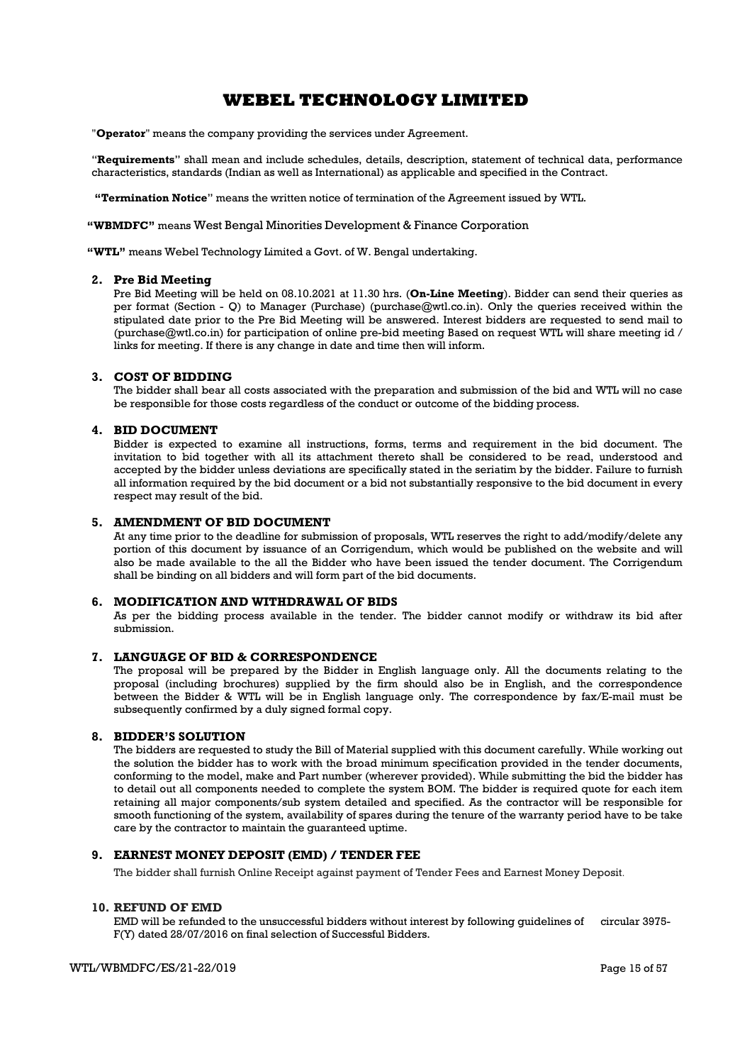"**Operator**" means the company providing the services under Agreement.

"**Requirements**" shall mean and include schedules, details, description, statement of technical data, performance characteristics, standards (Indian as well as International) as applicable and specified in the Contract.

**"Termination Notice"** means the written notice of termination of the Agreement issued by WTL.

**"WBMDFC"** means West Bengal Minorities Development & Finance Corporation

**"WTL"** means Webel Technology Limited a Govt. of W. Bengal undertaking.

## 2. Pre Bid Meeting

Pre Bid Meeting will be held on 08.10.2021 at 11.30 hrs. (**On-Line Meeting**). Bidder can send their queries as per format (Section - Q) to Manager (Purchase) (purchase@wtl.co.in). Only the queries received within the stipulated date prior to the Pre Bid Meeting will be answered. Interest bidders are requested to send mail to (purchase@wtl.co.in) for participation of online pre-bid meeting Based on request WTL will share meeting id / links for meeting. If there is any change in date and time then will inform.

## 3. COST OF BIDDING

The bidder shall bear all costs associated with the preparation and submission of the bid and WTL will no case be responsible for those costs regardless of the conduct or outcome of the bidding process.

## 4. BID DOCUMENT

Bidder is expected to examine all instructions, forms, terms and requirement in the bid document. The invitation to bid together with all its attachment thereto shall be considered to be read, understood and accepted by the bidder unless deviations are specifically stated in the seriatim by the bidder. Failure to furnish all information required by the bid document or a bid not substantially responsive to the bid document in every respect may result of the bid.

## 5. AMENDMENT OF BID DOCUMENT

At any time prior to the deadline for submission of proposals, WTL reserves the right to add/modify/delete any portion of this document by issuance of an Corrigendum, which would be published on the website and will also be made available to the all the Bidder who have been issued the tender document. The Corrigendum shall be binding on all bidders and will form part of the bid documents.

## 6. MODIFICATION AND WITHDRAWAL OF BIDS

As per the bidding process available in the tender. The bidder cannot modify or withdraw its bid after submission.

## 7. LANGUAGE OF BID & CORRESPONDENCE

The proposal will be prepared by the Bidder in English language only. All the documents relating to the proposal (including brochures) supplied by the firm should also be in English, and the correspondence between the Bidder & WTL will be in English language only. The correspondence by fax/E-mail must be subsequently confirmed by a duly signed formal copy.

## 8. BIDDER'S SOLUTION

The bidders are requested to study the Bill of Material supplied with this document carefully. While working out the solution the bidder has to work with the broad minimum specification provided in the tender documents, conforming to the model, make and Part number (wherever provided). While submitting the bid the bidder has to detail out all components needed to complete the system BOM. The bidder is required quote for each item retaining all major components/sub system detailed and specified. As the contractor will be responsible for smooth functioning of the system, availability of spares during the tenure of the warranty period have to be take care by the contractor to maintain the guaranteed uptime.

## 9. EARNEST MONEY DEPOSIT (EMD) / TENDER FEE

The bidder shall furnish Online Receipt against payment of Tender Fees and Earnest Money Deposit.

## 10. REFUND OF EMD

EMD will be refunded to the unsuccessful bidders without interest by following guidelines of circular 3975-F(Y) dated 28/07/2016 on final selection of Successful Bidders.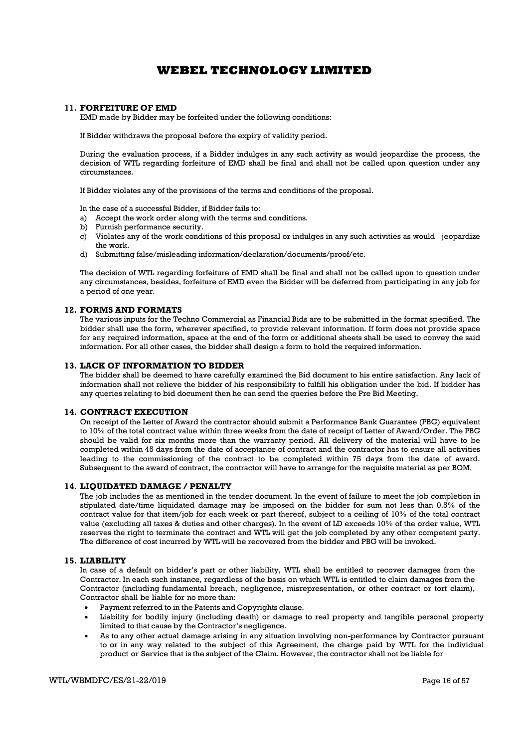## 11. FORFEITURE OF EMD

EMD made by Bidder may be forfeited under the following conditions:

If Bidder withdraws the proposal before the expiry of validity period.

During the evaluation process, if a Bidder indulges in any such activity as would jeopardize the process, the decision of WTL regarding forfeiture of EMD shall be final and shall not be called upon question under any circumstances.

If Bidder violates any of the provisions of the terms and conditions of the proposal.

In the case of a successful Bidder, if Bidder fails to:

a) Accept the work order along with the terms and conditions.
b) Furnish performance security.
c) Violates any of the work conditions of this proposal or indulges in any such activities as would jeopardize the work.
d) Submitting false/misleading information/declaration/documents/proof/etc.

The decision of WTL regarding forfeiture of EMD shall be final and shall not be called upon to question under any circumstances, besides, forfeiture of EMD even the Bidder will be deferred from participating in any job for a period of one year.

## 12. FORMS AND FORMATS

The various inputs for the Techno Commercial as Financial Bids are to be submitted in the format specified. The bidder shall use the form, wherever specified, to provide relevant information. If form does not provide space for any required information, space at the end of the form or additional sheets shall be used to convey the said information. For all other cases, the bidder shall design a form to hold the required information.

## 13. LACK OF INFORMATION TO BIDDER

The bidder shall be deemed to have carefully examined the Bid document to his entire satisfaction. Any lack of information shall not relieve the bidder of his responsibility to fulfill his obligation under the bid. If bidder has any queries relating to bid document then he can send the queries before the Pre Bid Meeting.

## 14. CONTRACT EXECUTION

On receipt of the Letter of Award the contractor should submit a Performance Bank Guarantee (PBG) equivalent to 10% of the total contract value within three weeks from the date of receipt of Letter of Award/Order. The PBG should be valid for six months more than the warranty period. All delivery of the material will have to be completed within 45 days from the date of acceptance of contract and the contractor has to ensure all activities leading to the commissioning of the contract to be completed within 75 days from the date of award. Subsequent to the award of contract, the contractor will have to arrange for the requisite material as per BOM.

## 14. LIQUIDATED DAMAGE / PENALTY

The job includes the as mentioned in the tender document. In the event of failure to meet the job completion in stipulated date/time liquidated damage may be imposed on the bidder for sum not less than 0.5% of the contract value for that item/job for each week or part thereof, subject to a ceiling of 10% of the total contract value (excluding all taxes & duties and other charges). In the event of LD exceeds 10% of the order value, WTL reserves the right to terminate the contract and WTL will get the job completed by any other competent party. The difference of cost incurred by WTL will be recovered from the bidder and PBG will be invoked.

## 15. LIABILITY

In case of a default on bidder's part or other liability, WTL shall be entitled to recover damages from the Contractor. In each such instance, regardless of the basis on which WTL is entitled to claim damages from the Contractor (including fundamental breach, negligence, misrepresentation, or other contract or tort claim), Contractor shall be liable for no more than:

- Payment referred to in the Patents and Copyrights clause.
- Liability for bodily injury (including death) or damage to real property and tangible personal property limited to that cause by the Contractor's negligence.
- As to any other actual damage arising in any situation involving non-performance by Contractor pursuant to or in any way related to the subject of this Agreement, the charge paid by WTL for the individual product or Service that is the subject of the Claim. However, the contractor shall not be liable for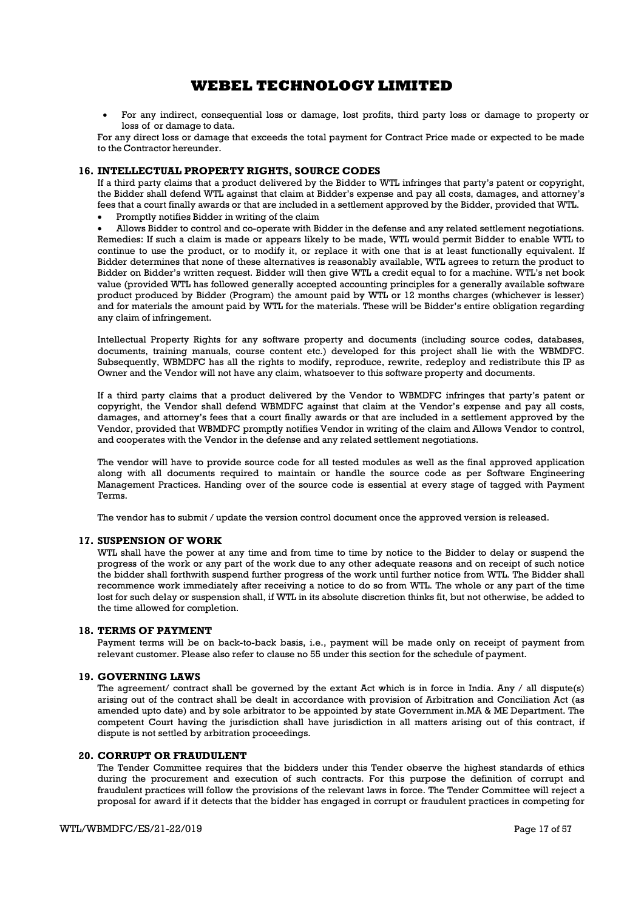- For any indirect, consequential loss or damage, lost profits, third party loss or damage to property or loss of or damage to data.

For any direct loss or damage that exceeds the total payment for Contract Price made or expected to be made to the Contractor hereunder.

## 16. INTELLECTUAL PROPERTY RIGHTS, SOURCE CODES

If a third party claims that a product delivered by the Bidder to WTL infringes that party's patent or copyright, the Bidder shall defend WTL against that claim at Bidder's expense and pay all costs, damages, and attorney's fees that a court finally awards or that are included in a settlement approved by the Bidder, provided that WTL.

- Promptly notifies Bidder in writing of the claim
- Allows Bidder to control and co-operate with Bidder in the defense and any related settlement negotiations.

Remedies: If such a claim is made or appears likely to be made, WTL would permit Bidder to enable WTL to continue to use the product, or to modify it, or replace it with one that is at least functionally equivalent. If Bidder determines that none of these alternatives is reasonably available, WTL agrees to return the product to Bidder on Bidder's written request. Bidder will then give WTL a credit equal to for a machine. WTL's net book value (provided WTL has followed generally accepted accounting principles for a generally available software product produced by Bidder (Program) the amount paid by WTL or 12 months charges (whichever is lesser) and for materials the amount paid by WTL for the materials. These will be Bidder's entire obligation regarding any claim of infringement.

Intellectual Property Rights for any software property and documents (including source codes, databases, documents, training manuals, course content etc.) developed for this project shall lie with the WBMDFC. Subsequently, WBMDFC has all the rights to modify, reproduce, rewrite, redeploy and redistribute this IP as Owner and the Vendor will not have any claim, whatsoever to this software property and documents.

If a third party claims that a product delivered by the Vendor to WBMDFC infringes that party's patent or copyright, the Vendor shall defend WBMDFC against that claim at the Vendor's expense and pay all costs, damages, and attorney's fees that a court finally awards or that are included in a settlement approved by the Vendor, provided that WBMDFC promptly notifies Vendor in writing of the claim and Allows Vendor to control, and cooperates with the Vendor in the defense and any related settlement negotiations.

The vendor will have to provide source code for all tested modules as well as the final approved application along with all documents required to maintain or handle the source code as per Software Engineering Management Practices. Handing over of the source code is essential at every stage of tagged with Payment Terms.

The vendor has to submit / update the version control document once the approved version is released.

## 17. SUSPENSION OF WORK

WTL shall have the power at any time and from time to time by notice to the Bidder to delay or suspend the progress of the work or any part of the work due to any other adequate reasons and on receipt of such notice the bidder shall forthwith suspend further progress of the work until further notice from WTL. The Bidder shall recommence work immediately after receiving a notice to do so from WTL. The whole or any part of the time lost for such delay or suspension shall, if WTL in its absolute discretion thinks fit, but not otherwise, be added to the time allowed for completion.

## 18. TERMS OF PAYMENT

Payment terms will be on back-to-back basis, i.e., payment will be made only on receipt of payment from relevant customer. Please also refer to clause no 55 under this section for the schedule of payment.

## 19. GOVERNING LAWS

The agreement/ contract shall be governed by the extant Act which is in force in India. Any / all dispute(s) arising out of the contract shall be dealt in accordance with provision of Arbitration and Conciliation Act (as amended upto date) and by sole arbitrator to be appointed by state Government in.MA & ME Department. The competent Court having the jurisdiction shall have jurisdiction in all matters arising out of this contract, if dispute is not settled by arbitration proceedings.

## 20. CORRUPT OR FRAUDULENT

The Tender Committee requires that the bidders under this Tender observe the highest standards of ethics during the procurement and execution of such contracts. For this purpose the definition of corrupt and fraudulent practices will follow the provisions of the relevant laws in force. The Tender Committee will reject a proposal for award if it detects that the bidder has engaged in corrupt or fraudulent practices in competing for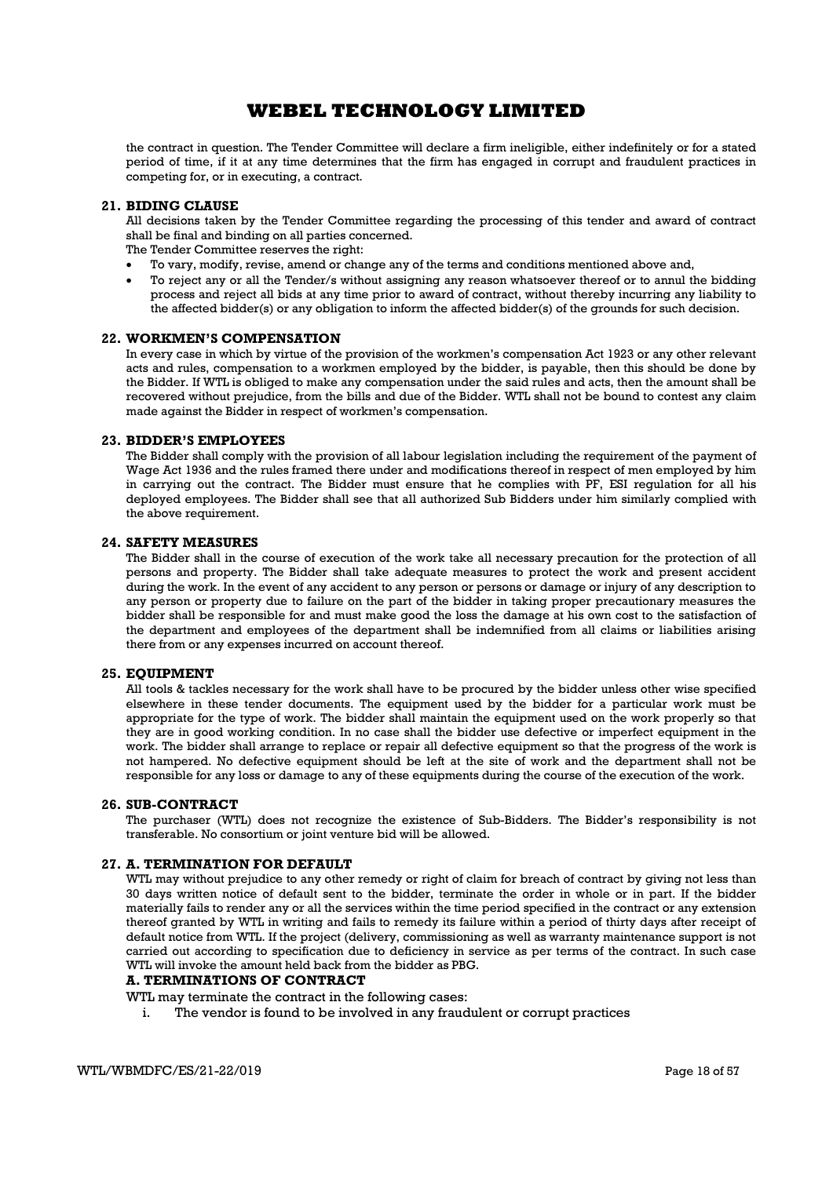the contract in question. The Tender Committee will declare a firm ineligible, either indefinitely or for a stated period of time, if it at any time determines that the firm has engaged in corrupt and fraudulent practices in competing for, or in executing, a contract.

### 21. BIDING CLAUSE

All decisions taken by the Tender Committee regarding the processing of this tender and award of contract shall be final and binding on all parties concerned.

The Tender Committee reserves the right:

- To vary, modify, revise, amend or change any of the terms and conditions mentioned above and,
- To reject any or all the Tender/s without assigning any reason whatsoever thereof or to annul the bidding process and reject all bids at any time prior to award of contract, without thereby incurring any liability to the affected bidder(s) or any obligation to inform the affected bidder(s) of the grounds for such decision.

### 22. WORKMEN'S COMPENSATION

In every case in which by virtue of the provision of the workmen's compensation Act 1923 or any other relevant acts and rules, compensation to a workmen employed by the bidder, is payable, then this should be done by the Bidder. If WTL is obliged to make any compensation under the said rules and acts, then the amount shall be recovered without prejudice, from the bills and due of the Bidder. WTL shall not be bound to contest any claim made against the Bidder in respect of workmen's compensation.

### 23. BIDDER'S EMPLOYEES

The Bidder shall comply with the provision of all labour legislation including the requirement of the payment of Wage Act 1936 and the rules framed there under and modifications thereof in respect of men employed by him in carrying out the contract. The Bidder must ensure that he complies with PF, ESI regulation for all his deployed employees. The Bidder shall see that all authorized Sub Bidders under him similarly complied with the above requirement.

### 24. SAFETY MEASURES

The Bidder shall in the course of execution of the work take all necessary precaution for the protection of all persons and property. The Bidder shall take adequate measures to protect the work and present accident during the work. In the event of any accident to any person or persons or damage or injury of any description to any person or property due to failure on the part of the bidder in taking proper precautionary measures the bidder shall be responsible for and must make good the loss the damage at his own cost to the satisfaction of the department and employees of the department shall be indemnified from all claims or liabilities arising there from or any expenses incurred on account thereof.

### 25. EQUIPMENT

All tools & tackles necessary for the work shall have to be procured by the bidder unless other wise specified elsewhere in these tender documents. The equipment used by the bidder for a particular work must be appropriate for the type of work. The bidder shall maintain the equipment used on the work properly so that they are in good working condition. In no case shall the bidder use defective or imperfect equipment in the work. The bidder shall arrange to replace or repair all defective equipment so that the progress of the work is not hampered. No defective equipment should be left at the site of work and the department shall not be responsible for any loss or damage to any of these equipments during the course of the execution of the work.

### 26. SUB-CONTRACT

The purchaser (WTL) does not recognize the existence of Sub-Bidders. The Bidder's responsibility is not transferable. No consortium or joint venture bid will be allowed.

### 27. A. TERMINATION FOR DEFAULT

WTL may without prejudice to any other remedy or right of claim for breach of contract by giving not less than 30 days written notice of default sent to the bidder, terminate the order in whole or in part. If the bidder materially fails to render any or all the services within the time period specified in the contract or any extension thereof granted by WTL in writing and fails to remedy its failure within a period of thirty days after receipt of default notice from WTL. If the project (delivery, commissioning as well as warranty maintenance support is not carried out according to specification due to deficiency in service as per terms of the contract. In such case WTL will invoke the amount held back from the bidder as PBG.

### A. TERMINATIONS OF CONTRACT

WTL may terminate the contract in the following cases:

i. The vendor is found to be involved in any fraudulent or corrupt practices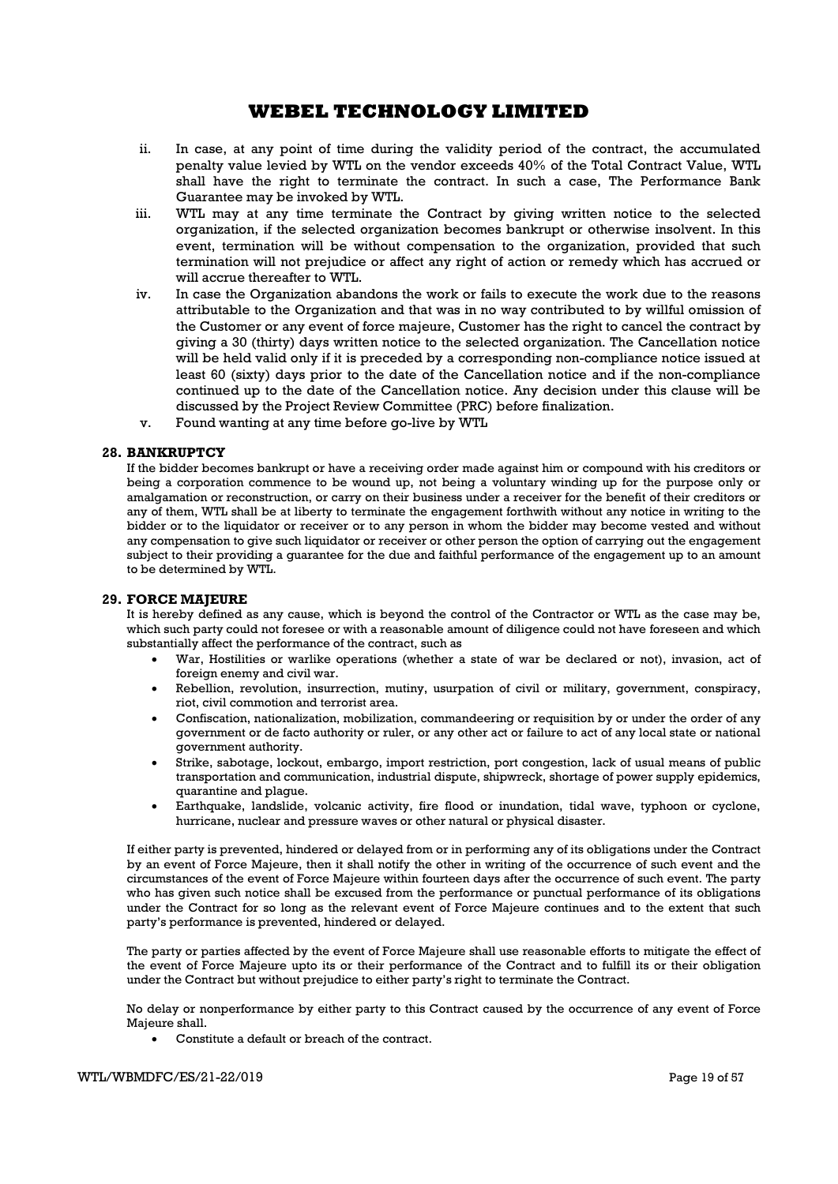ii. In case, at any point of time during the validity period of the contract, the accumulated penalty value levied by WTL on the vendor exceeds 40% of the Total Contract Value, WTL shall have the right to terminate the contract. In such a case, The Performance Bank Guarantee may be invoked by WTL.

iii. WTL may at any time terminate the Contract by giving written notice to the selected organization, if the selected organization becomes bankrupt or otherwise insolvent. In this event, termination will be without compensation to the organization, provided that such termination will not prejudice or affect any right of action or remedy which has accrued or will accrue thereafter to WTL.

iv. In case the Organization abandons the work or fails to execute the work due to the reasons attributable to the Organization and that was in no way contributed to by willful omission of the Customer or any event of force majeure, Customer has the right to cancel the contract by giving a 30 (thirty) days written notice to the selected organization. The Cancellation notice will be held valid only if it is preceded by a corresponding non-compliance notice issued at least 60 (sixty) days prior to the date of the Cancellation notice and if the non-compliance continued up to the date of the Cancellation notice. Any decision under this clause will be discussed by the Project Review Committee (PRC) before finalization.

v. Found wanting at any time before go-live by WTL

## 28. BANKRUPTCY

If the bidder becomes bankrupt or have a receiving order made against him or compound with his creditors or being a corporation commence to be wound up, not being a voluntary winding up for the purpose only or amalgamation or reconstruction, or carry on their business under a receiver for the benefit of their creditors or any of them, WTL shall be at liberty to terminate the engagement forthwith without any notice in writing to the bidder or to the liquidator or receiver or to any person in whom the bidder may become vested and without any compensation to give such liquidator or receiver or other person the option of carrying out the engagement subject to their providing a guarantee for the due and faithful performance of the engagement up to an amount to be determined by WTL.

## 29. FORCE MAJEURE

It is hereby defined as any cause, which is beyond the control of the Contractor or WTL as the case may be, which such party could not foresee or with a reasonable amount of diligence could not have foreseen and which substantially affect the performance of the contract, such as

- War, Hostilities or warlike operations (whether a state of war be declared or not), invasion, act of foreign enemy and civil war.
- Rebellion, revolution, insurrection, mutiny, usurpation of civil or military, government, conspiracy, riot, civil commotion and terrorist area.
- Confiscation, nationalization, mobilization, commandeering or requisition by or under the order of any government or de facto authority or ruler, or any other act or failure to act of any local state or national government authority.
- Strike, sabotage, lockout, embargo, import restriction, port congestion, lack of usual means of public transportation and communication, industrial dispute, shipwreck, shortage of power supply epidemics, quarantine and plague.
- Earthquake, landslide, volcanic activity, fire flood or inundation, tidal wave, typhoon or cyclone, hurricane, nuclear and pressure waves or other natural or physical disaster.

If either party is prevented, hindered or delayed from or in performing any of its obligations under the Contract by an event of Force Majeure, then it shall notify the other in writing of the occurrence of such event and the circumstances of the event of Force Majeure within fourteen days after the occurrence of such event. The party who has given such notice shall be excused from the performance or punctual performance of its obligations under the Contract for so long as the relevant event of Force Majeure continues and to the extent that such party's performance is prevented, hindered or delayed.

The party or parties affected by the event of Force Majeure shall use reasonable efforts to mitigate the effect of the event of Force Majeure upto its or their performance of the Contract and to fulfill its or their obligation under the Contract but without prejudice to either party's right to terminate the Contract.

No delay or nonperformance by either party to this Contract caused by the occurrence of any event of Force Majeure shall.

- Constitute a default or breach of the contract.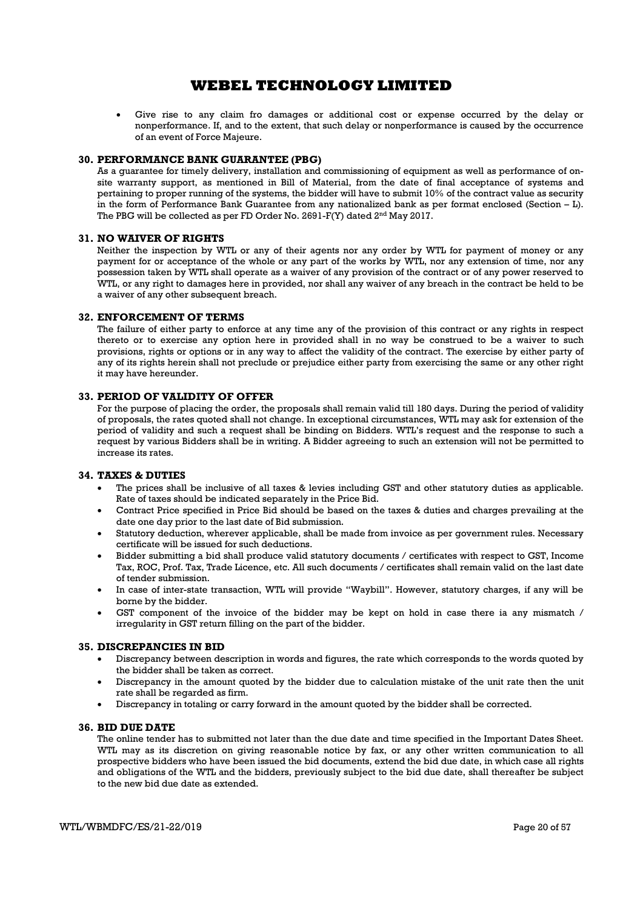- Give rise to any claim fro damages or additional cost or expense occurred by the delay or nonperformance. If, and to the extent, that such delay or nonperformance is caused by the occurrence of an event of Force Majeure.

### 30. PERFORMANCE BANK GUARANTEE (PBG)

As a guarantee for timely delivery, installation and commissioning of equipment as well as performance of on-site warranty support, as mentioned in Bill of Material, from the date of final acceptance of systems and pertaining to proper running of the systems, the bidder will have to submit 10% of the contract value as security in the form of Performance Bank Guarantee from any nationalized bank as per format enclosed (Section – L). The PBG will be collected as per FD Order No. 2691-F(Y) dated 2nd May 2017.

### 31. NO WAIVER OF RIGHTS

Neither the inspection by WTL or any of their agents nor any order by WTL for payment of money or any payment for or acceptance of the whole or any part of the works by WTL, nor any extension of time, nor any possession taken by WTL shall operate as a waiver of any provision of the contract or of any power reserved to WTL, or any right to damages here in provided, nor shall any waiver of any breach in the contract be held to be a waiver of any other subsequent breach.

### 32. ENFORCEMENT OF TERMS

The failure of either party to enforce at any time any of the provision of this contract or any rights in respect thereto or to exercise any option here in provided shall in no way be construed to be a waiver to such provisions, rights or options or in any way to affect the validity of the contract. The exercise by either party of any of its rights herein shall not preclude or prejudice either party from exercising the same or any other right it may have hereunder.

### 33. PERIOD OF VALIDITY OF OFFER

For the purpose of placing the order, the proposals shall remain valid till 180 days. During the period of validity of proposals, the rates quoted shall not change. In exceptional circumstances, WTL may ask for extension of the period of validity and such a request shall be binding on Bidders. WTL's request and the response to such a request by various Bidders shall be in writing. A Bidder agreeing to such an extension will not be permitted to increase its rates.

### 34. TAXES & DUTIES

- The prices shall be inclusive of all taxes & levies including GST and other statutory duties as applicable. Rate of taxes should be indicated separately in the Price Bid.
- Contract Price specified in Price Bid should be based on the taxes & duties and charges prevailing at the date one day prior to the last date of Bid submission.
- Statutory deduction, wherever applicable, shall be made from invoice as per government rules. Necessary certificate will be issued for such deductions.
- Bidder submitting a bid shall produce valid statutory documents / certificates with respect to GST, Income Tax, ROC, Prof. Tax, Trade Licence, etc. All such documents / certificates shall remain valid on the last date of tender submission.
- In case of inter-state transaction, WTL will provide "Waybill". However, statutory charges, if any will be borne by the bidder.
- GST component of the invoice of the bidder may be kept on hold in case there ia any mismatch / irregularity in GST return filling on the part of the bidder.

### 35. DISCREPANCIES IN BID

- Discrepancy between description in words and figures, the rate which corresponds to the words quoted by the bidder shall be taken as correct.
- Discrepancy in the amount quoted by the bidder due to calculation mistake of the unit rate then the unit rate shall be regarded as firm.
- Discrepancy in totaling or carry forward in the amount quoted by the bidder shall be corrected.

### 36. BID DUE DATE

The online tender has to submitted not later than the due date and time specified in the Important Dates Sheet. WTL may as its discretion on giving reasonable notice by fax, or any other written communication to all prospective bidders who have been issued the bid documents, extend the bid due date, in which case all rights and obligations of the WTL and the bidders, previously subject to the bid due date, shall thereafter be subject to the new bid due date as extended.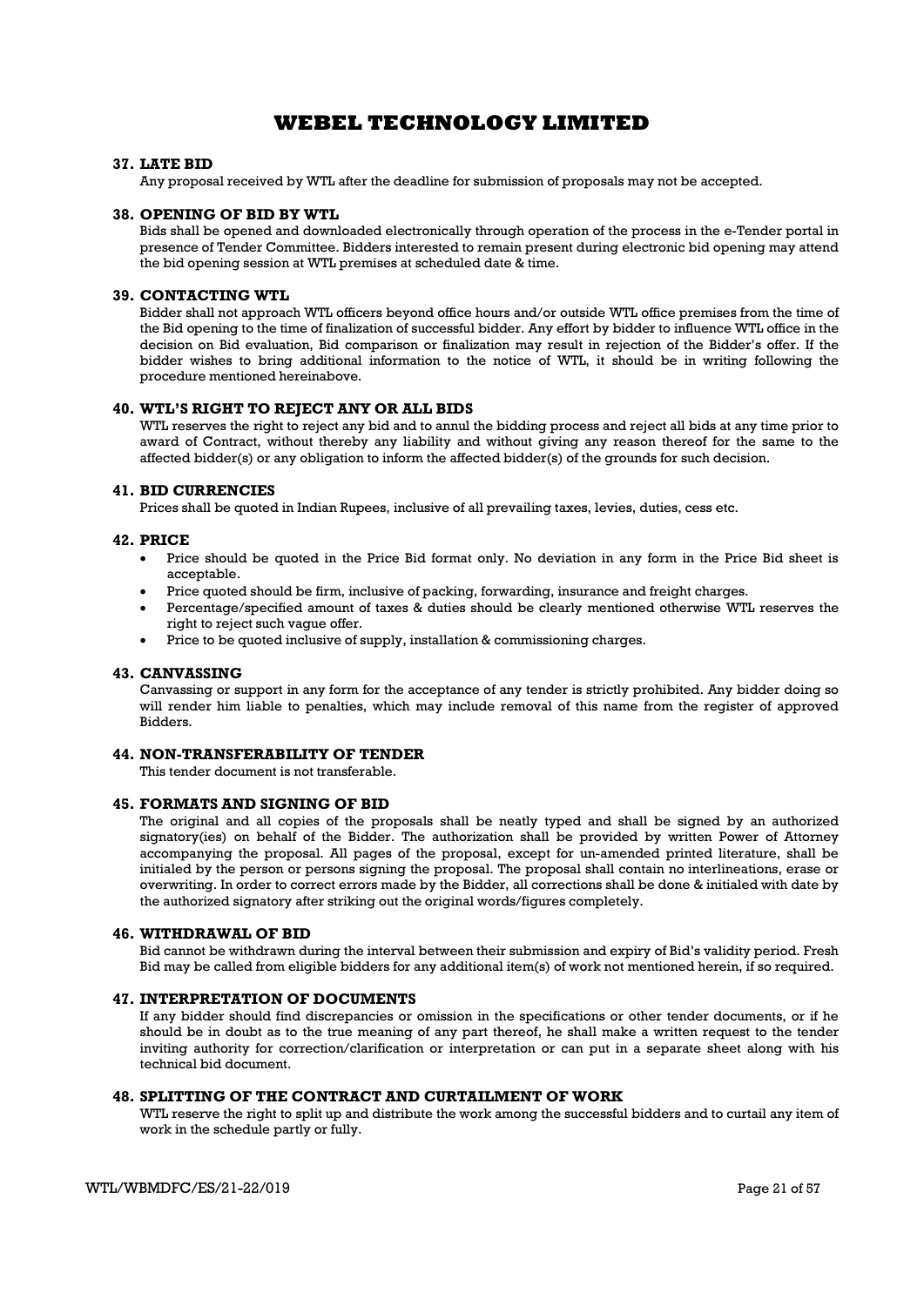### 37. LATE BID

Any proposal received by WTL after the deadline for submission of proposals may not be accepted.

### 38. OPENING OF BID BY WTL

Bids shall be opened and downloaded electronically through operation of the process in the e-Tender portal in presence of Tender Committee. Bidders interested to remain present during electronic bid opening may attend the bid opening session at WTL premises at scheduled date & time.

### 39. CONTACTING WTL

Bidder shall not approach WTL officers beyond office hours and/or outside WTL office premises from the time of the Bid opening to the time of finalization of successful bidder. Any effort by bidder to influence WTL office in the decision on Bid evaluation, Bid comparison or finalization may result in rejection of the Bidder's offer. If the bidder wishes to bring additional information to the notice of WTL, it should be in writing following the procedure mentioned hereinabove.

### 40. WTL'S RIGHT TO REJECT ANY OR ALL BIDS

WTL reserves the right to reject any bid and to annul the bidding process and reject all bids at any time prior to award of Contract, without thereby any liability and without giving any reason thereof for the same to the affected bidder(s) or any obligation to inform the affected bidder(s) of the grounds for such decision.

### 41. BID CURRENCIES

Prices shall be quoted in Indian Rupees, inclusive of all prevailing taxes, levies, duties, cess etc.

### 42. PRICE

- Price should be quoted in the Price Bid format only. No deviation in any form in the Price Bid sheet is acceptable.
- Price quoted should be firm, inclusive of packing, forwarding, insurance and freight charges.
- Percentage/specified amount of taxes & duties should be clearly mentioned otherwise WTL reserves the right to reject such vague offer.
- Price to be quoted inclusive of supply, installation & commissioning charges.

### 43. CANVASSING

Canvassing or support in any form for the acceptance of any tender is strictly prohibited. Any bidder doing so will render him liable to penalties, which may include removal of this name from the register of approved Bidders.

### 44. NON-TRANSFERABILITY OF TENDER

This tender document is not transferable.

### 45. FORMATS AND SIGNING OF BID

The original and all copies of the proposals shall be neatly typed and shall be signed by an authorized signatory(ies) on behalf of the Bidder. The authorization shall be provided by written Power of Attorney accompanying the proposal. All pages of the proposal, except for un-amended printed literature, shall be initialed by the person or persons signing the proposal. The proposal shall contain no interlineations, erase or overwriting. In order to correct errors made by the Bidder, all corrections shall be done & initialed with date by the authorized signatory after striking out the original words/figures completely.

### 46. WITHDRAWAL OF BID

Bid cannot be withdrawn during the interval between their submission and expiry of Bid's validity period. Fresh Bid may be called from eligible bidders for any additional item(s) of work not mentioned herein, if so required.

### 47. INTERPRETATION OF DOCUMENTS

If any bidder should find discrepancies or omission in the specifications or other tender documents, or if he should be in doubt as to the true meaning of any part thereof, he shall make a written request to the tender inviting authority for correction/clarification or interpretation or can put in a separate sheet along with his technical bid document.

### 48. SPLITTING OF THE CONTRACT AND CURTAILMENT OF WORK

WTL reserve the right to split up and distribute the work among the successful bidders and to curtail any item of work in the schedule partly or fully.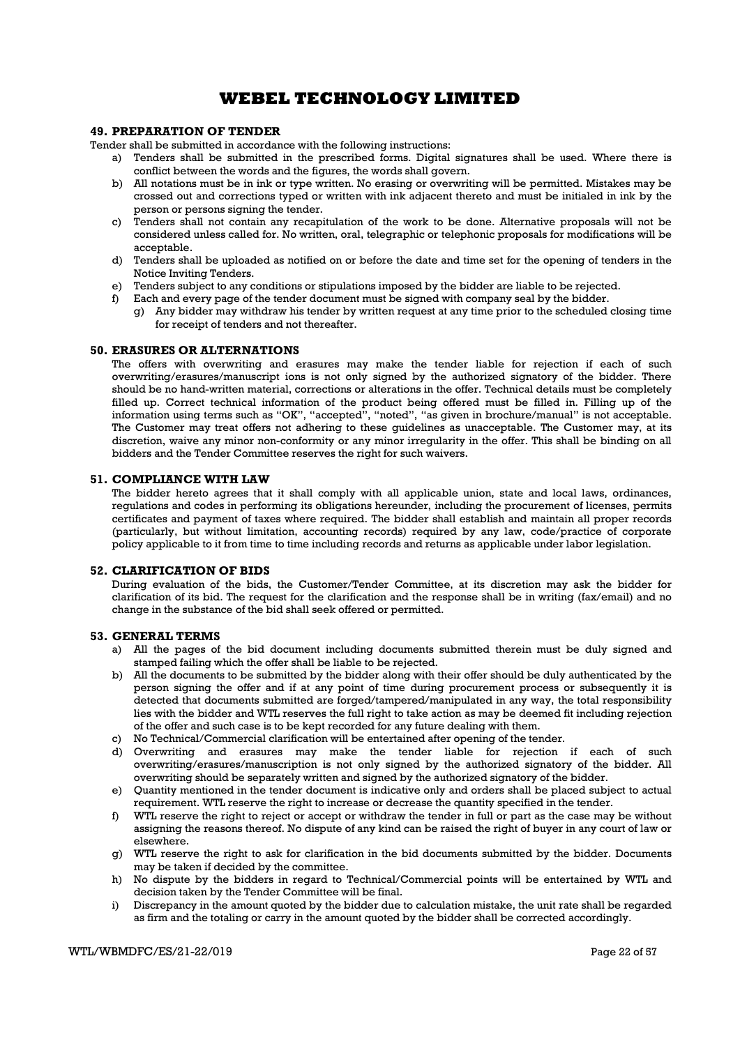# WEBEL TECHNOLOGY LIMITED

## 49. PREPARATION OF TENDER

Tender shall be submitted in accordance with the following instructions:

a) Tenders shall be submitted in the prescribed forms. Digital signatures shall be used. Where there is conflict between the words and the figures, the words shall govern.
b) All notations must be in ink or type written. No erasing or overwriting will be permitted. Mistakes may be crossed out and corrections typed or written with ink adjacent thereto and must be initialed in ink by the person or persons signing the tender.
c) Tenders shall not contain any recapitulation of the work to be done. Alternative proposals will not be considered unless called for. No written, oral, telegraphic or telephonic proposals for modifications will be acceptable.
d) Tenders shall be uploaded as notified on or before the date and time set for the opening of tenders in the Notice Inviting Tenders.
e) Tenders subject to any conditions or stipulations imposed by the bidder are liable to be rejected.
f) Each and every page of the tender document must be signed with company seal by the bidder.
g) Any bidder may withdraw his tender by written request at any time prior to the scheduled closing time for receipt of tenders and not thereafter.

## 50. ERASURES OR ALTERNATIONS

The offers with overwriting and erasures may make the tender liable for rejection if each of such overwriting/erasures/manuscript ions is not only signed by the authorized signatory of the bidder. There should be no hand-written material, corrections or alterations in the offer. Technical details must be completely filled up. Correct technical information of the product being offered must be filled in. Filling up of the information using terms such as "OK", "accepted", "noted", "as given in brochure/manual" is not acceptable. The Customer may treat offers not adhering to these guidelines as unacceptable. The Customer may, at its discretion, waive any minor non-conformity or any minor irregularity in the offer. This shall be binding on all bidders and the Tender Committee reserves the right for such waivers.

## 51. COMPLIANCE WITH LAW

The bidder hereto agrees that it shall comply with all applicable union, state and local laws, ordinances, regulations and codes in performing its obligations hereunder, including the procurement of licenses, permits certificates and payment of taxes where required. The bidder shall establish and maintain all proper records (particularly, but without limitation, accounting records) required by any law, code/practice of corporate policy applicable to it from time to time including records and returns as applicable under labor legislation.

## 52. CLARIFICATION OF BIDS

During evaluation of the bids, the Customer/Tender Committee, at its discretion may ask the bidder for clarification of its bid. The request for the clarification and the response shall be in writing (fax/email) and no change in the substance of the bid shall seek offered or permitted.

## 53. GENERAL TERMS

a) All the pages of the bid document including documents submitted therein must be duly signed and stamped failing which the offer shall be liable to be rejected.
b) All the documents to be submitted by the bidder along with their offer should be duly authenticated by the person signing the offer and if at any point of time during procurement process or subsequently it is detected that documents submitted are forged/tampered/manipulated in any way, the total responsibility lies with the bidder and WTL reserves the full right to take action as may be deemed fit including rejection of the offer and such case is to be kept recorded for any future dealing with them.
c) No Technical/Commercial clarification will be entertained after opening of the tender.
d) Overwriting and erasures may make the tender liable for rejection if each of such overwriting/erasures/manuscription is not only signed by the authorized signatory of the bidder. All overwriting should be separately written and signed by the authorized signatory of the bidder.
e) Quantity mentioned in the tender document is indicative only and orders shall be placed subject to actual requirement. WTL reserve the right to increase or decrease the quantity specified in the tender.
f) WTL reserve the right to reject or accept or withdraw the tender in full or part as the case may be without assigning the reasons thereof. No dispute of any kind can be raised the right of buyer in any court of law or elsewhere.
g) WTL reserve the right to ask for clarification in the bid documents submitted by the bidder. Documents may be taken if decided by the committee.
h) No dispute by the bidders in regard to Technical/Commercial points will be entertained by WTL and decision taken by the Tender Committee will be final.
i) Discrepancy in the amount quoted by the bidder due to calculation mistake, the unit rate shall be regarded as firm and the totaling or carry in the amount quoted by the bidder shall be corrected accordingly.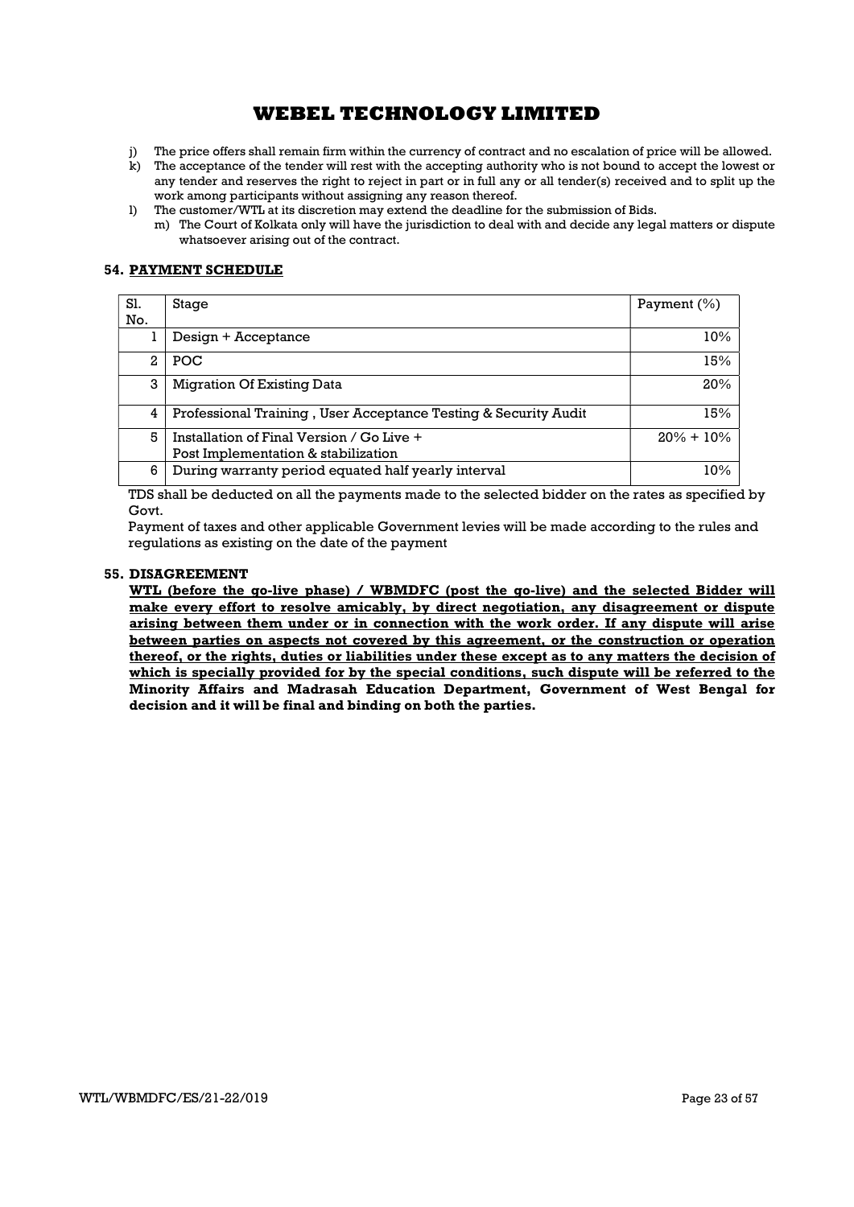j) The price offers shall remain firm within the currency of contract and no escalation of price will be allowed.
k) The acceptance of the tender will rest with the accepting authority who is not bound to accept the lowest or any tender and reserves the right to reject in part or in full any or all tender(s) received and to split up the work among participants without assigning any reason thereof.
l) The customer/WTL at its discretion may extend the deadline for the submission of Bids.
m) The Court of Kolkata only will have the jurisdiction to deal with and decide any legal matters or dispute whatsoever arising out of the contract.

## 54. PAYMENT SCHEDULE

| Sl. No. | Stage | Payment (%) |
|---|---|---|
| 1 | Design + Acceptance | 10% |
| 2 | POC | 15% |
| 3 | Migration Of Existing Data | 20% |
| 4 | Professional Training , User Acceptance Testing & Security Audit | 15% |
| 5 | Installation of Final Version / Go Live + Post Implementation & stabilization | 20% + 10% |
| 6 | During warranty period equated half yearly interval | 10% |

TDS shall be deducted on all the payments made to the selected bidder on the rates as specified by Govt.

Payment of taxes and other applicable Government levies will be made according to the rules and regulations as existing on the date of the payment

## 55. DISAGREEMENT

**WTL (before the go-live phase) / WBMDFC (post the go-live) and the selected Bidder will make every effort to resolve amicably, by direct negotiation, any disagreement or dispute arising between them under or in connection with the work order. If any dispute will arise between parties on aspects not covered by this agreement, or the construction or operation thereof, or the rights, duties or liabilities under these except as to any matters the decision of which is specially provided for by the special conditions, such dispute will be referred to the Minority Affairs and Madrasah Education Department, Government of West Bengal for decision and it will be final and binding on both the parties.**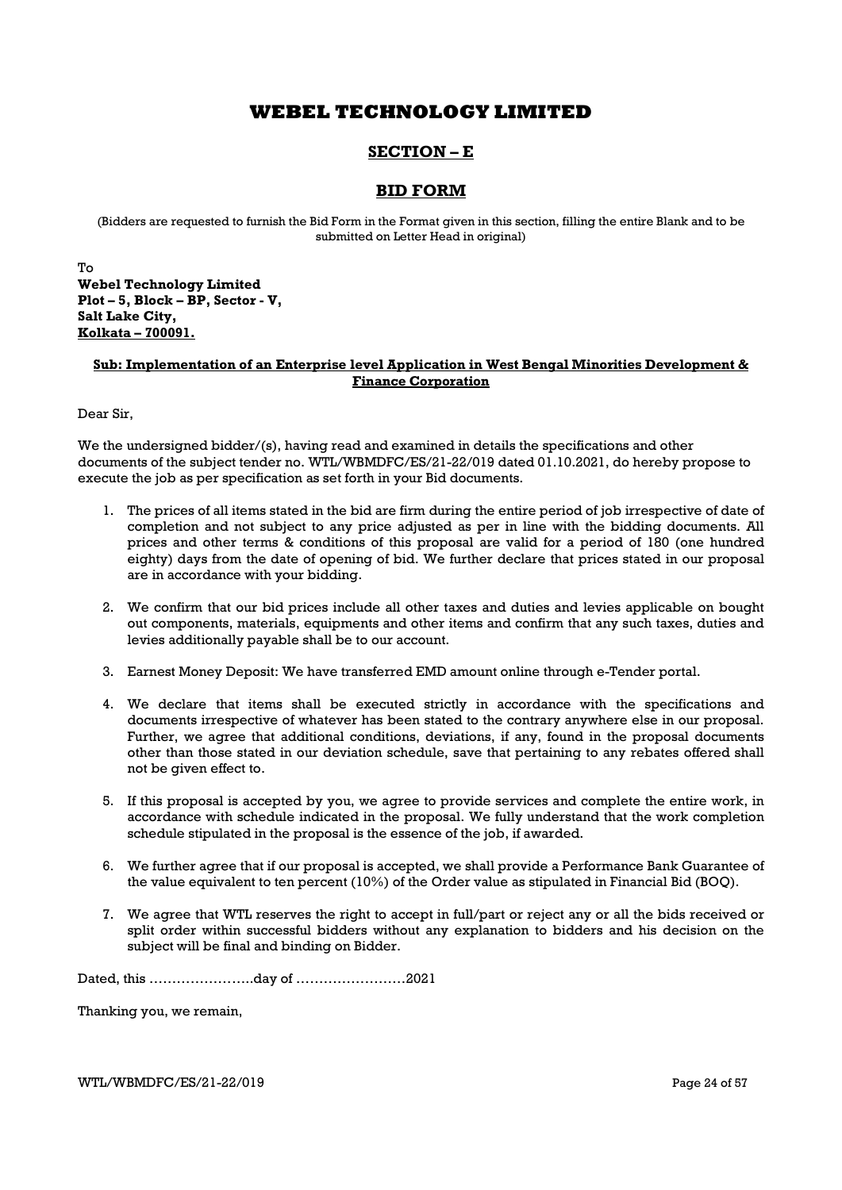# WEBEL TECHNOLOGY LIMITED

## SECTION – E

## BID FORM

(Bidders are requested to furnish the Bid Form in the Format given in this section, filling the entire Blank and to be submitted on Letter Head in original)

To
**Webel Technology Limited**
**Plot – 5, Block – BP, Sector - V,**
**Salt Lake City,**
**Kolkata – 700091.**

**Sub: Implementation of an Enterprise level Application in West Bengal Minorities Development & Finance Corporation**

Dear Sir,

We the undersigned bidder/(s), having read and examined in details the specifications and other documents of the subject tender no. WTL/WBMDFC/ES/21-22/019 dated 01.10.2021, do hereby propose to execute the job as per specification as set forth in your Bid documents.

1. The prices of all items stated in the bid are firm during the entire period of job irrespective of date of completion and not subject to any price adjusted as per in line with the bidding documents. All prices and other terms & conditions of this proposal are valid for a period of 180 (one hundred eighty) days from the date of opening of bid. We further declare that prices stated in our proposal are in accordance with your bidding.

2. We confirm that our bid prices include all other taxes and duties and levies applicable on bought out components, materials, equipments and other items and confirm that any such taxes, duties and levies additionally payable shall be to our account.

3. Earnest Money Deposit: We have transferred EMD amount online through e-Tender portal.

4. We declare that items shall be executed strictly in accordance with the specifications and documents irrespective of whatever has been stated to the contrary anywhere else in our proposal. Further, we agree that additional conditions, deviations, if any, found in the proposal documents other than those stated in our deviation schedule, save that pertaining to any rebates offered shall not be given effect to.

5. If this proposal is accepted by you, we agree to provide services and complete the entire work, in accordance with schedule indicated in the proposal. We fully understand that the work completion schedule stipulated in the proposal is the essence of the job, if awarded.

6. We further agree that if our proposal is accepted, we shall provide a Performance Bank Guarantee of the value equivalent to ten percent (10%) of the Order value as stipulated in Financial Bid (BOQ).

7. We agree that WTL reserves the right to accept in full/part or reject any or all the bids received or split order within successful bidders without any explanation to bidders and his decision on the subject will be final and binding on Bidder.

Dated, this …………………..day of ……………………2021

Thanking you, we remain,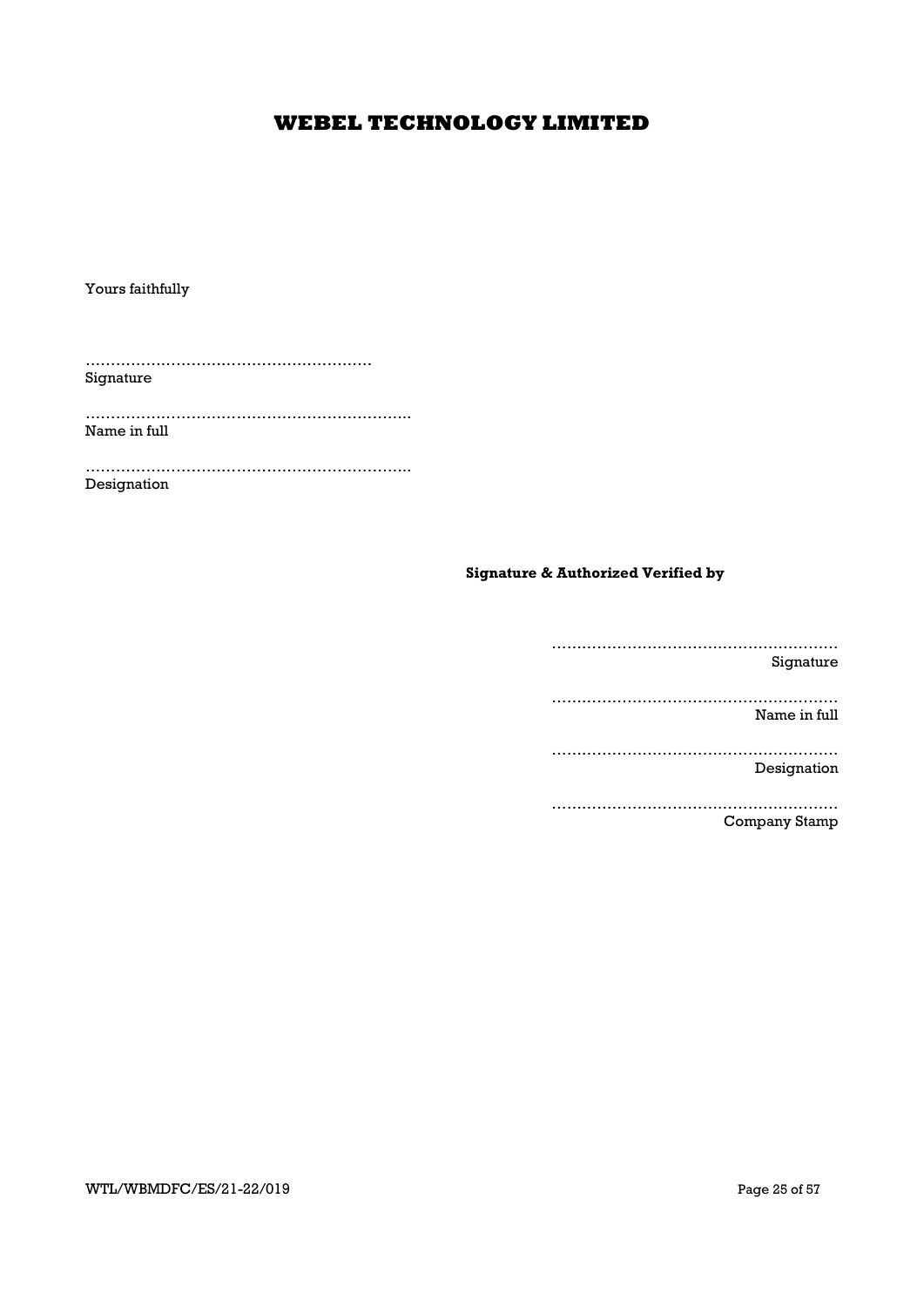Yours faithfully

…………………………………………………
Signature

……………………………………………………….
Name in full

……………………………………………………….
Designation

**Signature & Authorized Verified by**

…………………………………………………
Signature

…………………………………………………
Name in full

…………………………………………………
Designation

…………………………………………………
Company Stamp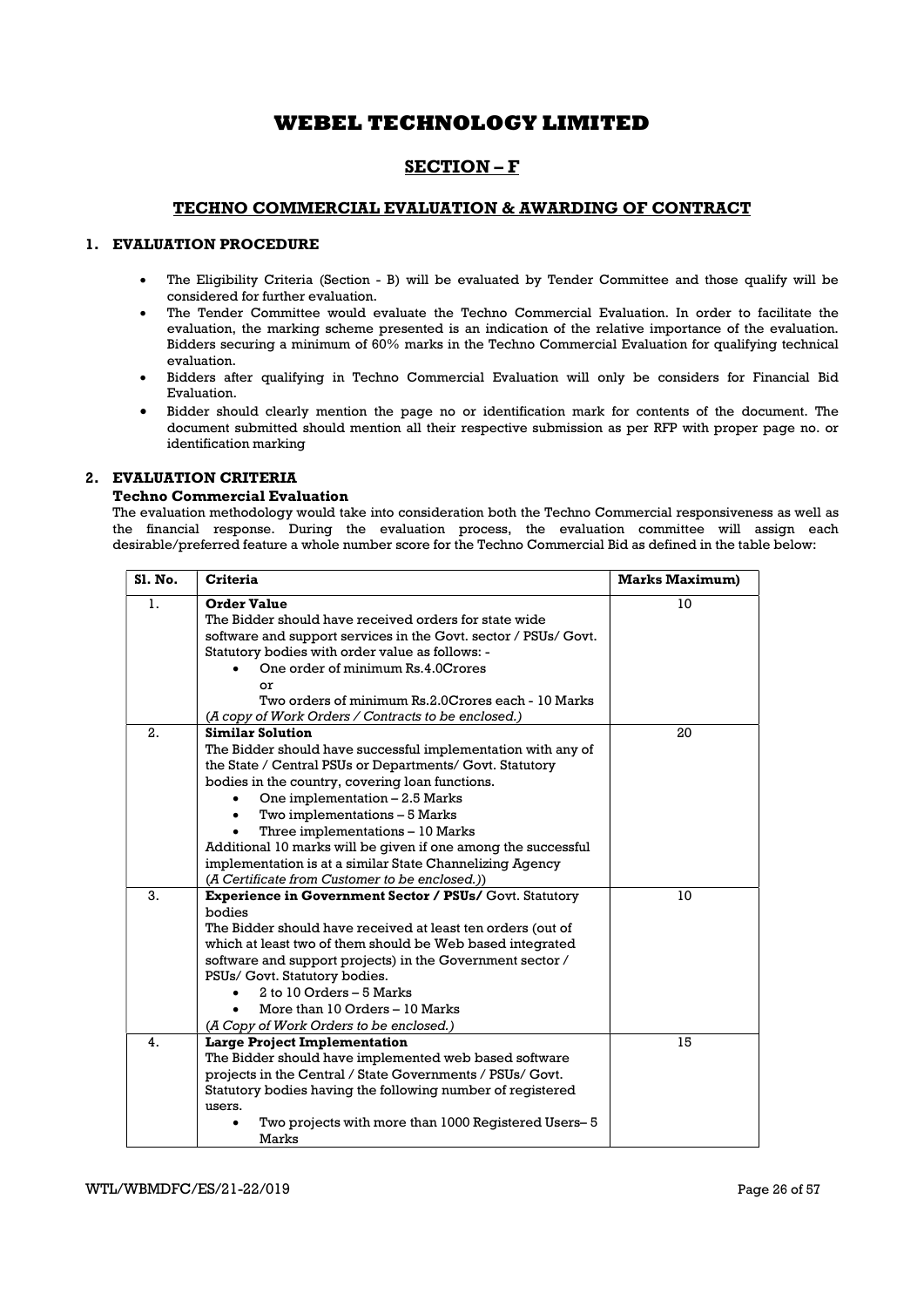# WEBEL TECHNOLOGY LIMITED

## SECTION – F

### TECHNO COMMERCIAL EVALUATION & AWARDING OF CONTRACT

#### 1. EVALUATION PROCEDURE

- The Eligibility Criteria (Section - B) will be evaluated by Tender Committee and those qualify will be considered for further evaluation.
- The Tender Committee would evaluate the Techno Commercial Evaluation. In order to facilitate the evaluation, the marking scheme presented is an indication of the relative importance of the evaluation. Bidders securing a minimum of 60% marks in the Techno Commercial Evaluation for qualifying technical evaluation.
- Bidders after qualifying in Techno Commercial Evaluation will only be considers for Financial Bid Evaluation.
- Bidder should clearly mention the page no or identification mark for contents of the document. The document submitted should mention all their respective submission as per RFP with proper page no. or identification marking

#### 2. EVALUATION CRITERIA

**Techno Commercial Evaluation**

The evaluation methodology would take into consideration both the Techno Commercial responsiveness as well as the financial response. During the evaluation process, the evaluation committee will assign each desirable/preferred feature a whole number score for the Techno Commercial Bid as defined in the table below:

| Sl. No. | Criteria | Marks Maximum) |
|---|---|---|
| 1. | **Order Value**<br>The Bidder should have received orders for state wide software and support services in the Govt. sector / PSUs/ Govt. Statutory bodies with order value as follows: -<br>• One order of minimum Rs.4.0Crores<br>or<br>Two orders of minimum Rs.2.0Crores each - 10 Marks<br>(*A copy of Work Orders / Contracts to be enclosed.)* | 10 |
| 2. | **Similar Solution**<br>The Bidder should have successful implementation with any of the State / Central PSUs or Departments/ Govt. Statutory bodies in the country, covering loan functions.<br>• One implementation – 2.5 Marks<br>• Two implementations – 5 Marks<br>• Three implementations – 10 Marks<br>Additional 10 marks will be given if one among the successful implementation is at a similar State Channelizing Agency<br>(*A Certificate from Customer to be enclosed.)*) | 20 |
| 3. | **Experience in Government Sector / PSUs/** Govt. Statutory bodies<br>The Bidder should have received at least ten orders (out of which at least two of them should be Web based integrated software and support projects) in the Government sector / PSUs/ Govt. Statutory bodies.<br>• 2 to 10 Orders – 5 Marks<br>• More than 10 Orders – 10 Marks<br>(*A Copy of Work Orders to be enclosed.)* | 10 |
| 4. | **Large Project Implementation**<br>The Bidder should have implemented web based software projects in the Central / State Governments / PSUs/ Govt. Statutory bodies having the following number of registered users.<br>• Two projects with more than 1000 Registered Users– 5 Marks | 15 |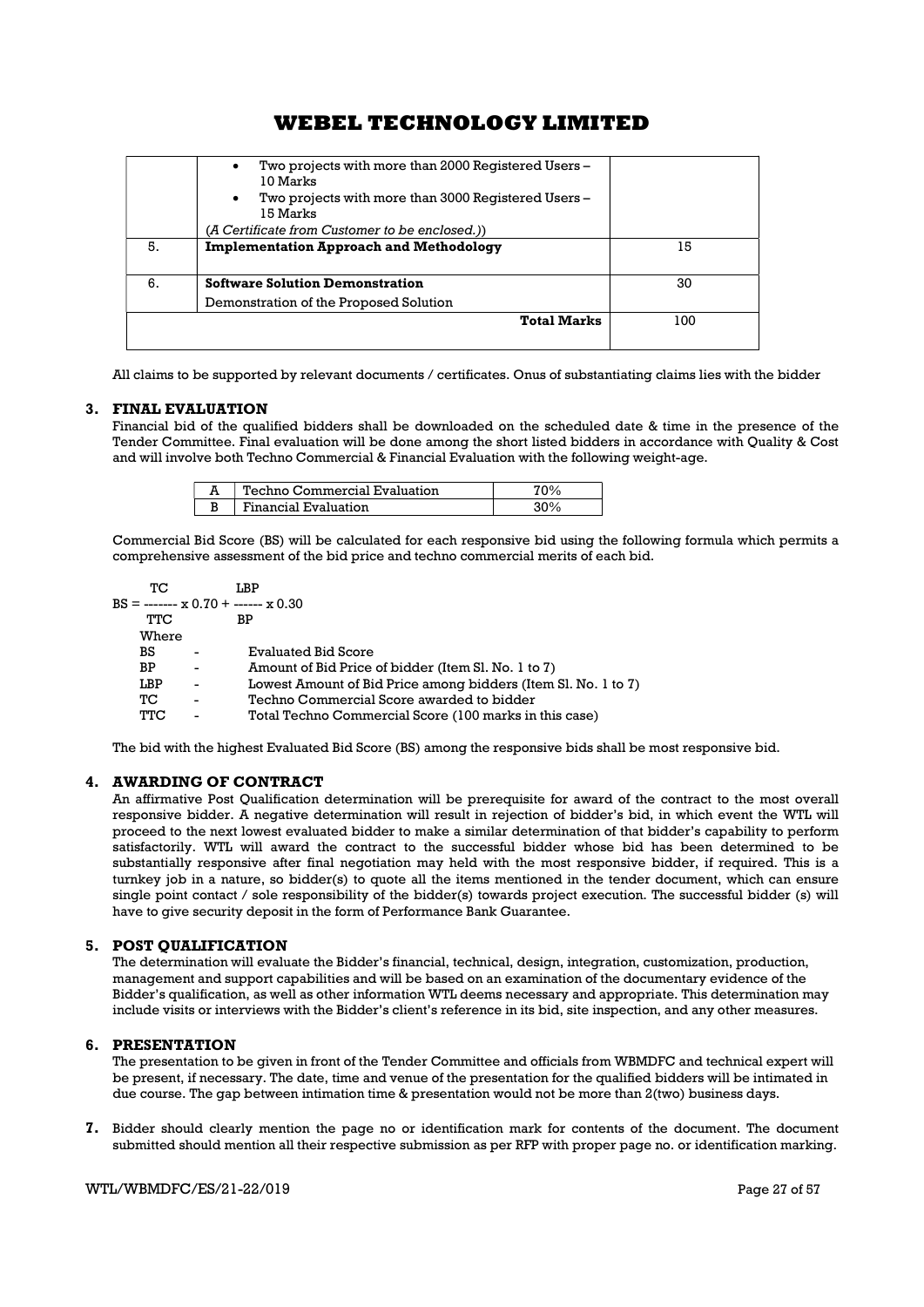# WEBEL TECHNOLOGY LIMITED

| | | |
|---|---|---|
| | • Two projects with more than 2000 Registered Users – 10 Marks<br>• Two projects with more than 3000 Registered Users – 15 Marks<br>(*A Certificate from Customer to be enclosed.*)) | |
| 5. | **Implementation Approach and Methodology** | 15 |
| 6. | **Software Solution Demonstration**<br>Demonstration of the Proposed Solution | 30 |
| | **Total Marks** | 100 |

All claims to be supported by relevant documents / certificates. Onus of substantiating claims lies with the bidder

### 3. FINAL EVALUATION

Financial bid of the qualified bidders shall be downloaded on the scheduled date & time in the presence of the Tender Committee. Final evaluation will be done among the short listed bidders in accordance with Quality & Cost and will involve both Techno Commercial & Financial Evaluation with the following weight-age.

| | | |
|---|---|---|
| A | Techno Commercial Evaluation | 70% |
| B | Financial Evaluation | 30% |

Commercial Bid Score (BS) will be calculated for each responsive bid using the following formula which permits a comprehensive assessment of the bid price and techno commercial merits of each bid.

$$BS = \frac{TC}{TTC} \times 0.70 + \frac{LBP}{BP} \times 0.30$$

Where

- BS - Evaluated Bid Score
- BP - Amount of Bid Price of bidder (Item Sl. No. 1 to 7)
- LBP - Lowest Amount of Bid Price among bidders (Item Sl. No. 1 to 7)
- TC - Techno Commercial Score awarded to bidder
- TTC - Total Techno Commercial Score (100 marks in this case)

The bid with the highest Evaluated Bid Score (BS) among the responsive bids shall be most responsive bid.

### 4. AWARDING OF CONTRACT

An affirmative Post Qualification determination will be prerequisite for award of the contract to the most overall responsive bidder. A negative determination will result in rejection of bidder's bid, in which event the WTL will proceed to the next lowest evaluated bidder to make a similar determination of that bidder's capability to perform satisfactorily. WTL will award the contract to the successful bidder whose bid has been determined to be substantially responsive after final negotiation may held with the most responsive bidder, if required. This is a turnkey job in a nature, so bidder(s) to quote all the items mentioned in the tender document, which can ensure single point contact / sole responsibility of the bidder(s) towards project execution. The successful bidder (s) will have to give security deposit in the form of Performance Bank Guarantee.

### 5. POST QUALIFICATION

The determination will evaluate the Bidder's financial, technical, design, integration, customization, production, management and support capabilities and will be based on an examination of the documentary evidence of the Bidder's qualification, as well as other information WTL deems necessary and appropriate. This determination may include visits or interviews with the Bidder's client's reference in its bid, site inspection, and any other measures.

### 6. PRESENTATION

The presentation to be given in front of the Tender Committee and officials from WBMDFC and technical expert will be present, if necessary. The date, time and venue of the presentation for the qualified bidders will be intimated in due course. The gap between intimation time & presentation would not be more than 2(two) business days.

**7.** Bidder should clearly mention the page no or identification mark for contents of the document. The document submitted should mention all their respective submission as per RFP with proper page no. or identification marking.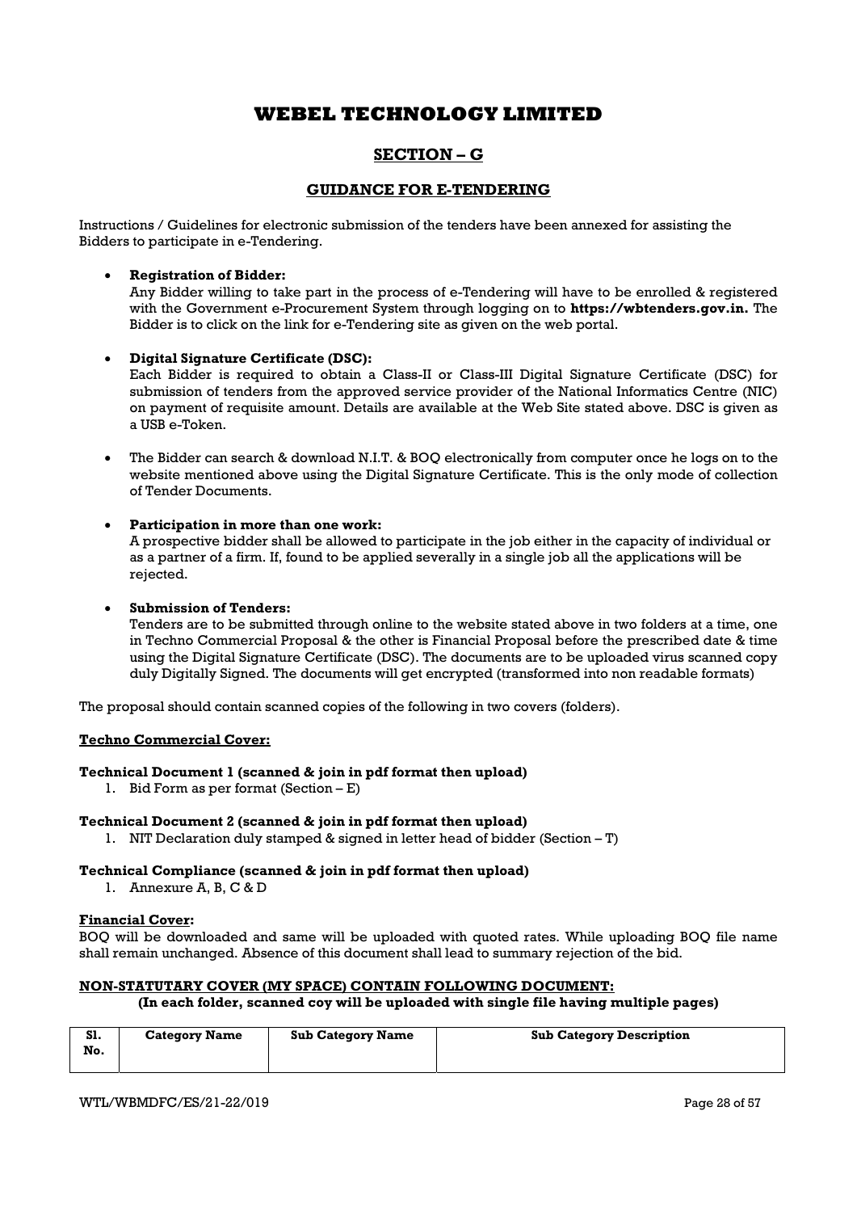# WEBEL TECHNOLOGY LIMITED

## SECTION – G

### GUIDANCE FOR E-TENDERING

Instructions / Guidelines for electronic submission of the tenders have been annexed for assisting the Bidders to participate in e-Tendering.

- **Registration of Bidder:**
  Any Bidder willing to take part in the process of e-Tendering will have to be enrolled & registered with the Government e-Procurement System through logging on to **https://wbtenders.gov.in.** The Bidder is to click on the link for e-Tendering site as given on the web portal.

- **Digital Signature Certificate (DSC):**
  Each Bidder is required to obtain a Class-II or Class-III Digital Signature Certificate (DSC) for submission of tenders from the approved service provider of the National Informatics Centre (NIC) on payment of requisite amount. Details are available at the Web Site stated above. DSC is given as a USB e-Token.

- The Bidder can search & download N.I.T. & BOQ electronically from computer once he logs on to the website mentioned above using the Digital Signature Certificate. This is the only mode of collection of Tender Documents.

- **Participation in more than one work:**
  A prospective bidder shall be allowed to participate in the job either in the capacity of individual or as a partner of a firm. If, found to be applied severally in a single job all the applications will be rejected.

- **Submission of Tenders:**
  Tenders are to be submitted through online to the website stated above in two folders at a time, one in Techno Commercial Proposal & the other is Financial Proposal before the prescribed date & time using the Digital Signature Certificate (DSC). The documents are to be uploaded virus scanned copy duly Digitally Signed. The documents will get encrypted (transformed into non readable formats)

The proposal should contain scanned copies of the following in two covers (folders).

**Techno Commercial Cover:**

**Technical Document 1 (scanned & join in pdf format then upload)**

1. Bid Form as per format (Section – E)

**Technical Document 2 (scanned & join in pdf format then upload)**

1. NIT Declaration duly stamped & signed in letter head of bidder (Section – T)

**Technical Compliance (scanned & join in pdf format then upload)**

1. Annexure A, B, C & D

**Financial Cover:**

BOQ will be downloaded and same will be uploaded with quoted rates. While uploading BOQ file name shall remain unchanged. Absence of this document shall lead to summary rejection of the bid.

**NON-STATUTARY COVER (MY SPACE) CONTAIN FOLLOWING DOCUMENT:**

**(In each folder, scanned coy will be uploaded with single file having multiple pages)**

| Sl. No. | Category Name | Sub Category Name | Sub Category Description |
|---|---|---|---|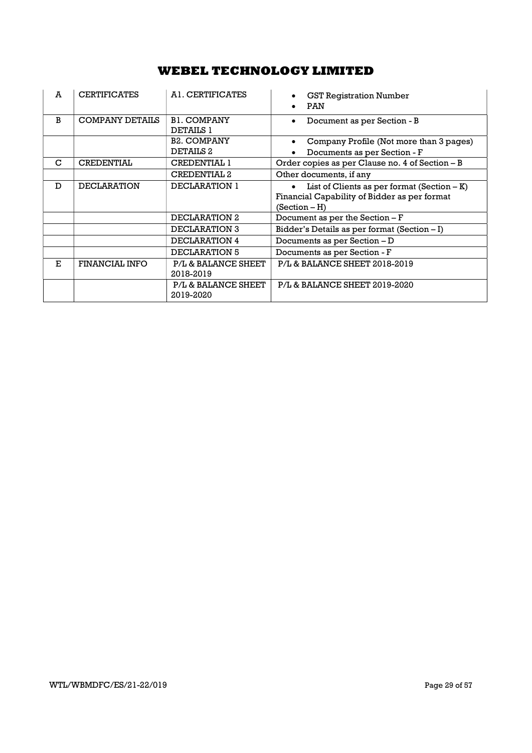# WEBEL TECHNOLOGY LIMITED

| A | CERTIFICATES | A1. CERTIFICATES | • GST Registration Number<br>• PAN |
|---|---|---|---|
| B | COMPANY DETAILS | B1. COMPANY DETAILS 1 | • Document as per Section - B |
| | | B2. COMPANY DETAILS 2 | • Company Profile (Not more than 3 pages)<br>• Documents as per Section - F |
| C | CREDENTIAL | CREDENTIAL 1 | Order copies as per Clause no. 4 of Section – B |
| | | CREDENTIAL 2 | Other documents, if any |
| D | DECLARATION | DECLARATION 1 | • List of Clients as per format (Section – K)<br>Financial Capability of Bidder as per format (Section – H) |
| | | DECLARATION 2 | Document as per the Section – F |
| | | DECLARATION 3 | Bidder's Details as per format (Section – I) |
| | | DECLARATION 4 | Documents as per Section – D |
| | | DECLARATION 5 | Documents as per Section - F |
| E | FINANCIAL INFO | P/L & BALANCE SHEET 2018-2019 | P/L & BALANCE SHEET 2018-2019 |
| | | P/L & BALANCE SHEET 2019-2020 | P/L & BALANCE SHEET 2019-2020 |

WTL/WBMDFC/ES/21-22/019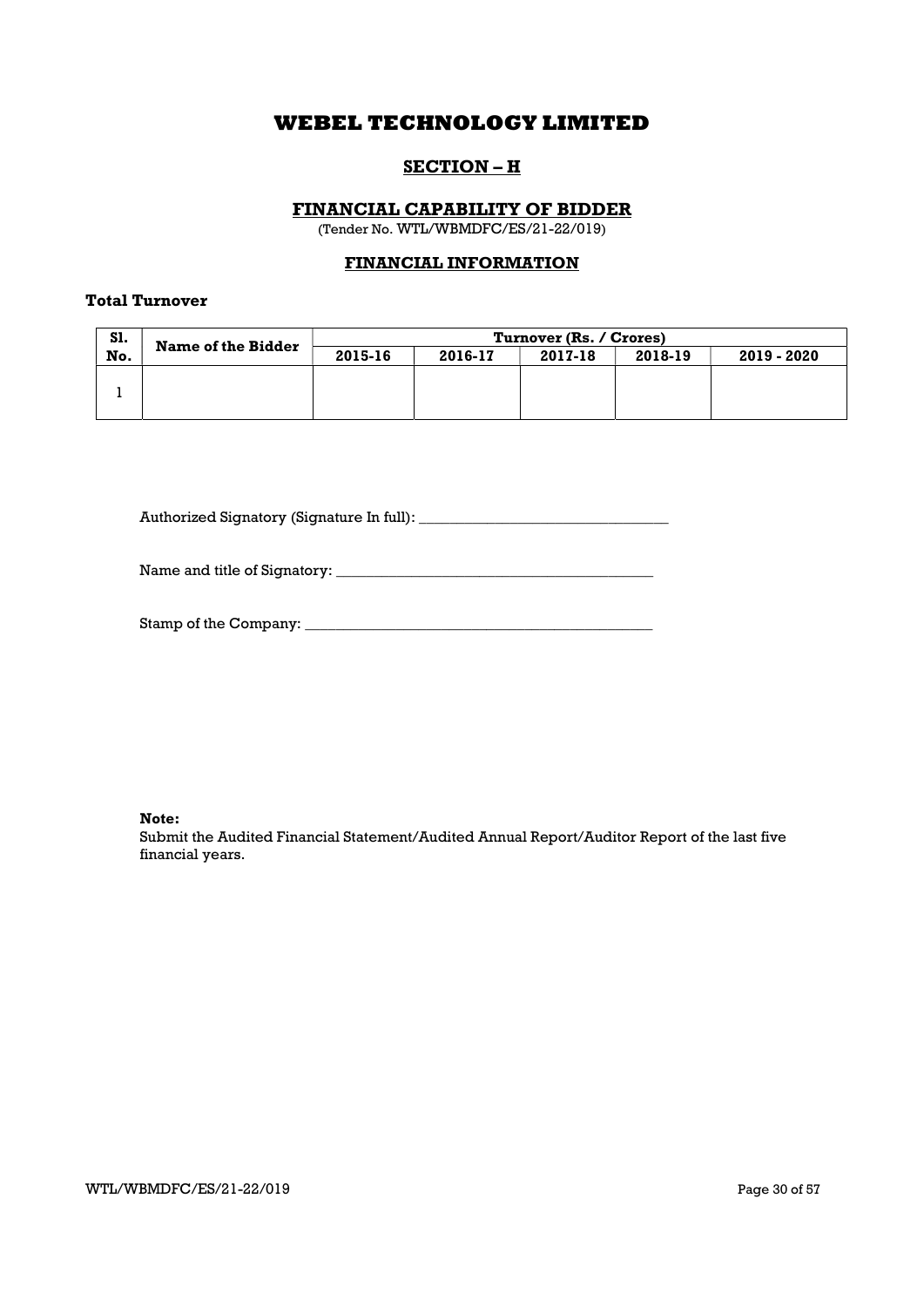# WEBEL TECHNOLOGY LIMITED

## SECTION – H

### FINANCIAL CAPABILITY OF BIDDER

(Tender No. WTL/WBMDFC/ES/21-22/019)

### FINANCIAL INFORMATION

**Total Turnover**

| Sl. No. | Name of the Bidder | Turnover (Rs. / Crores) | | | | |
|---|---|---|---|---|---|---|
| | | 2015-16 | 2016-17 | 2017-18 | 2018-19 | 2019 - 2020 |
| 1 | | | | | | |

Authorized Signatory (Signature In full): _________________________________

Name and title of Signatory: __________________________________________

Stamp of the Company: ______________________________________________

**Note:**
Submit the Audited Financial Statement/Audited Annual Report/Auditor Report of the last five financial years.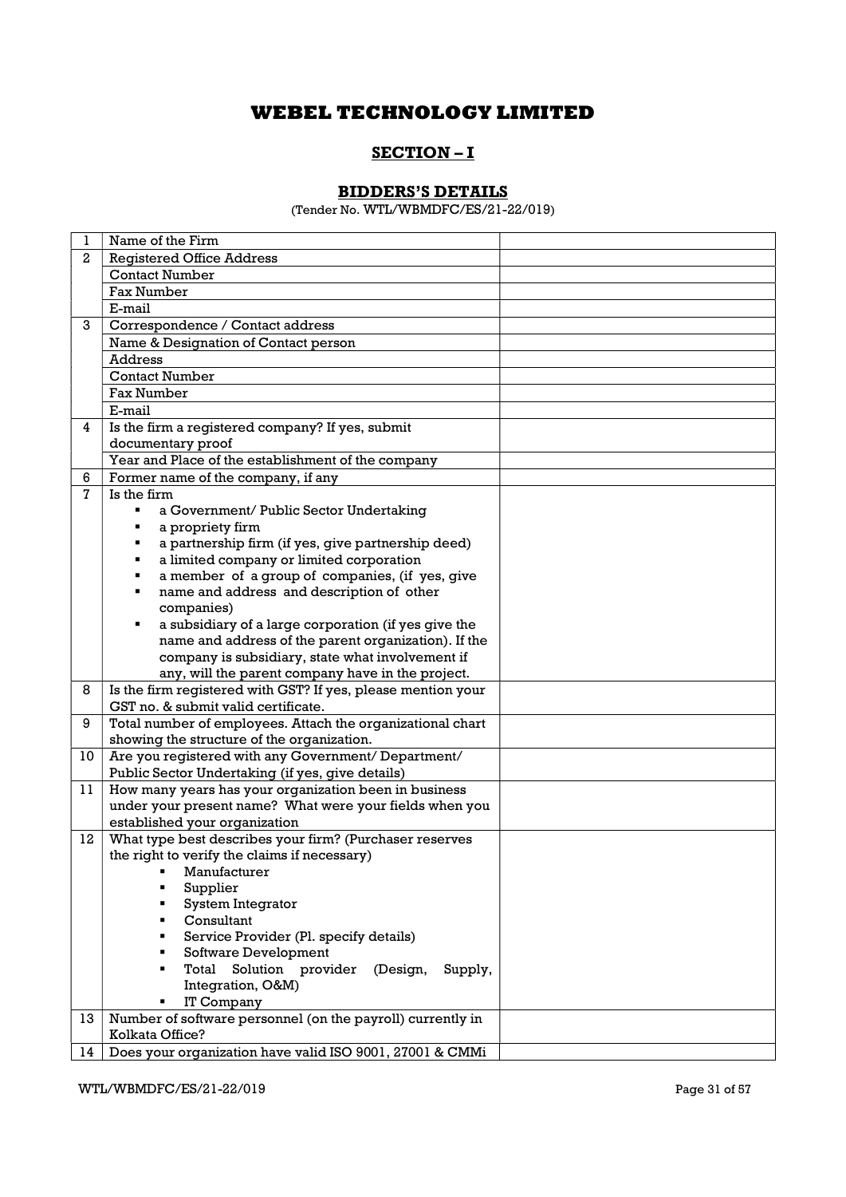# WEBEL TECHNOLOGY LIMITED

## SECTION – I

### BIDDERS'S DETAILS

(Tender No. WTL/WBMDFC/ES/21-22/019)

| | | |
|---|---|---|
| 1 | Name of the Firm | |
| 2 | Registered Office Address | |
| | Contact Number | |
| | Fax Number | |
| | E-mail | |
| 3 | Correspondence / Contact address | |
| | Name & Designation of Contact person | |
| | Address | |
| | Contact Number | |
| | Fax Number | |
| | E-mail | |
| 4 | Is the firm a registered company? If yes, submit documentary proof | |
| | Year and Place of the establishment of the company | |
| 6 | Former name of the company, if any | |
| 7 | Is the firm<br>▪ a Government/ Public Sector Undertaking<br>▪ a propriety firm<br>▪ a partnership firm (if yes, give partnership deed)<br>▪ a limited company or limited corporation<br>▪ a member of a group of companies, (if yes, give<br>▪ name and address and description of other companies)<br>▪ a subsidiary of a large corporation (if yes give the name and address of the parent organization). If the company is subsidiary, state what involvement if any, will the parent company have in the project. | |
| 8 | Is the firm registered with GST? If yes, please mention your GST no. & submit valid certificate. | |
| 9 | Total number of employees. Attach the organizational chart showing the structure of the organization. | |
| 10 | Are you registered with any Government/ Department/ Public Sector Undertaking (if yes, give details) | |
| 11 | How many years has your organization been in business under your present name? What were your fields when you established your organization | |
| 12 | What type best describes your firm? (Purchaser reserves the right to verify the claims if necessary)<br>▪ Manufacturer<br>▪ Supplier<br>▪ System Integrator<br>▪ Consultant<br>▪ Service Provider (Pl. specify details)<br>▪ Software Development<br>▪ Total Solution provider (Design, Supply, Integration, O&M)<br>▪ IT Company | |
| 13 | Number of software personnel (on the payroll) currently in Kolkata Office? | |
| 14 | Does your organization have valid ISO 9001, 27001 & CMMi | |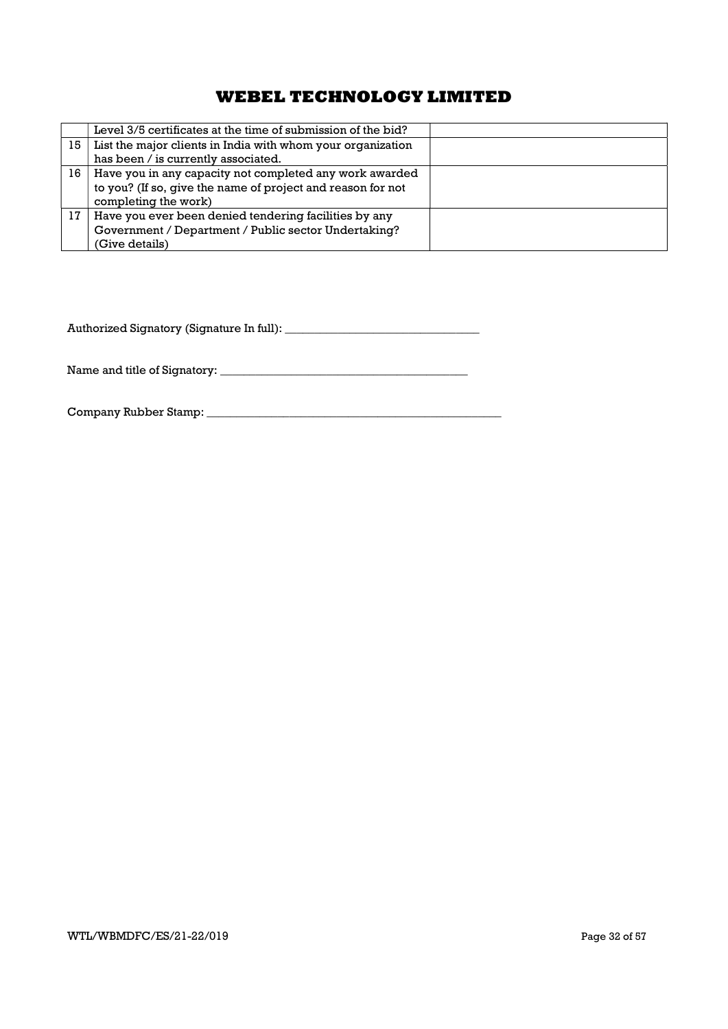| | | |
|---|---|---|
| | Level 3/5 certificates at the time of submission of the bid? | |
| 15 | List the major clients in India with whom your organization has been / is currently associated. | |
| 16 | Have you in any capacity not completed any work awarded to you? (If so, give the name of project and reason for not completing the work) | |
| 17 | Have you ever been denied tendering facilities by any Government / Department / Public sector Undertaking? (Give details) | |

Authorized Signatory (Signature In full): _________________________________

Name and title of Signatory: ______________________________________________

Company Rubber Stamp: ____________________________________________________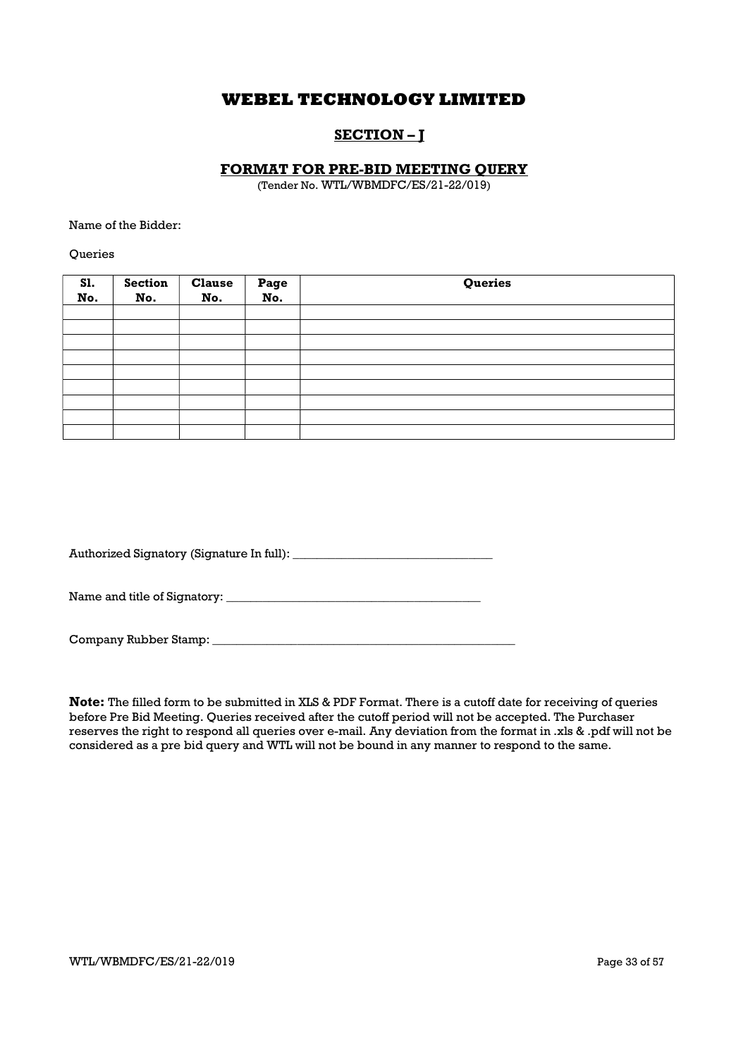# WEBEL TECHNOLOGY LIMITED

## SECTION – J

### FORMAT FOR PRE-BID MEETING QUERY

(Tender No. WTL/WBMDFC/ES/21-22/019)

Name of the Bidder:

Queries

| Sl. No. | Section No. | Clause No. | Page No. | Queries |
|---|---|---|---|---|
| | | | | |
| | | | | |
| | | | | |
| | | | | |
| | | | | |
| | | | | |
| | | | | |
| | | | | |
| | | | | |

Authorized Signatory (Signature In full): _________________________________

Name and title of Signatory: __________________________________________

Company Rubber Stamp: ___________________________________________________

**Note:** The filled form to be submitted in XLS & PDF Format. There is a cutoff date for receiving of queries before Pre Bid Meeting. Queries received after the cutoff period will not be accepted. The Purchaser reserves the right to respond all queries over e-mail. Any deviation from the format in .xls & .pdf will not be considered as a pre bid query and WTL will not be bound in any manner to respond to the same.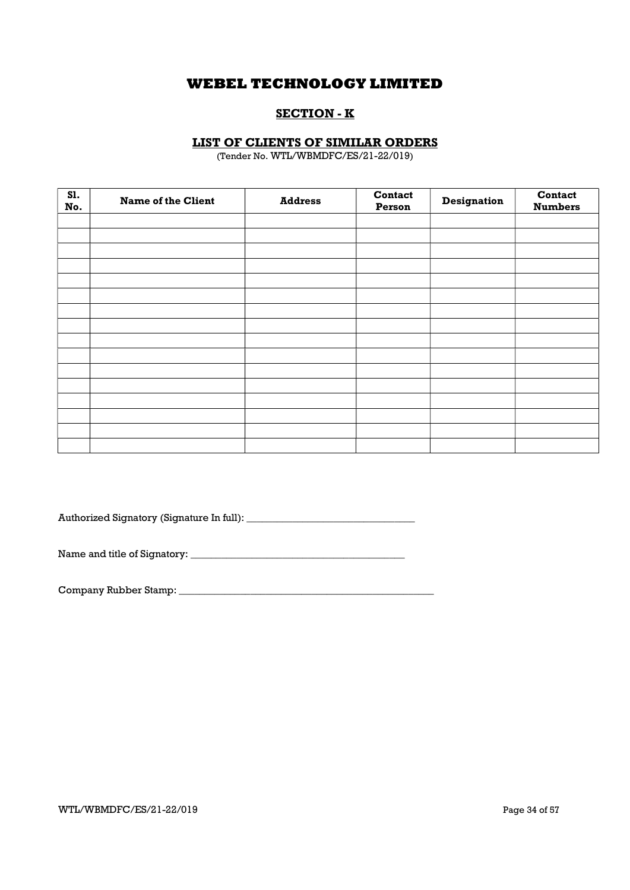# WEBEL TECHNOLOGY LIMITED

## SECTION - K

### LIST OF CLIENTS OF SIMILAR ORDERS

(Tender No. WTL/WBMDFC/ES/21-22/019)

| Sl. No. | Name of the Client | Address | Contact Person | Designation | Contact Numbers |
|---|---|---|---|---|---|
| | | | | | |
| | | | | | |
| | | | | | |
| | | | | | |
| | | | | | |
| | | | | | |
| | | | | | |
| | | | | | |
| | | | | | |
| | | | | | |
| | | | | | |
| | | | | | |
| | | | | | |
| | | | | | |
| | | | | | |
| | | | | | |

Authorized Signatory (Signature In full): _________________________________

Name and title of Signatory: __________________________________________

Company Rubber Stamp: ___________________________________________________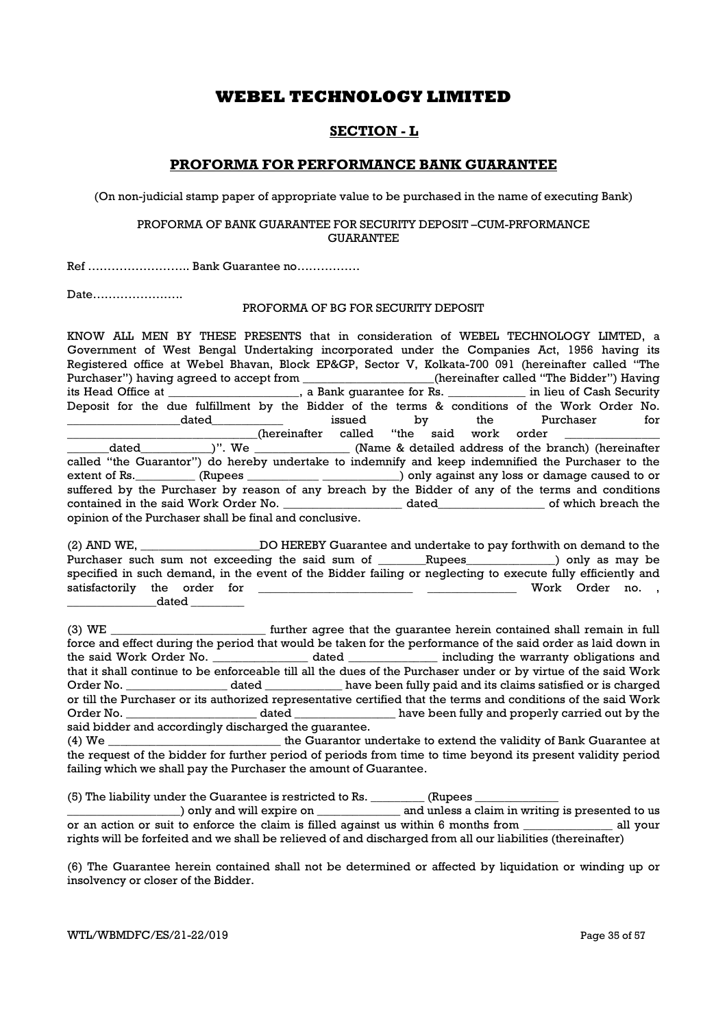# WEBEL TECHNOLOGY LIMITED

## SECTION - L

## PROFORMA FOR PERFORMANCE BANK GUARANTEE

(On non-judicial stamp paper of appropriate value to be purchased in the name of executing Bank)

PROFORMA OF BANK GUARANTEE FOR SECURITY DEPOSIT –CUM-PRFORMANCE GUARANTEE

Ref …………………….. Bank Guarantee no…………….

Date…………………..

PROFORMA OF BG FOR SECURITY DEPOSIT

KNOW ALL MEN BY THESE PRESENTS that in consideration of WEBEL TECHNOLOGY LIMTED, a Government of West Bengal Undertaking incorporated under the Companies Act, 1956 having its Registered office at Webel Bhavan, Block EP&GP, Sector V, Kolkata-700 091 (hereinafter called "The Purchaser") having agreed to accept from _____________________(hereinafter called "The Bidder") Having its Head Office at _____________________, a Bank guarantee for Rs. ____________ in lieu of Cash Security Deposit for the due fulfillment by the Bidder of the terms & conditions of the Work Order No. __________________dated___________ issued by the Purchaser for ______________________________(hereinafter called "the said work order _______________ _______dated___________)". We _______________ (Name & detailed address of the branch) (hereinafter called "the Guarantor") do hereby undertake to indemnify and keep indemnified the Purchaser to the extent of Rs._________ (Rupees ___________ ____________) only against any loss or damage caused to or suffered by the Purchaser by reason of any breach by the Bidder of any of the terms and conditions contained in the said Work Order No. ___________________ dated_________________ of which breach the opinion of the Purchaser shall be final and conclusive.

(2) AND WE, ___________________DO HEREBY Guarantee and undertake to pay forthwith on demand to the Purchaser such sum not exceeding the said sum of ________Rupees______________) only as may be specified in such demand, in the event of the Bidder failing or neglecting to execute fully efficiently and satisfactorily the order for _________________________ ______________ Work Order no. , ______________dated ________

(3) WE _________________________ further agree that the guarantee herein contained shall remain in full force and effect during the period that would be taken for the performance of the said order as laid down in the said Work Order No. _______________ dated ______________ including the warranty obligations and that it shall continue to be enforceable till all the dues of the Purchaser under or by virtue of the said Work Order No. ________________ dated ____________ have been fully paid and its claims satisfied or is charged or till the Purchaser or its authorized representative certified that the terms and conditions of the said Work Order No. _____________________ dated ________________ have been fully and properly carried out by the said bidder and accordingly discharged the guarantee.

(4) We ____________________________ the Guarantor undertake to extend the validity of Bank Guarantee at the request of the bidder for further period of periods from time to time beyond its present validity period failing which we shall pay the Purchaser the amount of Guarantee.

(5) The liability under the Guarantee is restricted to Rs. ________ (Rupees _____________ __________________) only and will expire on _____________ and unless a claim in writing is presented to us or an action or suit to enforce the claim is filled against us within 6 months from ______________ all your rights will be forfeited and we shall be relieved of and discharged from all our liabilities (thereinafter)

(6) The Guarantee herein contained shall not be determined or affected by liquidation or winding up or insolvency or closer of the Bidder.

WTL/WBMDFC/ES/21-22/019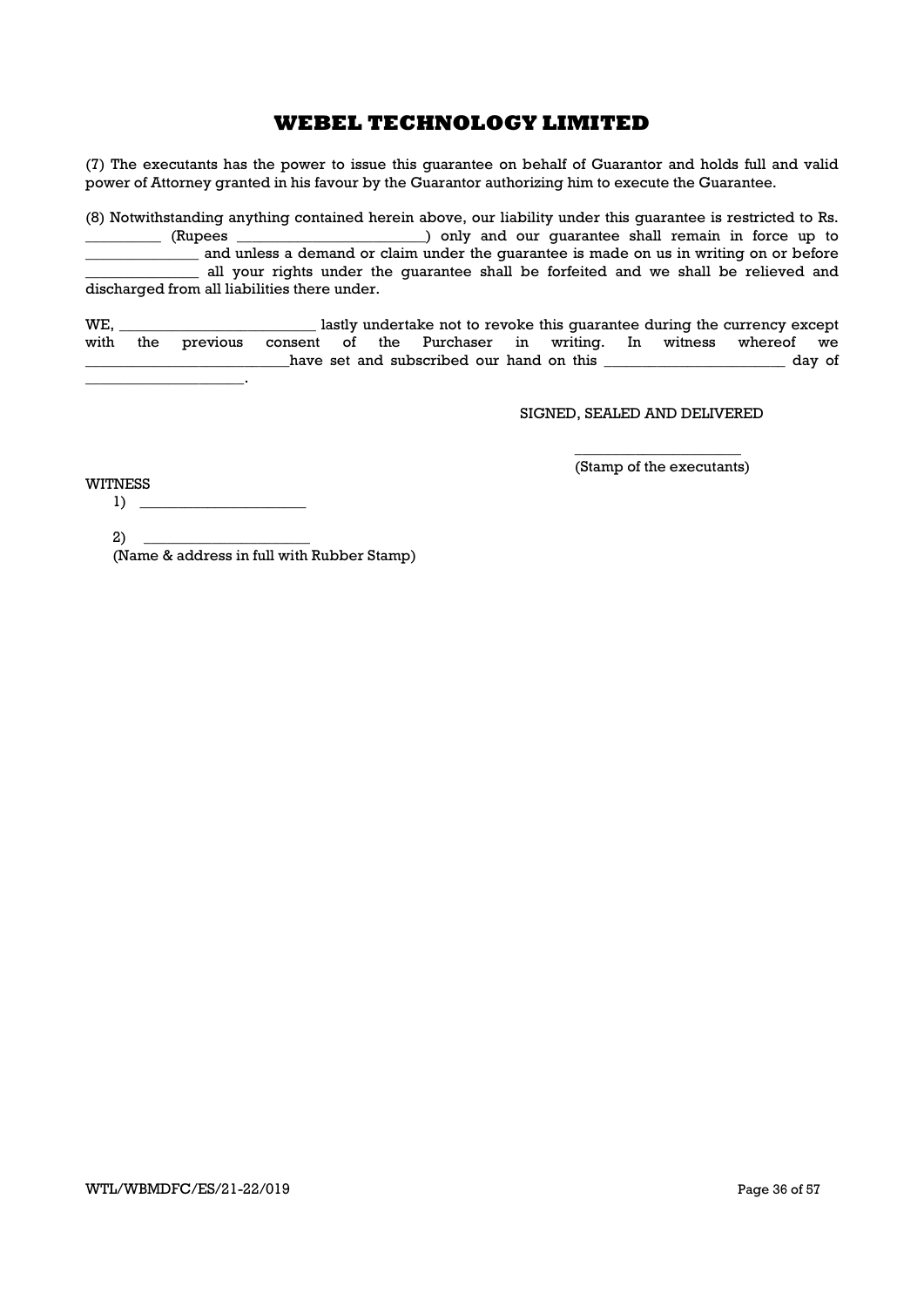(7) The executants has the power to issue this guarantee on behalf of Guarantor and holds full and valid power of Attorney granted in his favour by the Guarantor authorizing him to execute the Guarantee.

(8) Notwithstanding anything contained herein above, our liability under this guarantee is restricted to Rs. __________ (Rupees ________________________) only and our guarantee shall remain in force up to ______________ and unless a demand or claim under the guarantee is made on us in writing on or before ______________ all your rights under the guarantee shall be forfeited and we shall be relieved and discharged from all liabilities there under.

WE, _________________________ lastly undertake not to revoke this guarantee during the currency except with the previous consent of the Purchaser in writing. In witness whereof we __________________________have set and subscribed our hand on this _______________________ day of _____________________.

SIGNED, SEALED AND DELIVERED

_____________________
(Stamp of the executants)

WITNESS

1) _____________________

2) _____________________

(Name & address in full with Rubber Stamp)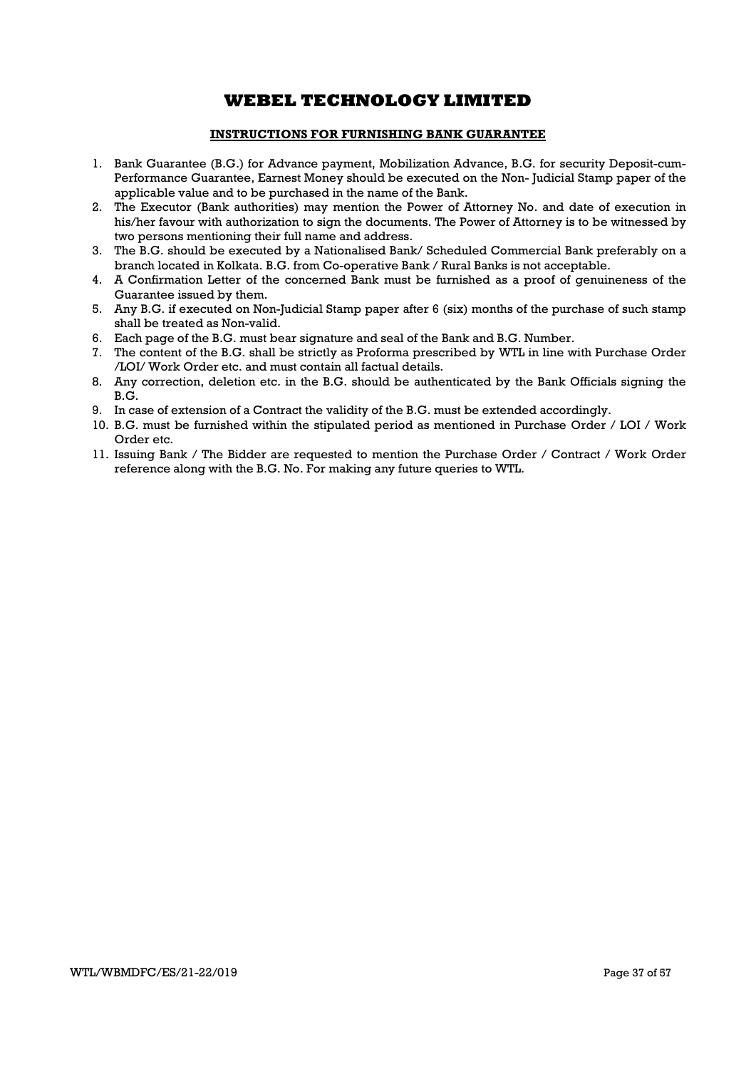# WEBEL TECHNOLOGY LIMITED

## INSTRUCTIONS FOR FURNISHING BANK GUARANTEE

1. Bank Guarantee (B.G.) for Advance payment, Mobilization Advance, B.G. for security Deposit-cum-Performance Guarantee, Earnest Money should be executed on the Non- Judicial Stamp paper of the applicable value and to be purchased in the name of the Bank.
2. The Executor (Bank authorities) may mention the Power of Attorney No. and date of execution in his/her favour with authorization to sign the documents. The Power of Attorney is to be witnessed by two persons mentioning their full name and address.
3. The B.G. should be executed by a Nationalised Bank/ Scheduled Commercial Bank preferably on a branch located in Kolkata. B.G. from Co-operative Bank / Rural Banks is not acceptable.
4. A Confirmation Letter of the concerned Bank must be furnished as a proof of genuineness of the Guarantee issued by them.
5. Any B.G. if executed on Non-Judicial Stamp paper after 6 (six) months of the purchase of such stamp shall be treated as Non-valid.
6. Each page of the B.G. must bear signature and seal of the Bank and B.G. Number.
7. The content of the B.G. shall be strictly as Proforma prescribed by WTL in line with Purchase Order /LOI/ Work Order etc. and must contain all factual details.
8. Any correction, deletion etc. in the B.G. should be authenticated by the Bank Officials signing the B.G.
9. In case of extension of a Contract the validity of the B.G. must be extended accordingly.
10. B.G. must be furnished within the stipulated period as mentioned in Purchase Order / LOI / Work Order etc.
11. Issuing Bank / The Bidder are requested to mention the Purchase Order / Contract / Work Order reference along with the B.G. No. For making any future queries to WTL.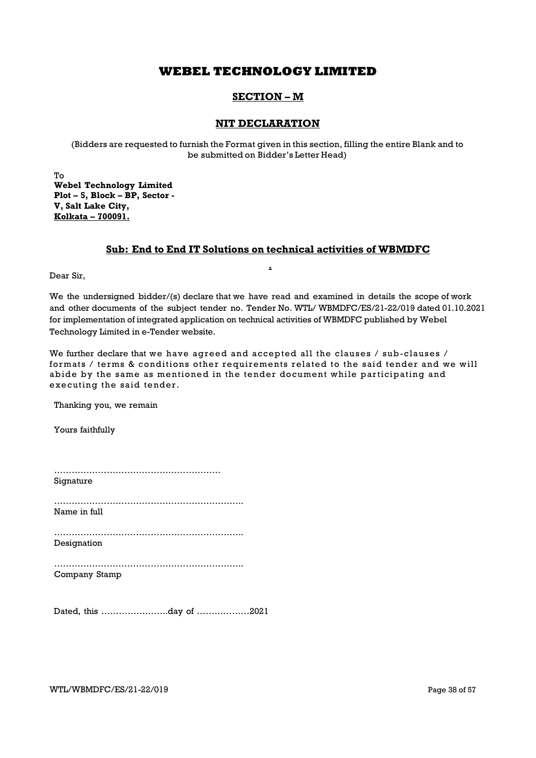# WEBEL TECHNOLOGY LIMITED

## SECTION – M

## NIT DECLARATION

(Bidders are requested to furnish the Format given in this section, filling the entire Blank and to be submitted on Bidder's Letter Head)

To
**Webel Technology Limited**
**Plot – 5, Block – BP, Sector - V, Salt Lake City,**
**Kolkata – 700091.**

### Sub: End to End IT Solutions on technical activities of WBMDFC

Dear Sir,

We the undersigned bidder/(s) declare that we have read and examined in details the scope of work and other documents of the subject tender no. Tender No. WTL/ WBMDFC/ES/21-22/019 dated 01.10.2021 for implementation of integrated application on technical activities of WBMDFC published by Webel Technology Limited in e-Tender website.

We further declare that we have agreed and accepted all the clauses / sub-clauses / formats / terms & conditions other requirements related to the said tender and we will abide by the same as mentioned in the tender document while participating and executing the said tender.

Thanking you, we remain

Yours faithfully

…………………………………………………
Signature

………………………………………………………..
Name in full

………………………………………………………..
Designation

………………………………………………………..
Company Stamp

Dated, this …………………..day of ………………2021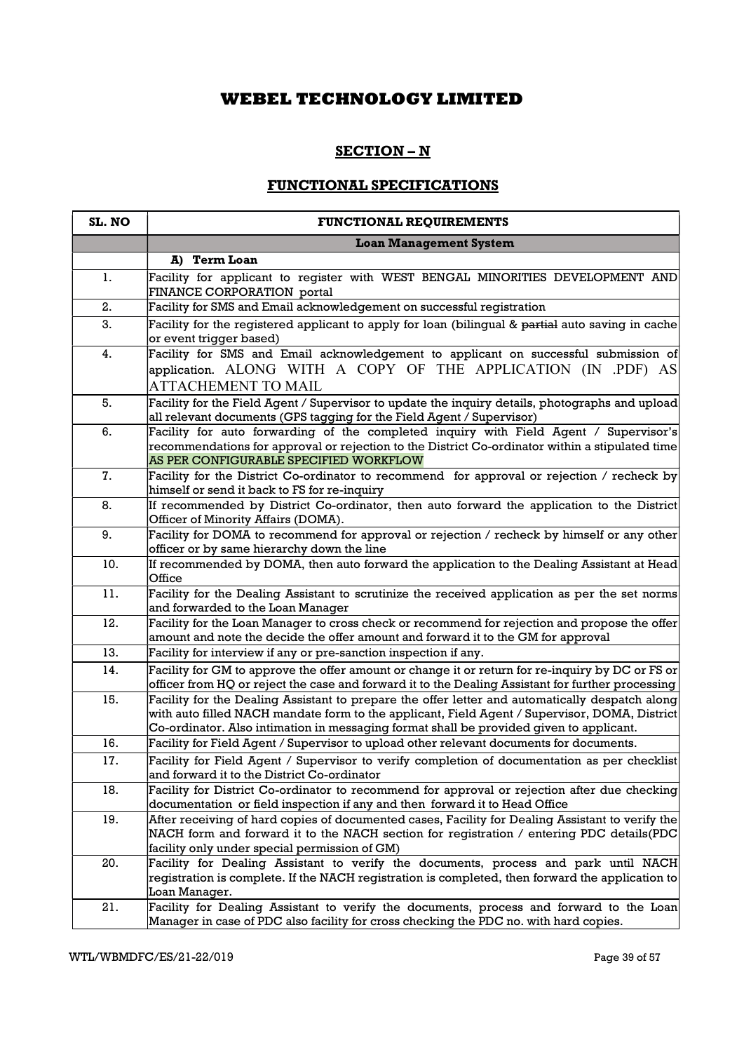# WEBEL TECHNOLOGY LIMITED

## SECTION – N

## FUNCTIONAL SPECIFICATIONS

| SL. NO | FUNCTIONAL REQUIREMENTS |
|---|---|
| | **Loan Management System** |
| | **A) Term Loan** |
| 1. | Facility for applicant to register with WEST BENGAL MINORITIES DEVELOPMENT AND FINANCE CORPORATION portal |
| 2. | Facility for SMS and Email acknowledgement on successful registration |
| 3. | Facility for the registered applicant to apply for loan (bilingual & ~~partial~~ auto saving in cache or event trigger based) |
| 4. | Facility for SMS and Email acknowledgement to applicant on successful submission of application. ALONG WITH A COPY OF THE APPLICATION (IN .PDF) AS ATTACHEMENT TO MAIL |
| 5. | Facility for the Field Agent / Supervisor to update the inquiry details, photographs and upload all relevant documents (GPS tagging for the Field Agent / Supervisor) |
| 6. | Facility for auto forwarding of the completed inquiry with Field Agent / Supervisor's recommendations for approval or rejection to the District Co-ordinator within a stipulated time AS PER CONFIGURABLE SPECIFIED WORKFLOW |
| 7. | Facility for the District Co-ordinator to recommend for approval or rejection / recheck by himself or send it back to FS for re-inquiry |
| 8. | If recommended by District Co-ordinator, then auto forward the application to the District Officer of Minority Affairs (DOMA). |
| 9. | Facility for DOMA to recommend for approval or rejection / recheck by himself or any other officer or by same hierarchy down the line |
| 10. | If recommended by DOMA, then auto forward the application to the Dealing Assistant at Head Office |
| 11. | Facility for the Dealing Assistant to scrutinize the received application as per the set norms and forwarded to the Loan Manager |
| 12. | Facility for the Loan Manager to cross check or recommend for rejection and propose the offer amount and note the decide the offer amount and forward it to the GM for approval |
| 13. | Facility for interview if any or pre-sanction inspection if any. |
| 14. | Facility for GM to approve the offer amount or change it or return for re-inquiry by DC or FS or officer from HQ or reject the case and forward it to the Dealing Assistant for further processing |
| 15. | Facility for the Dealing Assistant to prepare the offer letter and automatically despatch along with auto filled NACH mandate form to the applicant, Field Agent / Supervisor, DOMA, District Co-ordinator. Also intimation in messaging format shall be provided given to applicant. |
| 16. | Facility for Field Agent / Supervisor to upload other relevant documents for documents. |
| 17. | Facility for Field Agent / Supervisor to verify completion of documentation as per checklist and forward it to the District Co-ordinator |
| 18. | Facility for District Co-ordinator to recommend for approval or rejection after due checking documentation or field inspection if any and then forward it to Head Office |
| 19. | After receiving of hard copies of documented cases, Facility for Dealing Assistant to verify the NACH form and forward it to the NACH section for registration / entering PDC details(PDC facility only under special permission of GM) |
| 20. | Facility for Dealing Assistant to verify the documents, process and park until NACH registration is complete. If the NACH registration is completed, then forward the application to Loan Manager. |
| 21. | Facility for Dealing Assistant to verify the documents, process and forward to the Loan Manager in case of PDC also facility for cross checking the PDC no. with hard copies. |

WTL/WBMDFC/ES/21-22/019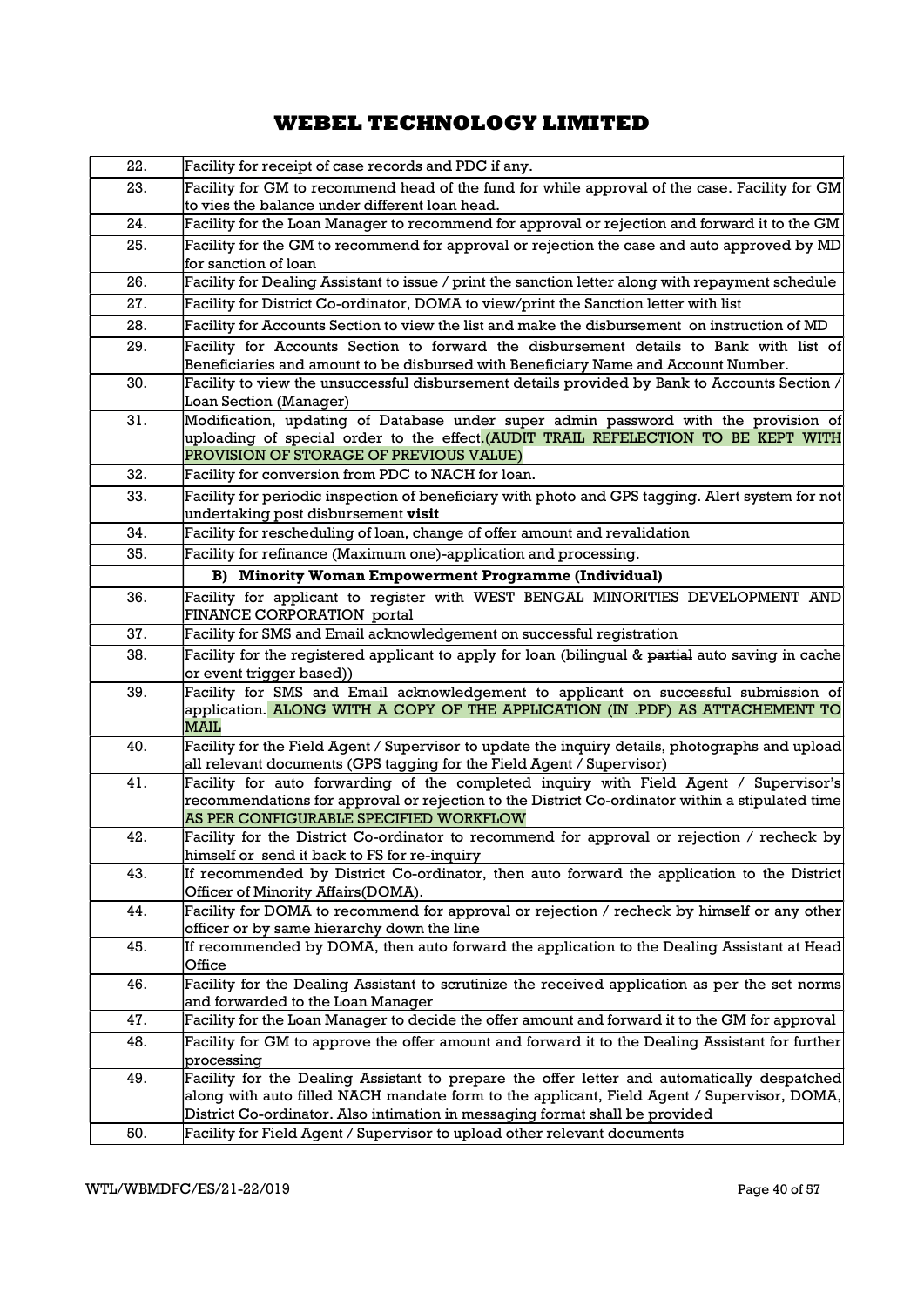# WEBEL TECHNOLOGY LIMITED

| | |
|---|---|
| 22. | Facility for receipt of case records and PDC if any. |
| 23. | Facility for GM to recommend head of the fund for while approval of the case. Facility for GM to vies the balance under different loan head. |
| 24. | Facility for the Loan Manager to recommend for approval or rejection and forward it to the GM |
| 25. | Facility for the GM to recommend for approval or rejection the case and auto approved by MD for sanction of loan |
| 26. | Facility for Dealing Assistant to issue / print the sanction letter along with repayment schedule |
| 27. | Facility for District Co-ordinator, DOMA to view/print the Sanction letter with list |
| 28. | Facility for Accounts Section to view the list and make the disbursement on instruction of MD |
| 29. | Facility for Accounts Section to forward the disbursement details to Bank with list of Beneficiaries and amount to be disbursed with Beneficiary Name and Account Number. |
| 30. | Facility to view the unsuccessful disbursement details provided by Bank to Accounts Section / Loan Section (Manager) |
| 31. | Modification, updating of Database under super admin password with the provision of uploading of special order to the effect.(AUDIT TRAIL REFELECTION TO BE KEPT WITH PROVISION OF STORAGE OF PREVIOUS VALUE) |
| 32. | Facility for conversion from PDC to NACH for loan. |
| 33. | Facility for periodic inspection of beneficiary with photo and GPS tagging. Alert system for not undertaking post disbursement **visit** |
| 34. | Facility for rescheduling of loan, change of offer amount and revalidation |
| 35. | Facility for refinance (Maximum one)-application and processing. |
| | **B) Minority Woman Empowerment Programme (Individual)** |
| 36. | Facility for applicant to register with WEST BENGAL MINORITIES DEVELOPMENT AND FINANCE CORPORATION portal |
| 37. | Facility for SMS and Email acknowledgement on successful registration |
| 38. | Facility for the registered applicant to apply for loan (bilingual & ~~partial~~ auto saving in cache or event trigger based)) |
| 39. | Facility for SMS and Email acknowledgement to applicant on successful submission of application. ALONG WITH A COPY OF THE APPLICATION (IN .PDF) AS ATTACHEMENT TO MAIL |
| 40. | Facility for the Field Agent / Supervisor to update the inquiry details, photographs and upload all relevant documents (GPS tagging for the Field Agent / Supervisor) |
| 41. | Facility for auto forwarding of the completed inquiry with Field Agent / Supervisor's recommendations for approval or rejection to the District Co-ordinator within a stipulated time AS PER CONFIGURABLE SPECIFIED WORKFLOW |
| 42. | Facility for the District Co-ordinator to recommend for approval or rejection / recheck by himself or send it back to FS for re-inquiry |
| 43. | If recommended by District Co-ordinator, then auto forward the application to the District Officer of Minority Affairs(DOMA). |
| 44. | Facility for DOMA to recommend for approval or rejection / recheck by himself or any other officer or by same hierarchy down the line |
| 45. | If recommended by DOMA, then auto forward the application to the Dealing Assistant at Head Office |
| 46. | Facility for the Dealing Assistant to scrutinize the received application as per the set norms and forwarded to the Loan Manager |
| 47. | Facility for the Loan Manager to decide the offer amount and forward it to the GM for approval |
| 48. | Facility for GM to approve the offer amount and forward it to the Dealing Assistant for further processing |
| 49. | Facility for the Dealing Assistant to prepare the offer letter and automatically despatched along with auto filled NACH mandate form to the applicant, Field Agent / Supervisor, DOMA, District Co-ordinator. Also intimation in messaging format shall be provided |
| 50. | Facility for Field Agent / Supervisor to upload other relevant documents |

WTL/WBMDFC/ES/21-22/019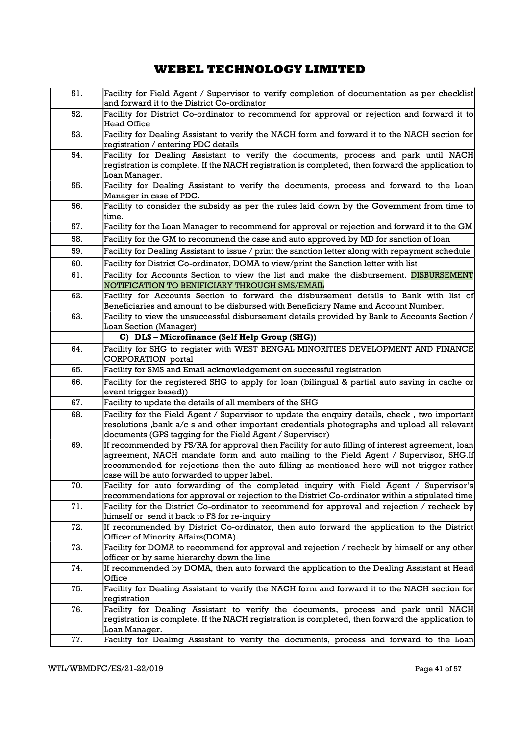| | |
|---|---|
| 51. | Facility for Field Agent / Supervisor to verify completion of documentation as per checklist and forward it to the District Co-ordinator |
| 52. | Facility for District Co-ordinator to recommend for approval or rejection and forward it to Head Office |
| 53. | Facility for Dealing Assistant to verify the NACH form and forward it to the NACH section for registration / entering PDC details |
| 54. | Facility for Dealing Assistant to verify the documents, process and park until NACH registration is complete. If the NACH registration is completed, then forward the application to Loan Manager. |
| 55. | Facility for Dealing Assistant to verify the documents, process and forward to the Loan Manager in case of PDC. |
| 56. | Facility to consider the subsidy as per the rules laid down by the Government from time to time. |
| 57. | Facility for the Loan Manager to recommend for approval or rejection and forward it to the GM |
| 58. | Facility for the GM to recommend the case and auto approved by MD for sanction of loan |
| 59. | Facility for Dealing Assistant to issue / print the sanction letter along with repayment schedule |
| 60. | Facility for District Co-ordinator, DOMA to view/print the Sanction letter with list |
| 61. | Facility for Accounts Section to view the list and make the disbursement. DISBURSEMENT NOTIFICATION TO BENIFICIARY THROUGH SMS/EMAIL |
| 62. | Facility for Accounts Section to forward the disbursement details to Bank with list of Beneficiaries and amount to be disbursed with Beneficiary Name and Account Number. |
| 63. | Facility to view the unsuccessful disbursement details provided by Bank to Accounts Section / Loan Section (Manager) |
| | **C) DLS – Microfinance (Self Help Group (SHG))** |
| 64. | Facility for SHG to register with WEST BENGAL MINORITIES DEVELOPMENT AND FINANCE CORPORATION portal |
| 65. | Facility for SMS and Email acknowledgement on successful registration |
| 66. | Facility for the registered SHG to apply for loan (bilingual & ~~partial~~ auto saving in cache or event trigger based)) |
| 67. | Facility to update the details of all members of the SHG |
| 68. | Facility for the Field Agent / Supervisor to update the enquiry details, check , two important resolutions ,bank a/c s and other important credentials photographs and upload all relevant documents (GPS tagging for the Field Agent / Supervisor) |
| 69. | If recommended by FS/RA for approval then Facility for auto filling of interest agreement, loan agreement, NACH mandate form and auto mailing to the Field Agent / Supervisor, SHG.If recommended for rejections then the auto filling as mentioned here will not trigger rather case will be auto forwarded to upper label. |
| 70. | Facility for auto forwarding of the completed inquiry with Field Agent / Supervisor's recommendations for approval or rejection to the District Co-ordinator within a stipulated time |
| 71. | Facility for the District Co-ordinator to recommend for approval and rejection / recheck by himself or send it back to FS for re-inquiry |
| 72. | If recommended by District Co-ordinator, then auto forward the application to the District Officer of Minority Affairs(DOMA). |
| 73. | Facility for DOMA to recommend for approval and rejection / recheck by himself or any other officer or by same hierarchy down the line |
| 74. | If recommended by DOMA, then auto forward the application to the Dealing Assistant at Head Office |
| 75. | Facility for Dealing Assistant to verify the NACH form and forward it to the NACH section for registration |
| 76. | Facility for Dealing Assistant to verify the documents, process and park until NACH registration is complete. If the NACH registration is completed, then forward the application to Loan Manager. |
| 77. | Facility for Dealing Assistant to verify the documents, process and forward to the Loan |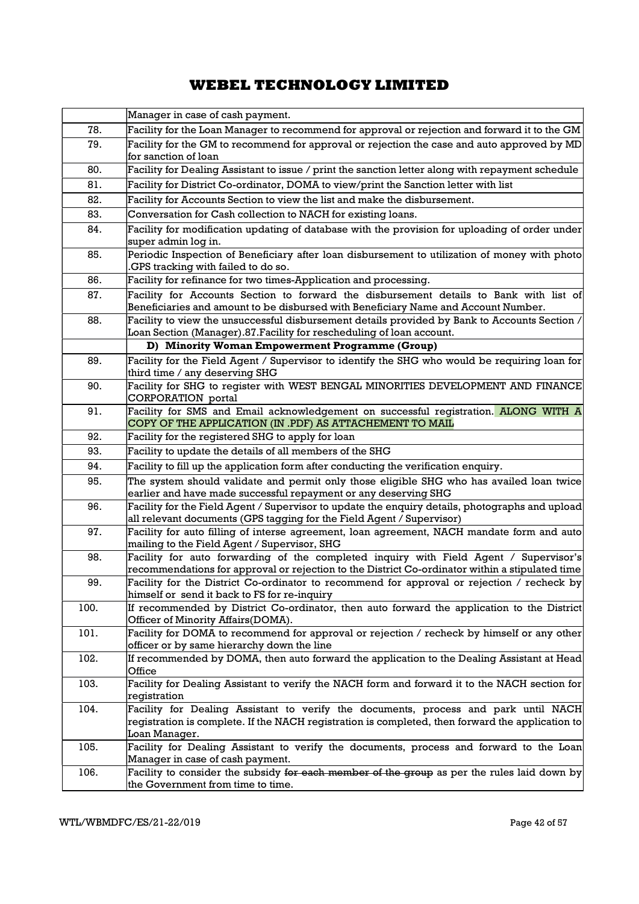# WEBEL TECHNOLOGY LIMITED

| | |
|---|---|
| | Manager in case of cash payment. |
| 78. | Facility for the Loan Manager to recommend for approval or rejection and forward it to the GM |
| 79. | Facility for the GM to recommend for approval or rejection the case and auto approved by MD for sanction of loan |
| 80. | Facility for Dealing Assistant to issue / print the sanction letter along with repayment schedule |
| 81. | Facility for District Co-ordinator, DOMA to view/print the Sanction letter with list |
| 82. | Facility for Accounts Section to view the list and make the disbursement. |
| 83. | Conversation for Cash collection to NACH for existing loans. |
| 84. | Facility for modification updating of database with the provision for uploading of order under super admin log in. |
| 85. | Periodic Inspection of Beneficiary after loan disbursement to utilization of money with photo .GPS tracking with failed to do so. |
| 86. | Facility for refinance for two times-Application and processing. |
| 87. | Facility for Accounts Section to forward the disbursement details to Bank with list of Beneficiaries and amount to be disbursed with Beneficiary Name and Account Number. |
| 88. | Facility to view the unsuccessful disbursement details provided by Bank to Accounts Section / Loan Section (Manager).87.Facility for rescheduling of loan account. |
| | **D) Minority Woman Empowerment Programme (Group)** |
| 89. | Facility for the Field Agent / Supervisor to identify the SHG who would be requiring loan for third time / any deserving SHG |
| 90. | Facility for SHG to register with WEST BENGAL MINORITIES DEVELOPMENT AND FINANCE CORPORATION portal |
| 91. | Facility for SMS and Email acknowledgement on successful registration. ALONG WITH A COPY OF THE APPLICATION (IN .PDF) AS ATTACHEMENT TO MAIL |
| 92. | Facility for the registered SHG to apply for loan |
| 93. | Facility to update the details of all members of the SHG |
| 94. | Facility to fill up the application form after conducting the verification enquiry. |
| 95. | The system should validate and permit only those eligible SHG who has availed loan twice earlier and have made successful repayment or any deserving SHG |
| 96. | Facility for the Field Agent / Supervisor to update the enquiry details, photographs and upload all relevant documents (GPS tagging for the Field Agent / Supervisor) |
| 97. | Facility for auto filling of interse agreement, loan agreement, NACH mandate form and auto mailing to the Field Agent / Supervisor, SHG |
| 98. | Facility for auto forwarding of the completed inquiry with Field Agent / Supervisor's recommendations for approval or rejection to the District Co-ordinator within a stipulated time |
| 99. | Facility for the District Co-ordinator to recommend for approval or rejection / recheck by himself or send it back to FS for re-inquiry |
| 100. | If recommended by District Co-ordinator, then auto forward the application to the District Officer of Minority Affairs(DOMA). |
| 101. | Facility for DOMA to recommend for approval or rejection / recheck by himself or any other officer or by same hierarchy down the line |
| 102. | If recommended by DOMA, then auto forward the application to the Dealing Assistant at Head Office |
| 103. | Facility for Dealing Assistant to verify the NACH form and forward it to the NACH section for registration |
| 104. | Facility for Dealing Assistant to verify the documents, process and park until NACH registration is complete. If the NACH registration is completed, then forward the application to Loan Manager. |
| 105. | Facility for Dealing Assistant to verify the documents, process and forward to the Loan Manager in case of cash payment. |
| 106. | Facility to consider the subsidy ~~for each member of the group~~ as per the rules laid down by the Government from time to time. |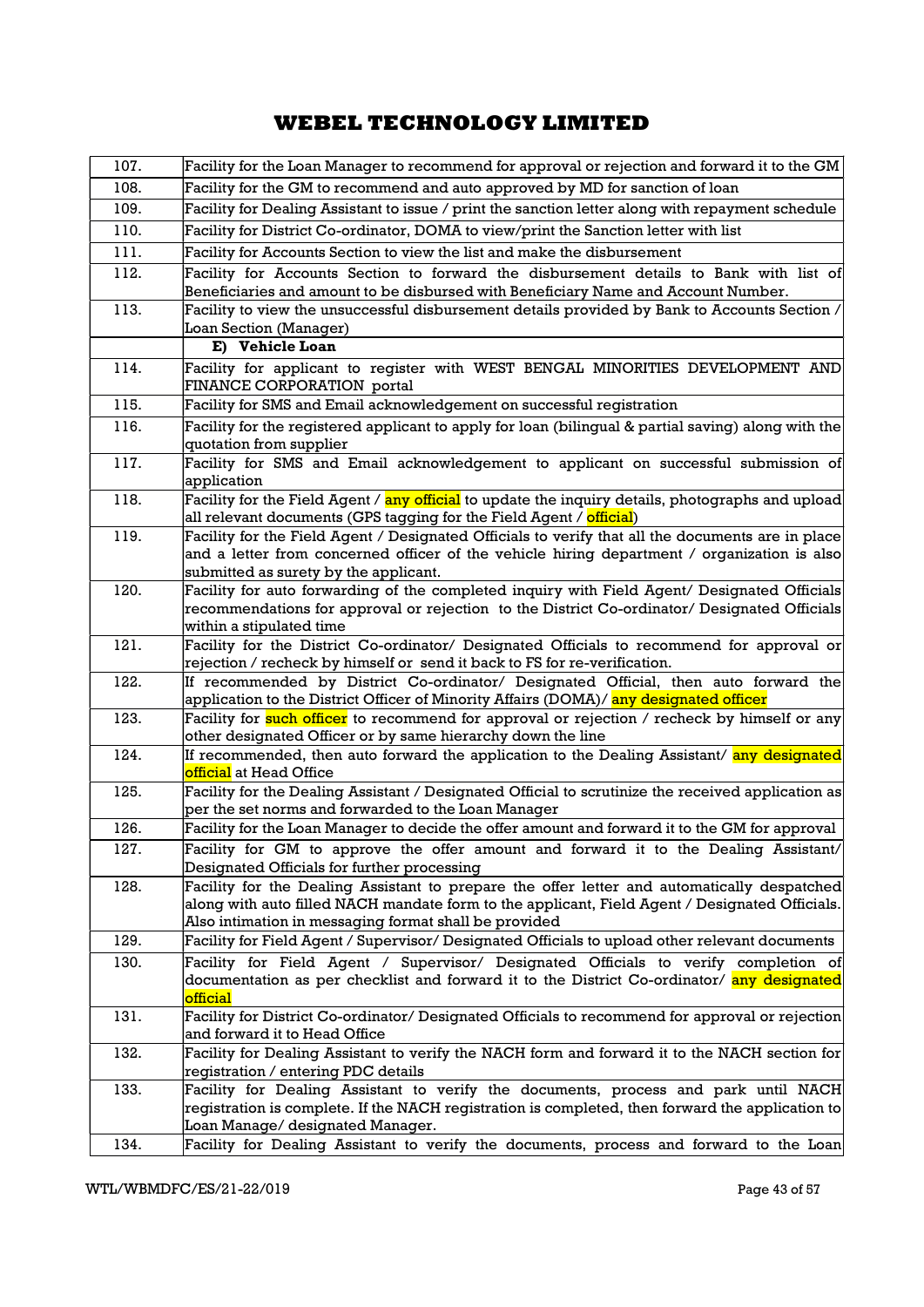# WEBEL TECHNOLOGY LIMITED

| | |
|---|---|
| 107. | Facility for the Loan Manager to recommend for approval or rejection and forward it to the GM |
| 108. | Facility for the GM to recommend and auto approved by MD for sanction of loan |
| 109. | Facility for Dealing Assistant to issue / print the sanction letter along with repayment schedule |
| 110. | Facility for District Co-ordinator, DOMA to view/print the Sanction letter with list |
| 111. | Facility for Accounts Section to view the list and make the disbursement |
| 112. | Facility for Accounts Section to forward the disbursement details to Bank with list of Beneficiaries and amount to be disbursed with Beneficiary Name and Account Number. |
| 113. | Facility to view the unsuccessful disbursement details provided by Bank to Accounts Section / Loan Section (Manager) |
| | **E) Vehicle Loan** |
| 114. | Facility for applicant to register with WEST BENGAL MINORITIES DEVELOPMENT AND FINANCE CORPORATION portal |
| 115. | Facility for SMS and Email acknowledgement on successful registration |
| 116. | Facility for the registered applicant to apply for loan (bilingual & partial saving) along with the quotation from supplier |
| 117. | Facility for SMS and Email acknowledgement to applicant on successful submission of application |
| 118. | Facility for the Field Agent / any official to update the inquiry details, photographs and upload all relevant documents (GPS tagging for the Field Agent / official) |
| 119. | Facility for the Field Agent / Designated Officials to verify that all the documents are in place and a letter from concerned officer of the vehicle hiring department / organization is also submitted as surety by the applicant. |
| 120. | Facility for auto forwarding of the completed inquiry with Field Agent/ Designated Officials recommendations for approval or rejection to the District Co-ordinator/ Designated Officials within a stipulated time |
| 121. | Facility for the District Co-ordinator/ Designated Officials to recommend for approval or rejection / recheck by himself or send it back to FS for re-verification. |
| 122. | If recommended by District Co-ordinator/ Designated Official, then auto forward the application to the District Officer of Minority Affairs (DOMA)/ any designated officer |
| 123. | Facility for such officer to recommend for approval or rejection / recheck by himself or any other designated Officer or by same hierarchy down the line |
| 124. | If recommended, then auto forward the application to the Dealing Assistant/ any designated official at Head Office |
| 125. | Facility for the Dealing Assistant / Designated Official to scrutinize the received application as per the set norms and forwarded to the Loan Manager |
| 126. | Facility for the Loan Manager to decide the offer amount and forward it to the GM for approval |
| 127. | Facility for GM to approve the offer amount and forward it to the Dealing Assistant/ Designated Officials for further processing |
| 128. | Facility for the Dealing Assistant to prepare the offer letter and automatically despatched along with auto filled NACH mandate form to the applicant, Field Agent / Designated Officials. Also intimation in messaging format shall be provided |
| 129. | Facility for Field Agent / Supervisor/ Designated Officials to upload other relevant documents |
| 130. | Facility for Field Agent / Supervisor/ Designated Officials to verify completion of documentation as per checklist and forward it to the District Co-ordinator/ any designated official |
| 131. | Facility for District Co-ordinator/ Designated Officials to recommend for approval or rejection and forward it to Head Office |
| 132. | Facility for Dealing Assistant to verify the NACH form and forward it to the NACH section for registration / entering PDC details |
| 133. | Facility for Dealing Assistant to verify the documents, process and park until NACH registration is complete. If the NACH registration is completed, then forward the application to Loan Manage/ designated Manager. |
| 134. | Facility for Dealing Assistant to verify the documents, process and forward to the Loan |

WTL/WBMDFC/ES/21-22/019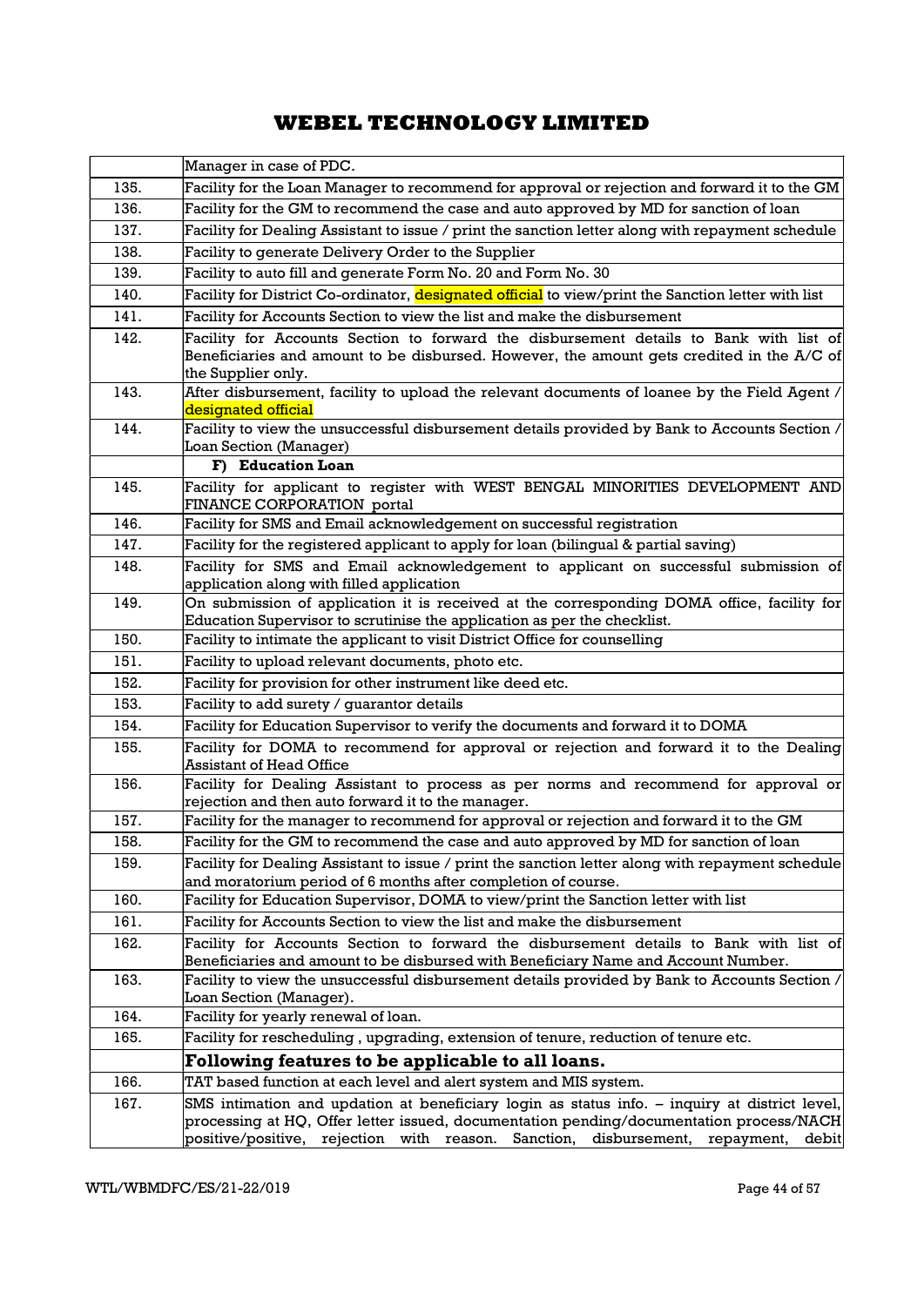| | |
|---|---|
| | Manager in case of PDC. |
| 135. | Facility for the Loan Manager to recommend for approval or rejection and forward it to the GM |
| 136. | Facility for the GM to recommend the case and auto approved by MD for sanction of loan |
| 137. | Facility for Dealing Assistant to issue / print the sanction letter along with repayment schedule |
| 138. | Facility to generate Delivery Order to the Supplier |
| 139. | Facility to auto fill and generate Form No. 20 and Form No. 30 |
| 140. | Facility for District Co-ordinator, designated official to view/print the Sanction letter with list |
| 141. | Facility for Accounts Section to view the list and make the disbursement |
| 142. | Facility for Accounts Section to forward the disbursement details to Bank with list of Beneficiaries and amount to be disbursed. However, the amount gets credited in the A/C of the Supplier only. |
| 143. | After disbursement, facility to upload the relevant documents of loanee by the Field Agent / designated official |
| 144. | Facility to view the unsuccessful disbursement details provided by Bank to Accounts Section / Loan Section (Manager) |
| | **F) Education Loan** |
| 145. | Facility for applicant to register with WEST BENGAL MINORITIES DEVELOPMENT AND FINANCE CORPORATION portal |
| 146. | Facility for SMS and Email acknowledgement on successful registration |
| 147. | Facility for the registered applicant to apply for loan (bilingual & partial saving) |
| 148. | Facility for SMS and Email acknowledgement to applicant on successful submission of application along with filled application |
| 149. | On submission of application it is received at the corresponding DOMA office, facility for Education Supervisor to scrutinise the application as per the checklist. |
| 150. | Facility to intimate the applicant to visit District Office for counselling |
| 151. | Facility to upload relevant documents, photo etc. |
| 152. | Facility for provision for other instrument like deed etc. |
| 153. | Facility to add surety / guarantor details |
| 154. | Facility for Education Supervisor to verify the documents and forward it to DOMA |
| 155. | Facility for DOMA to recommend for approval or rejection and forward it to the Dealing Assistant of Head Office |
| 156. | Facility for Dealing Assistant to process as per norms and recommend for approval or rejection and then auto forward it to the manager. |
| 157. | Facility for the manager to recommend for approval or rejection and forward it to the GM |
| 158. | Facility for the GM to recommend the case and auto approved by MD for sanction of loan |
| 159. | Facility for Dealing Assistant to issue / print the sanction letter along with repayment schedule and moratorium period of 6 months after completion of course. |
| 160. | Facility for Education Supervisor, DOMA to view/print the Sanction letter with list |
| 161. | Facility for Accounts Section to view the list and make the disbursement |
| 162. | Facility for Accounts Section to forward the disbursement details to Bank with list of Beneficiaries and amount to be disbursed with Beneficiary Name and Account Number. |
| 163. | Facility to view the unsuccessful disbursement details provided by Bank to Accounts Section / Loan Section (Manager). |
| 164. | Facility for yearly renewal of loan. |
| 165. | Facility for rescheduling , upgrading, extension of tenure, reduction of tenure etc. |
| | **Following features to be applicable to all loans.** |
| 166. | TAT based function at each level and alert system and MIS system. |
| 167. | SMS intimation and updation at beneficiary login as status info. – inquiry at district level, processing at HQ, Offer letter issued, documentation pending/documentation process/NACH positive/positive, rejection with reason. Sanction, disbursement, repayment, debit |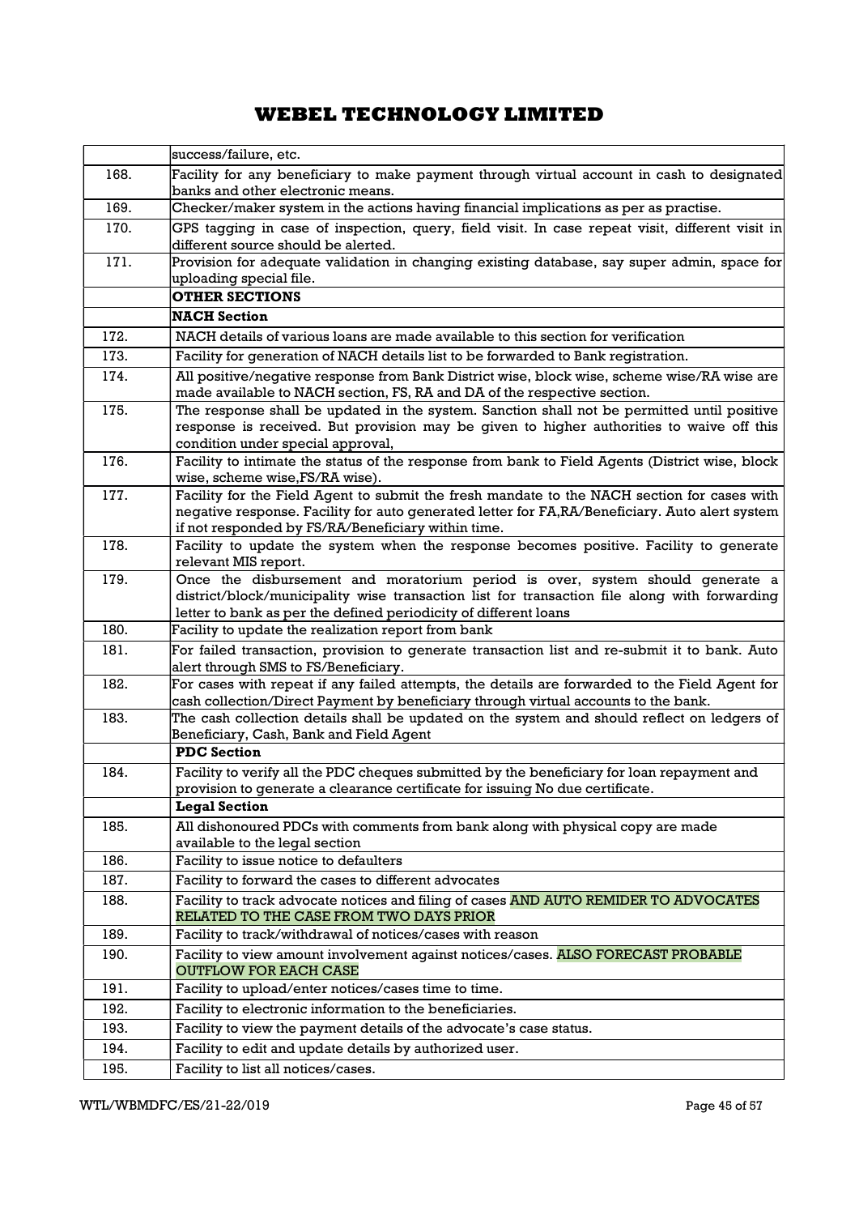| | |
|---|---|
| | success/failure, etc. |
| 168. | Facility for any beneficiary to make payment through virtual account in cash to designated banks and other electronic means. |
| 169. | Checker/maker system in the actions having financial implications as per as practise. |
| 170. | GPS tagging in case of inspection, query, field visit. In case repeat visit, different visit in different source should be alerted. |
| 171. | Provision for adequate validation in changing existing database, say super admin, space for uploading special file. |
| | **OTHER SECTIONS** |
| | **NACH Section** |
| 172. | NACH details of various loans are made available to this section for verification |
| 173. | Facility for generation of NACH details list to be forwarded to Bank registration. |
| 174. | All positive/negative response from Bank District wise, block wise, scheme wise/RA wise are made available to NACH section, FS, RA and DA of the respective section. |
| 175. | The response shall be updated in the system. Sanction shall not be permitted until positive response is received. But provision may be given to higher authorities to waive off this condition under special approval, |
| 176. | Facility to intimate the status of the response from bank to Field Agents (District wise, block wise, scheme wise,FS/RA wise). |
| 177. | Facility for the Field Agent to submit the fresh mandate to the NACH section for cases with negative response. Facility for auto generated letter for FA,RA/Beneficiary. Auto alert system if not responded by FS/RA/Beneficiary within time. |
| 178. | Facility to update the system when the response becomes positive. Facility to generate relevant MIS report. |
| 179. | Once the disbursement and moratorium period is over, system should generate a district/block/municipality wise transaction list for transaction file along with forwarding letter to bank as per the defined periodicity of different loans |
| 180. | Facility to update the realization report from bank |
| 181. | For failed transaction, provision to generate transaction list and re-submit it to bank. Auto alert through SMS to FS/Beneficiary. |
| 182. | For cases with repeat if any failed attempts, the details are forwarded to the Field Agent for cash collection/Direct Payment by beneficiary through virtual accounts to the bank. |
| 183. | The cash collection details shall be updated on the system and should reflect on ledgers of Beneficiary, Cash, Bank and Field Agent |
| | **PDC Section** |
| 184. | Facility to verify all the PDC cheques submitted by the beneficiary for loan repayment and provision to generate a clearance certificate for issuing No due certificate. |
| | **Legal Section** |
| 185. | All dishonoured PDCs with comments from bank along with physical copy are made available to the legal section |
| 186. | Facility to issue notice to defaulters |
| 187. | Facility to forward the cases to different advocates |
| 188. | Facility to track advocate notices and filing of cases AND AUTO REMIDER TO ADVOCATES RELATED TO THE CASE FROM TWO DAYS PRIOR |
| 189. | Facility to track/withdrawal of notices/cases with reason |
| 190. | Facility to view amount involvement against notices/cases. ALSO FORECAST PROBABLE OUTFLOW FOR EACH CASE |
| 191. | Facility to upload/enter notices/cases time to time. |
| 192. | Facility to electronic information to the beneficiaries. |
| 193. | Facility to view the payment details of the advocate's case status. |
| 194. | Facility to edit and update details by authorized user. |
| 195. | Facility to list all notices/cases. |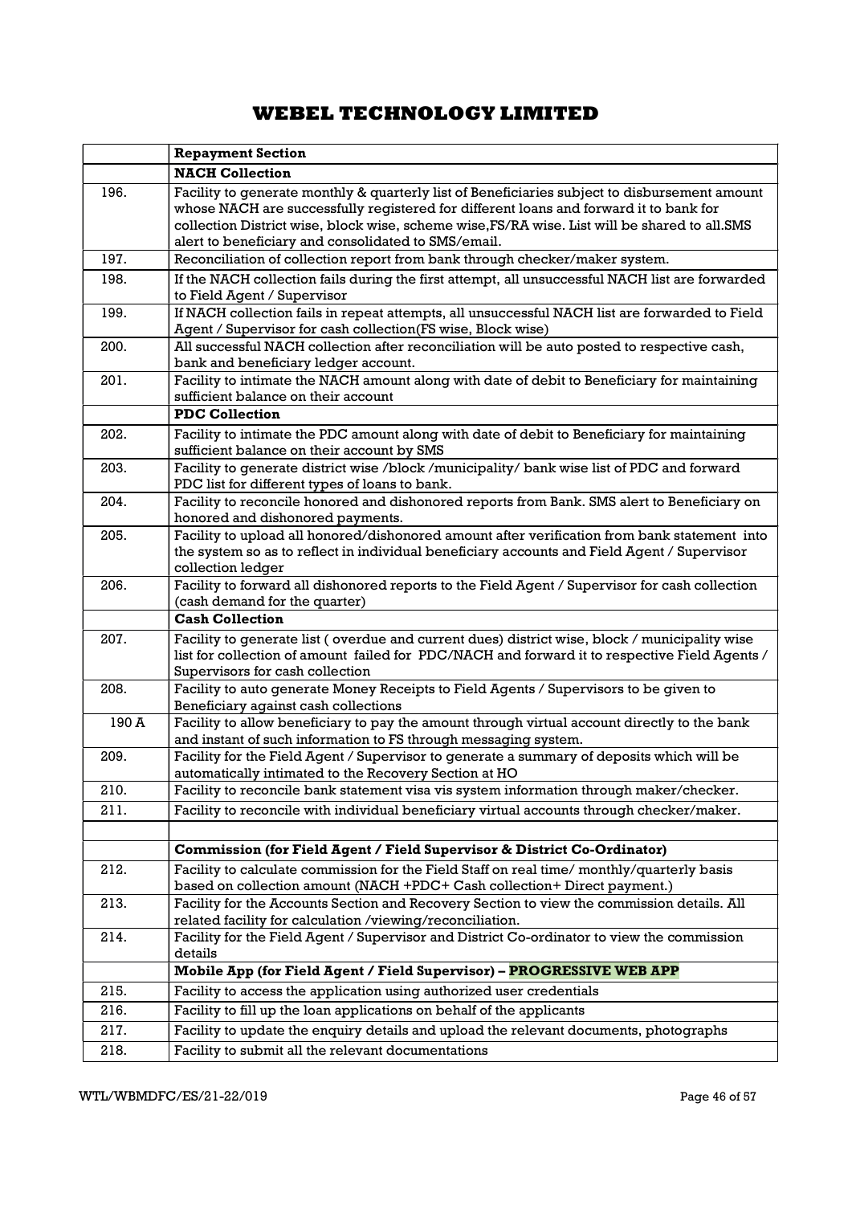| | **Repayment Section** |
|---|---|
| | **NACH Collection** |
| 196. | Facility to generate monthly & quarterly list of Beneficiaries subject to disbursement amount whose NACH are successfully registered for different loans and forward it to bank for collection District wise, block wise, scheme wise,FS/RA wise. List will be shared to all.SMS alert to beneficiary and consolidated to SMS/email. |
| 197. | Reconciliation of collection report from bank through checker/maker system. |
| 198. | If the NACH collection fails during the first attempt, all unsuccessful NACH list are forwarded to Field Agent / Supervisor |
| 199. | If NACH collection fails in repeat attempts, all unsuccessful NACH list are forwarded to Field Agent / Supervisor for cash collection(FS wise, Block wise) |
| 200. | All successful NACH collection after reconciliation will be auto posted to respective cash, bank and beneficiary ledger account. |
| 201. | Facility to intimate the NACH amount along with date of debit to Beneficiary for maintaining sufficient balance on their account |
| | **PDC Collection** |
| 202. | Facility to intimate the PDC amount along with date of debit to Beneficiary for maintaining sufficient balance on their account by SMS |
| 203. | Facility to generate district wise /block /municipality/ bank wise list of PDC and forward PDC list for different types of loans to bank. |
| 204. | Facility to reconcile honored and dishonored reports from Bank. SMS alert to Beneficiary on honored and dishonored payments. |
| 205. | Facility to upload all honored/dishonored amount after verification from bank statement into the system so as to reflect in individual beneficiary accounts and Field Agent / Supervisor collection ledger |
| 206. | Facility to forward all dishonored reports to the Field Agent / Supervisor for cash collection (cash demand for the quarter) |
| | **Cash Collection** |
| 207. | Facility to generate list ( overdue and current dues) district wise, block / municipality wise list for collection of amount failed for PDC/NACH and forward it to respective Field Agents / Supervisors for cash collection |
| 208. | Facility to auto generate Money Receipts to Field Agents / Supervisors to be given to Beneficiary against cash collections |
| 190 A | Facility to allow beneficiary to pay the amount through virtual account directly to the bank and instant of such information to FS through messaging system. |
| 209. | Facility for the Field Agent / Supervisor to generate a summary of deposits which will be automatically intimated to the Recovery Section at HO |
| 210. | Facility to reconcile bank statement visa vis system information through maker/checker. |
| 211. | Facility to reconcile with individual beneficiary virtual accounts through checker/maker. |
| | |
| | **Commission (for Field Agent / Field Supervisor & District Co-Ordinator)** |
| 212. | Facility to calculate commission for the Field Staff on real time/ monthly/quarterly basis based on collection amount (NACH +PDC+ Cash collection+ Direct payment.) |
| 213. | Facility for the Accounts Section and Recovery Section to view the commission details. All related facility for calculation /viewing/reconciliation. |
| 214. | Facility for the Field Agent / Supervisor and District Co-ordinator to view the commission details |
| | **Mobile App (for Field Agent / Field Supervisor) – PROGRESSIVE WEB APP** |
| 215. | Facility to access the application using authorized user credentials |
| 216. | Facility to fill up the loan applications on behalf of the applicants |
| 217. | Facility to update the enquiry details and upload the relevant documents, photographs |
| 218. | Facility to submit all the relevant documentations |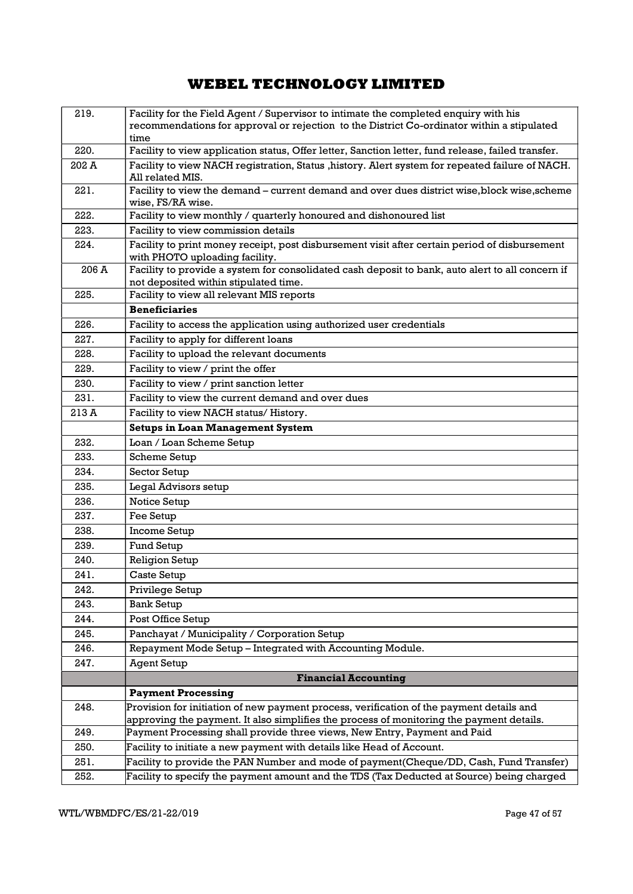| | |
|---|---|
| 219. | Facility for the Field Agent / Supervisor to intimate the completed enquiry with his recommendations for approval or rejection to the District Co-ordinator within a stipulated time |
| 220. | Facility to view application status, Offer letter, Sanction letter, fund release, failed transfer. |
| 202 A | Facility to view NACH registration, Status ,history. Alert system for repeated failure of NACH. All related MIS. |
| 221. | Facility to view the demand – current demand and over dues district wise,block wise,scheme wise, FS/RA wise. |
| 222. | Facility to view monthly / quarterly honoured and dishonoured list |
| 223. | Facility to view commission details |
| 224. | Facility to print money receipt, post disbursement visit after certain period of disbursement with PHOTO uploading facility. |
| 206 A | Facility to provide a system for consolidated cash deposit to bank, auto alert to all concern if not deposited within stipulated time. |
| 225. | Facility to view all relevant MIS reports |
| | **Beneficiaries** |
| 226. | Facility to access the application using authorized user credentials |
| 227. | Facility to apply for different loans |
| 228. | Facility to upload the relevant documents |
| 229. | Facility to view / print the offer |
| 230. | Facility to view / print sanction letter |
| 231. | Facility to view the current demand and over dues |
| 213 A | Facility to view NACH status/ History. |
| | **Setups in Loan Management System** |
| 232. | Loan / Loan Scheme Setup |
| 233. | Scheme Setup |
| 234. | Sector Setup |
| 235. | Legal Advisors setup |
| 236. | Notice Setup |
| 237. | Fee Setup |
| 238. | Income Setup |
| 239. | Fund Setup |
| 240. | Religion Setup |
| 241. | Caste Setup |
| 242. | Privilege Setup |
| 243. | Bank Setup |
| 244. | Post Office Setup |
| 245. | Panchayat / Municipality / Corporation Setup |
| 246. | Repayment Mode Setup – Integrated with Accounting Module. |
| 247. | Agent Setup |
| | **Financial Accounting** |
| | **Payment Processing** |
| 248. | Provision for initiation of new payment process, verification of the payment details and approving the payment. It also simplifies the process of monitoring the payment details. |
| 249. | Payment Processing shall provide three views, New Entry, Payment and Paid |
| 250. | Facility to initiate a new payment with details like Head of Account. |
| 251. | Facility to provide the PAN Number and mode of payment(Cheque/DD, Cash, Fund Transfer) |
| 252. | Facility to specify the payment amount and the TDS (Tax Deducted at Source) being charged |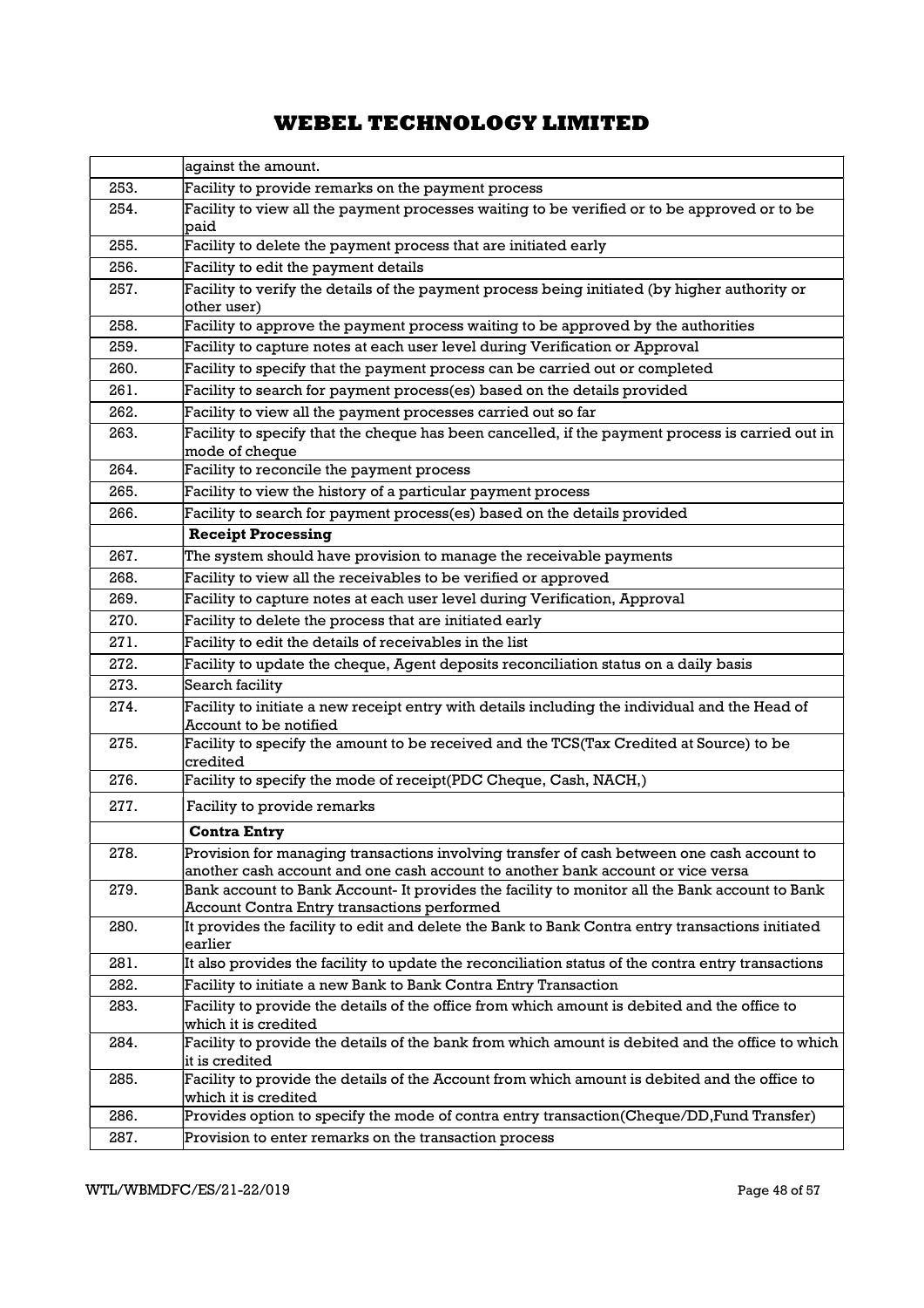|  |  |
|---|---|
|  | against the amount. |
| 253. | Facility to provide remarks on the payment process |
| 254. | Facility to view all the payment processes waiting to be verified or to be approved or to be paid |
| 255. | Facility to delete the payment process that are initiated early |
| 256. | Facility to edit the payment details |
| 257. | Facility to verify the details of the payment process being initiated (by higher authority or other user) |
| 258. | Facility to approve the payment process waiting to be approved by the authorities |
| 259. | Facility to capture notes at each user level during Verification or Approval |
| 260. | Facility to specify that the payment process can be carried out or completed |
| 261. | Facility to search for payment process(es) based on the details provided |
| 262. | Facility to view all the payment processes carried out so far |
| 263. | Facility to specify that the cheque has been cancelled, if the payment process is carried out in mode of cheque |
| 264. | Facility to reconcile the payment process |
| 265. | Facility to view the history of a particular payment process |
| 266. | Facility to search for payment process(es) based on the details provided |
|  | **Receipt Processing** |
| 267. | The system should have provision to manage the receivable payments |
| 268. | Facility to view all the receivables to be verified or approved |
| 269. | Facility to capture notes at each user level during Verification, Approval |
| 270. | Facility to delete the process that are initiated early |
| 271. | Facility to edit the details of receivables in the list |
| 272. | Facility to update the cheque, Agent deposits reconciliation status on a daily basis |
| 273. | Search facility |
| 274. | Facility to initiate a new receipt entry with details including the individual and the Head of Account to be notified |
| 275. | Facility to specify the amount to be received and the TCS(Tax Credited at Source) to be credited |
| 276. | Facility to specify the mode of receipt(PDC Cheque, Cash, NACH,) |
| 277. | Facility to provide remarks |
|  | **Contra Entry** |
| 278. | Provision for managing transactions involving transfer of cash between one cash account to another cash account and one cash account to another bank account or vice versa |
| 279. | Bank account to Bank Account- It provides the facility to monitor all the Bank account to Bank Account Contra Entry transactions performed |
| 280. | It provides the facility to edit and delete the Bank to Bank Contra entry transactions initiated earlier |
| 281. | It also provides the facility to update the reconciliation status of the contra entry transactions |
| 282. | Facility to initiate a new Bank to Bank Contra Entry Transaction |
| 283. | Facility to provide the details of the office from which amount is debited and the office to which it is credited |
| 284. | Facility to provide the details of the bank from which amount is debited and the office to which it is credited |
| 285. | Facility to provide the details of the Account from which amount is debited and the office to which it is credited |
| 286. | Provides option to specify the mode of contra entry transaction(Cheque/DD,Fund Transfer) |
| 287. | Provision to enter remarks on the transaction process |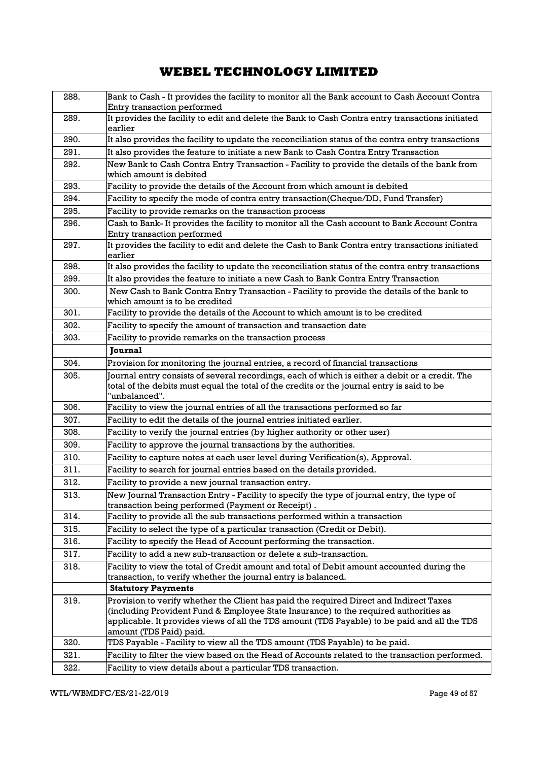| | |
|---|---|
| 288. | Bank to Cash - It provides the facility to monitor all the Bank account to Cash Account Contra Entry transaction performed |
| 289. | It provides the facility to edit and delete the Bank to Cash Contra entry transactions initiated earlier |
| 290. | It also provides the facility to update the reconciliation status of the contra entry transactions |
| 291. | It also provides the feature to initiate a new Bank to Cash Contra Entry Transaction |
| 292. | New Bank to Cash Contra Entry Transaction - Facility to provide the details of the bank from which amount is debited |
| 293. | Facility to provide the details of the Account from which amount is debited |
| 294. | Facility to specify the mode of contra entry transaction(Cheque/DD, Fund Transfer) |
| 295. | Facility to provide remarks on the transaction process |
| 296. | Cash to Bank- It provides the facility to monitor all the Cash account to Bank Account Contra Entry transaction performed |
| 297. | It provides the facility to edit and delete the Cash to Bank Contra entry transactions initiated earlier |
| 298. | It also provides the facility to update the reconciliation status of the contra entry transactions |
| 299. | It also provides the feature to initiate a new Cash to Bank Contra Entry Transaction |
| 300. | New Cash to Bank Contra Entry Transaction - Facility to provide the details of the bank to which amount is to be credited |
| 301. | Facility to provide the details of the Account to which amount is to be credited |
| 302. | Facility to specify the amount of transaction and transaction date |
| 303. | Facility to provide remarks on the transaction process |
| | **Journal** |
| 304. | Provision for monitoring the journal entries, a record of financial transactions |
| 305. | Journal entry consists of several recordings, each of which is either a debit or a credit. The total of the debits must equal the total of the credits or the journal entry is said to be "unbalanced". |
| 306. | Facility to view the journal entries of all the transactions performed so far |
| 307. | Facility to edit the details of the journal entries initiated earlier. |
| 308. | Facility to verify the journal entries (by higher authority or other user) |
| 309. | Facility to approve the journal transactions by the authorities. |
| 310. | Facility to capture notes at each user level during Verification(s), Approval. |
| 311. | Facility to search for journal entries based on the details provided. |
| 312. | Facility to provide a new journal transaction entry. |
| 313. | New Journal Transaction Entry - Facility to specify the type of journal entry, the type of transaction being performed (Payment or Receipt) . |
| 314. | Facility to provide all the sub transactions performed within a transaction |
| 315. | Facility to select the type of a particular transaction (Credit or Debit). |
| 316. | Facility to specify the Head of Account performing the transaction. |
| 317. | Facility to add a new sub-transaction or delete a sub-transaction. |
| 318. | Facility to view the total of Credit amount and total of Debit amount accounted during the transaction, to verify whether the journal entry is balanced. |
| | **Statutory Payments** |
| 319. | Provision to verify whether the Client has paid the required Direct and Indirect Taxes (including Provident Fund & Employee State Insurance) to the required authorities as applicable. It provides views of all the TDS amount (TDS Payable) to be paid and all the TDS amount (TDS Paid) paid. |
| 320. | TDS Payable - Facility to view all the TDS amount (TDS Payable) to be paid. |
| 321. | Facility to filter the view based on the Head of Accounts related to the transaction performed. |
| 322. | Facility to view details about a particular TDS transaction. |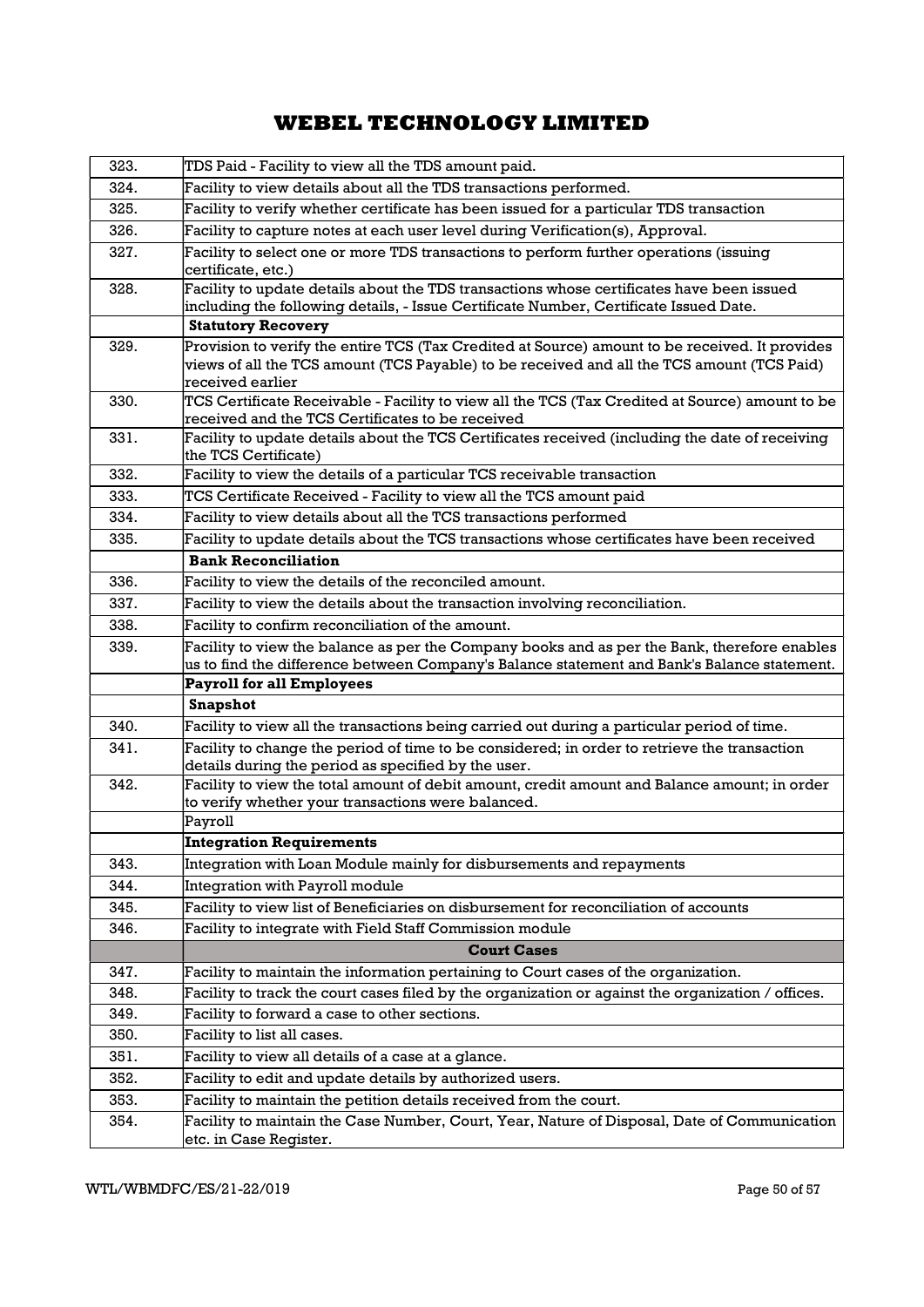| | |
|---|---|
| 323. | TDS Paid - Facility to view all the TDS amount paid. |
| 324. | Facility to view details about all the TDS transactions performed. |
| 325. | Facility to verify whether certificate has been issued for a particular TDS transaction |
| 326. | Facility to capture notes at each user level during Verification(s), Approval. |
| 327. | Facility to select one or more TDS transactions to perform further operations (issuing certificate, etc.) |
| 328. | Facility to update details about the TDS transactions whose certificates have been issued including the following details, - Issue Certificate Number, Certificate Issued Date. |
| | **Statutory Recovery** |
| 329. | Provision to verify the entire TCS (Tax Credited at Source) amount to be received. It provides views of all the TCS amount (TCS Payable) to be received and all the TCS amount (TCS Paid) received earlier |
| 330. | TCS Certificate Receivable - Facility to view all the TCS (Tax Credited at Source) amount to be received and the TCS Certificates to be received |
| 331. | Facility to update details about the TCS Certificates received (including the date of receiving the TCS Certificate) |
| 332. | Facility to view the details of a particular TCS receivable transaction |
| 333. | TCS Certificate Received - Facility to view all the TCS amount paid |
| 334. | Facility to view details about all the TCS transactions performed |
| 335. | Facility to update details about the TCS transactions whose certificates have been received |
| | **Bank Reconciliation** |
| 336. | Facility to view the details of the reconciled amount. |
| 337. | Facility to view the details about the transaction involving reconciliation. |
| 338. | Facility to confirm reconciliation of the amount. |
| 339. | Facility to view the balance as per the Company books and as per the Bank, therefore enables us to find the difference between Company's Balance statement and Bank's Balance statement. |
| | **Payroll for all Employees** |
| | **Snapshot** |
| 340. | Facility to view all the transactions being carried out during a particular period of time. |
| 341. | Facility to change the period of time to be considered; in order to retrieve the transaction details during the period as specified by the user. |
| 342. | Facility to view the total amount of debit amount, credit amount and Balance amount; in order to verify whether your transactions were balanced. |
| | Payroll |
| | **Integration Requirements** |
| 343. | Integration with Loan Module mainly for disbursements and repayments |
| 344. | Integration with Payroll module |
| 345. | Facility to view list of Beneficiaries on disbursement for reconciliation of accounts |
| 346. | Facility to integrate with Field Staff Commission module |
| | **Court Cases** |
| 347. | Facility to maintain the information pertaining to Court cases of the organization. |
| 348. | Facility to track the court cases filed by the organization or against the organization / offices. |
| 349. | Facility to forward a case to other sections. |
| 350. | Facility to list all cases. |
| 351. | Facility to view all details of a case at a glance. |
| 352. | Facility to edit and update details by authorized users. |
| 353. | Facility to maintain the petition details received from the court. |
| 354. | Facility to maintain the Case Number, Court, Year, Nature of Disposal, Date of Communication etc. in Case Register. |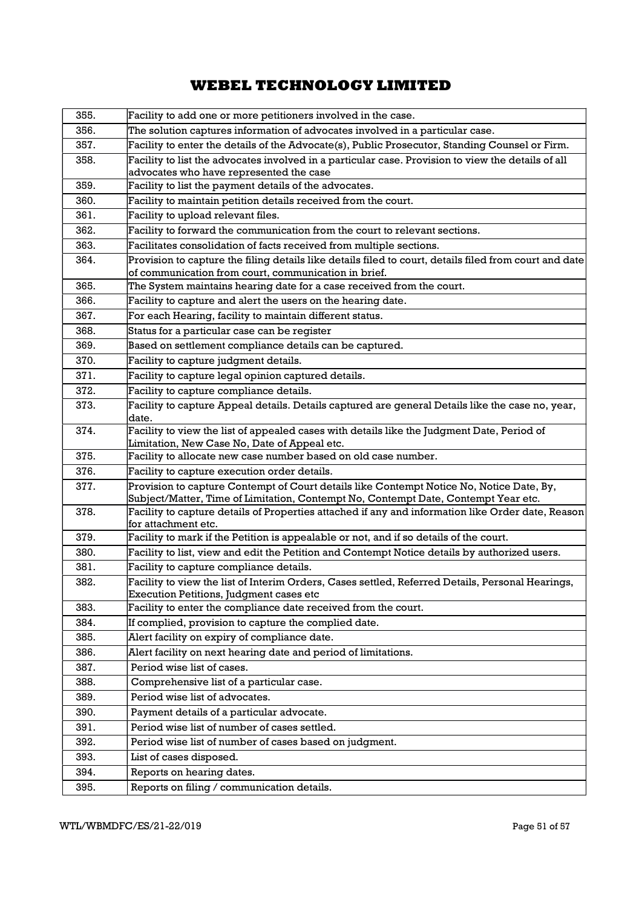| 355. | Facility to add one or more petitioners involved in the case. |
|---|---|
| 356. | The solution captures information of advocates involved in a particular case. |
| 357. | Facility to enter the details of the Advocate(s), Public Prosecutor, Standing Counsel or Firm. |
| 358. | Facility to list the advocates involved in a particular case. Provision to view the details of all advocates who have represented the case |
| 359. | Facility to list the payment details of the advocates. |
| 360. | Facility to maintain petition details received from the court. |
| 361. | Facility to upload relevant files. |
| 362. | Facility to forward the communication from the court to relevant sections. |
| 363. | Facilitates consolidation of facts received from multiple sections. |
| 364. | Provision to capture the filing details like details filed to court, details filed from court and date of communication from court, communication in brief. |
| 365. | The System maintains hearing date for a case received from the court. |
| 366. | Facility to capture and alert the users on the hearing date. |
| 367. | For each Hearing, facility to maintain different status. |
| 368. | Status for a particular case can be register |
| 369. | Based on settlement compliance details can be captured. |
| 370. | Facility to capture judgment details. |
| 371. | Facility to capture legal opinion captured details. |
| 372. | Facility to capture compliance details. |
| 373. | Facility to capture Appeal details. Details captured are general Details like the case no, year, date. |
| 374. | Facility to view the list of appealed cases with details like the Judgment Date, Period of Limitation, New Case No, Date of Appeal etc. |
| 375. | Facility to allocate new case number based on old case number. |
| 376. | Facility to capture execution order details. |
| 377. | Provision to capture Contempt of Court details like Contempt Notice No, Notice Date, By, Subject/Matter, Time of Limitation, Contempt No, Contempt Date, Contempt Year etc. |
| 378. | Facility to capture details of Properties attached if any and information like Order date, Reason for attachment etc. |
| 379. | Facility to mark if the Petition is appealable or not, and if so details of the court. |
| 380. | Facility to list, view and edit the Petition and Contempt Notice details by authorized users. |
| 381. | Facility to capture compliance details. |
| 382. | Facility to view the list of Interim Orders, Cases settled, Referred Details, Personal Hearings, Execution Petitions, Judgment cases etc |
| 383. | Facility to enter the compliance date received from the court. |
| 384. | If complied, provision to capture the complied date. |
| 385. | Alert facility on expiry of compliance date. |
| 386. | Alert facility on next hearing date and period of limitations. |
| 387. | Period wise list of cases. |
| 388. | Comprehensive list of a particular case. |
| 389. | Period wise list of advocates. |
| 390. | Payment details of a particular advocate. |
| 391. | Period wise list of number of cases settled. |
| 392. | Period wise list of number of cases based on judgment. |
| 393. | List of cases disposed. |
| 394. | Reports on hearing dates. |
| 395. | Reports on filing / communication details. |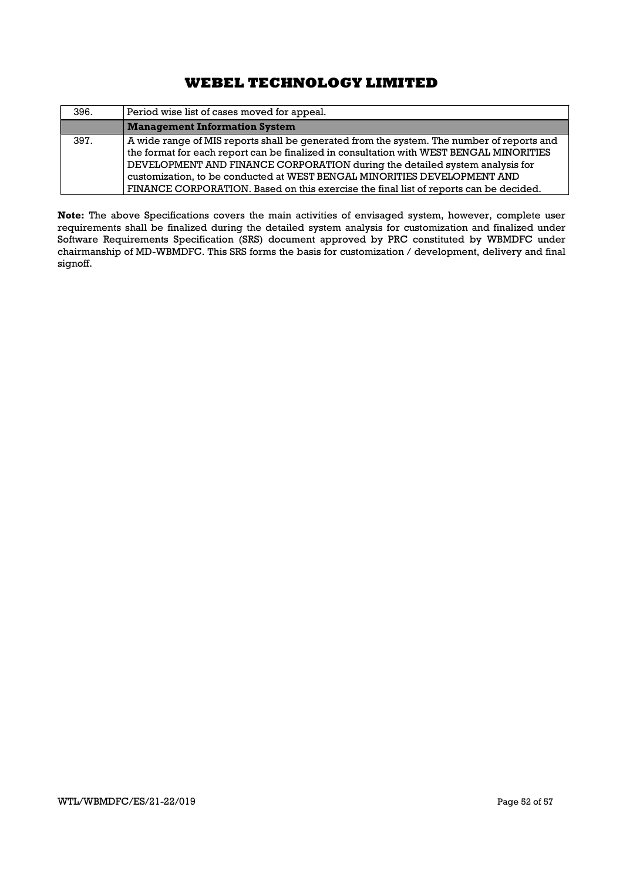| | |
|---|---|
| 396. | Period wise list of cases moved for appeal. |
| | **Management Information System** |
| 397. | A wide range of MIS reports shall be generated from the system. The number of reports and the format for each report can be finalized in consultation with WEST BENGAL MINORITIES DEVELOPMENT AND FINANCE CORPORATION during the detailed system analysis for customization, to be conducted at WEST BENGAL MINORITIES DEVELOPMENT AND FINANCE CORPORATION. Based on this exercise the final list of reports can be decided. |

**Note:** The above Specifications covers the main activities of envisaged system, however, complete user requirements shall be finalized during the detailed system analysis for customization and finalized under Software Requirements Specification (SRS) document approved by PRC constituted by WBMDFC under chairmanship of MD-WBMDFC. This SRS forms the basis for customization / development, delivery and final signoff.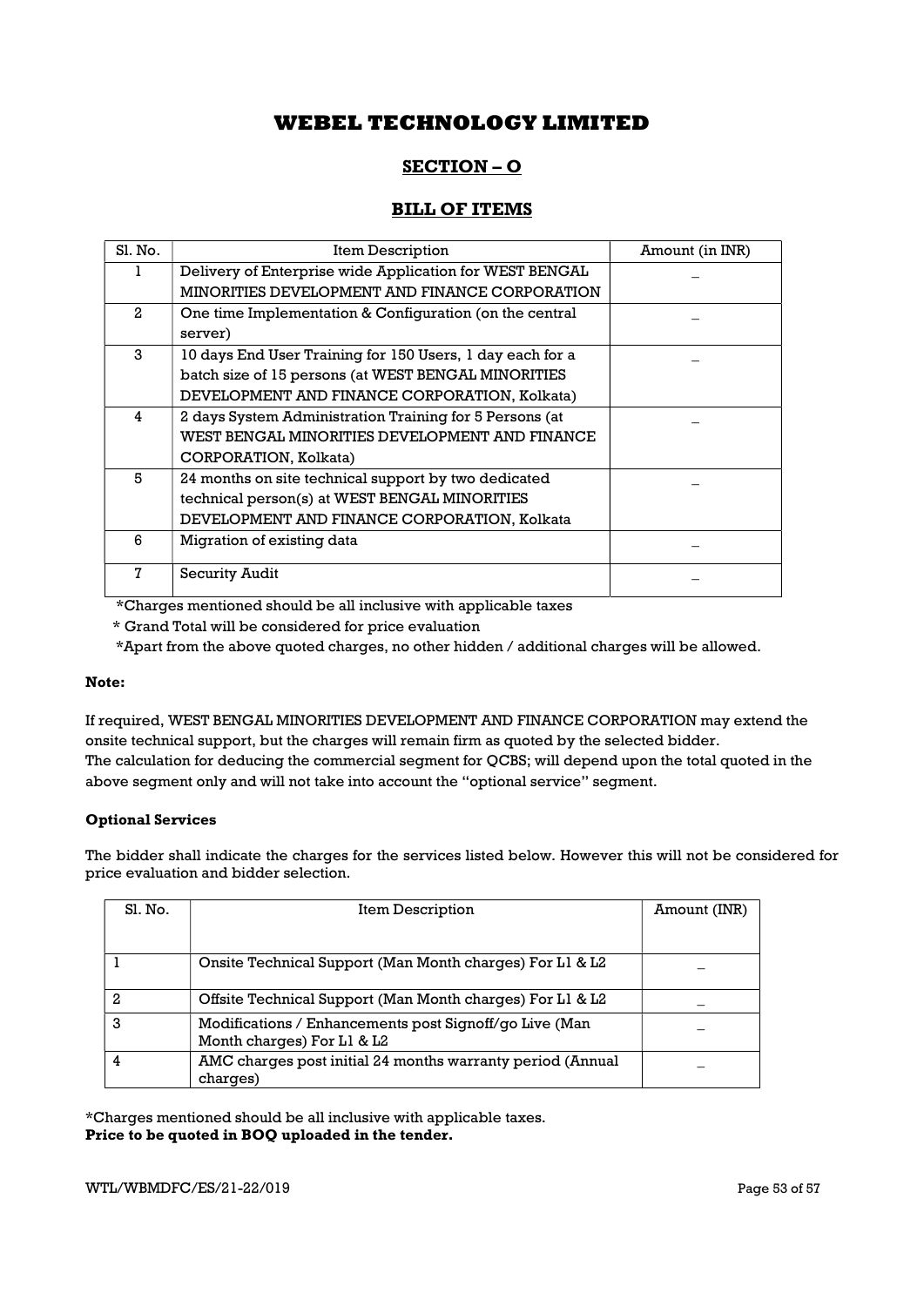# WEBEL TECHNOLOGY LIMITED

## SECTION – O

## BILL OF ITEMS

| Sl. No. | Item Description | Amount (in INR) |
|---|---|---|
| 1 | Delivery of Enterprise wide Application for WEST BENGAL MINORITIES DEVELOPMENT AND FINANCE CORPORATION | _ |
| 2 | One time Implementation & Configuration (on the central server) | _ |
| 3 | 10 days End User Training for 150 Users, 1 day each for a batch size of 15 persons (at WEST BENGAL MINORITIES DEVELOPMENT AND FINANCE CORPORATION, Kolkata) | _ |
| 4 | 2 days System Administration Training for 5 Persons (at WEST BENGAL MINORITIES DEVELOPMENT AND FINANCE CORPORATION, Kolkata) | _ |
| 5 | 24 months on site technical support by two dedicated technical person(s) at WEST BENGAL MINORITIES DEVELOPMENT AND FINANCE CORPORATION, Kolkata | _ |
| 6 | Migration of existing data | _ |
| 7 | Security Audit | _ |

*Charges mentioned should be all inclusive with applicable taxes

* Grand Total will be considered for price evaluation

*Apart from the above quoted charges, no other hidden / additional charges will be allowed.

**Note:**

If required, WEST BENGAL MINORITIES DEVELOPMENT AND FINANCE CORPORATION may extend the onsite technical support, but the charges will remain firm as quoted by the selected bidder.
The calculation for deducing the commercial segment for QCBS; will depend upon the total quoted in the above segment only and will not take into account the "optional service" segment.

**Optional Services**

The bidder shall indicate the charges for the services listed below. However this will not be considered for price evaluation and bidder selection.

| Sl. No. | Item Description | Amount (INR) |
|---|---|---|
| 1 | Onsite Technical Support (Man Month charges) For L1 & L2 | _ |
| 2 | Offsite Technical Support (Man Month charges) For L1 & L2 | _ |
| 3 | Modifications / Enhancements post Signoff/go Live (Man Month charges) For L1 & L2 | _ |
| 4 | AMC charges post initial 24 months warranty period (Annual charges) | _ |

*Charges mentioned should be all inclusive with applicable taxes.
**Price to be quoted in BOQ uploaded in the tender.**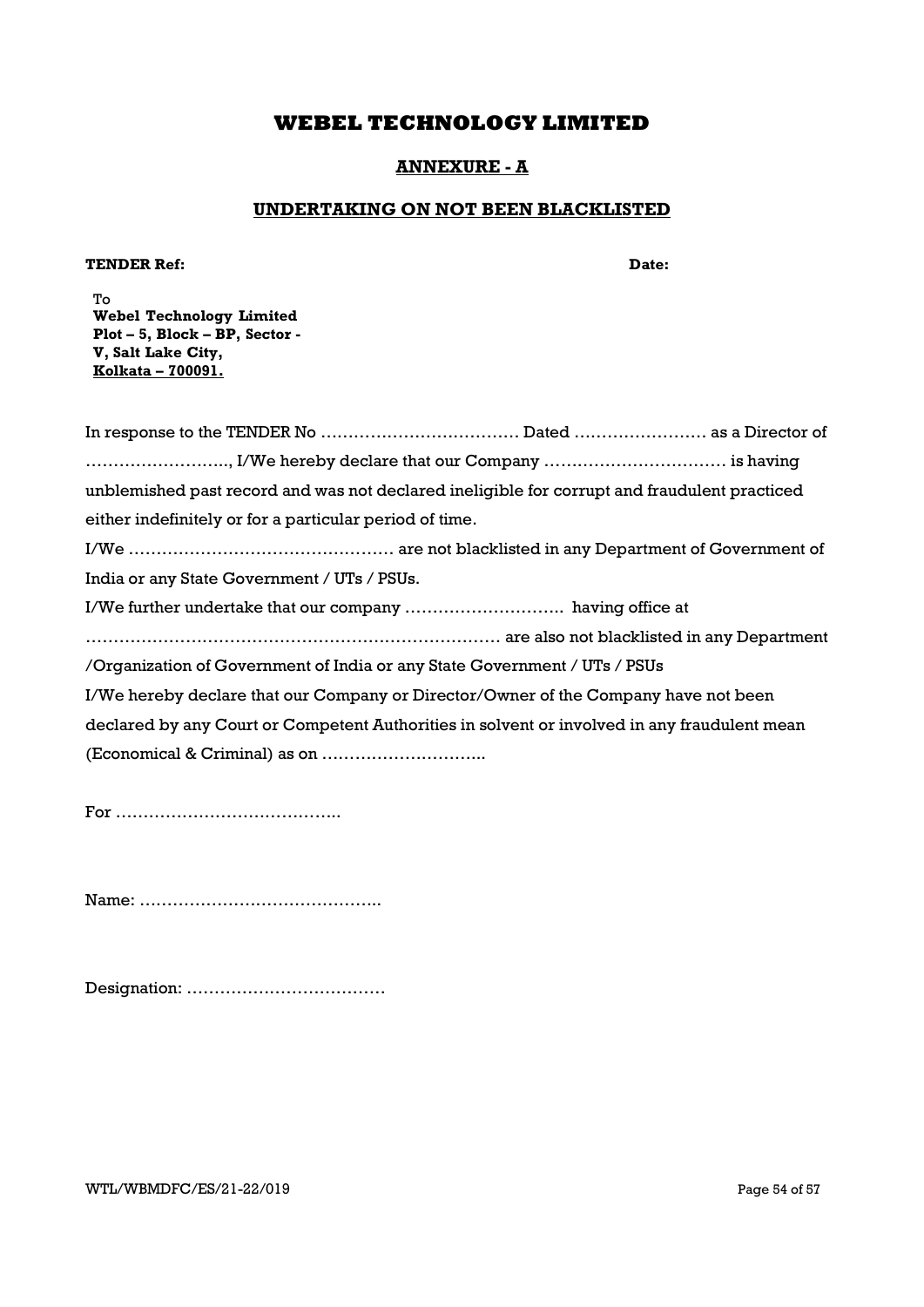# WEBEL TECHNOLOGY LIMITED

## ANNEXURE - A

## UNDERTAKING ON NOT BEEN BLACKLISTED

**TENDER Ref:** **Date:**

To
**Webel Technology Limited**
**Plot – 5, Block – BP, Sector - V, Salt Lake City,**
**Kolkata – 700091.**

In response to the TENDER No ……………………………… Dated …………………… as a Director of …………………….., I/We hereby declare that our Company …………………………… is having unblemished past record and was not declared ineligible for corrupt and fraudulent practiced either indefinitely or for a particular period of time.

I/We ………………………………………… are not blacklisted in any Department of Government of India or any State Government / UTs / PSUs.

I/We further undertake that our company ……………………….. having office at ………………………………………………………………… are also not blacklisted in any Department /Organization of Government of India or any State Government / UTs / PSUs

I/We hereby declare that our Company or Director/Owner of the Company have not been declared by any Court or Competent Authorities in solvent or involved in any fraudulent mean (Economical & Criminal) as on ………………………..

For …………………………………..

Name: ……………………………………..

Designation: ………………………………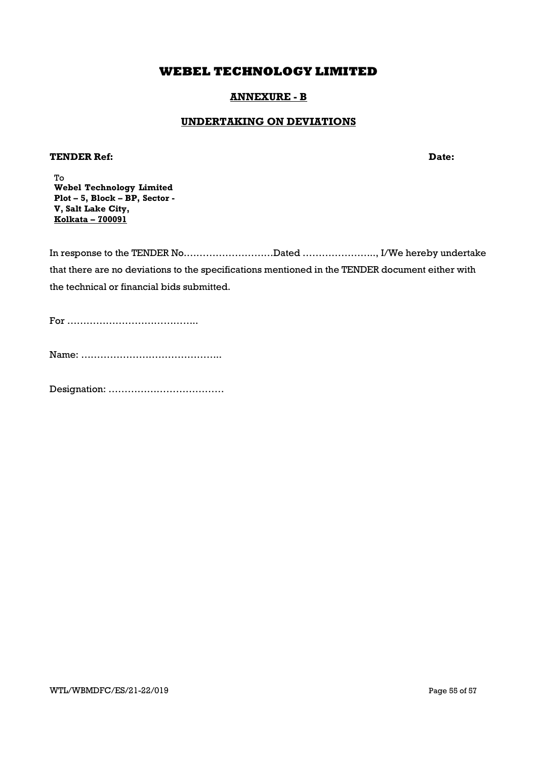# WEBEL TECHNOLOGY LIMITED

## ANNEXURE - B

## UNDERTAKING ON DEVIATIONS

**TENDER Ref:** **Date:**

To
**Webel Technology Limited**
**Plot – 5, Block – BP, Sector - V, Salt Lake City,**
**Kolkata – 700091**

In response to the TENDER No………………………Dated ………………….., I/We hereby undertake that there are no deviations to the specifications mentioned in the TENDER document either with the technical or financial bids submitted.

For …………………………………..

Name: ……………………………………..

Designation: ………………………………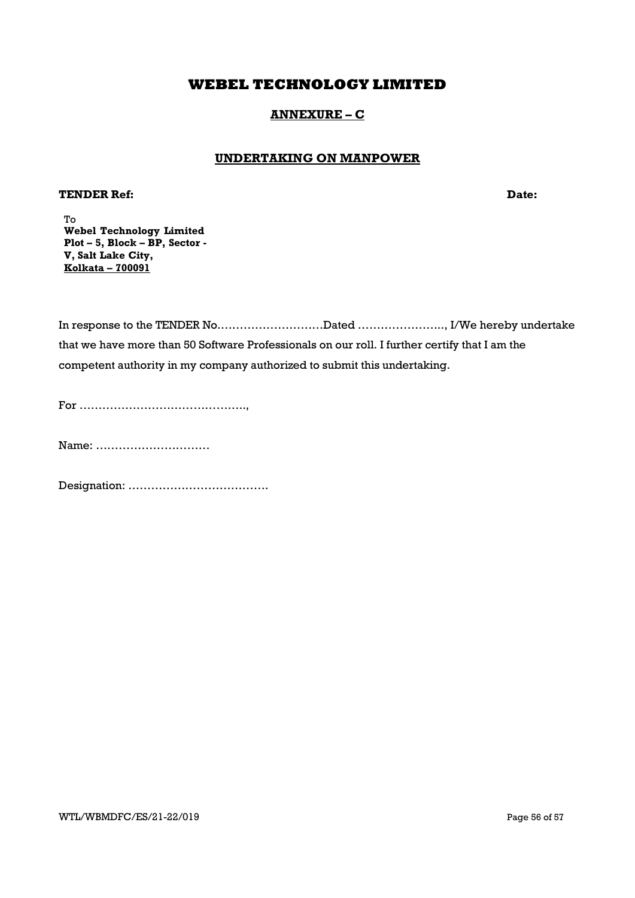# WEBEL TECHNOLOGY LIMITED

## ANNEXURE – C

## UNDERTAKING ON MANPOWER

**TENDER Ref:** **Date:**

To
**Webel Technology Limited**
**Plot – 5, Block – BP, Sector - V, Salt Lake City,**
**Kolkata – 700091**

In response to the TENDER No………………………Dated ………………….., I/We hereby undertake that we have more than 50 Software Professionals on our roll. I further certify that I am the competent authority in my company authorized to submit this undertaking.

For ……………………………………..,

Name: …………………………

Designation: ……………………………….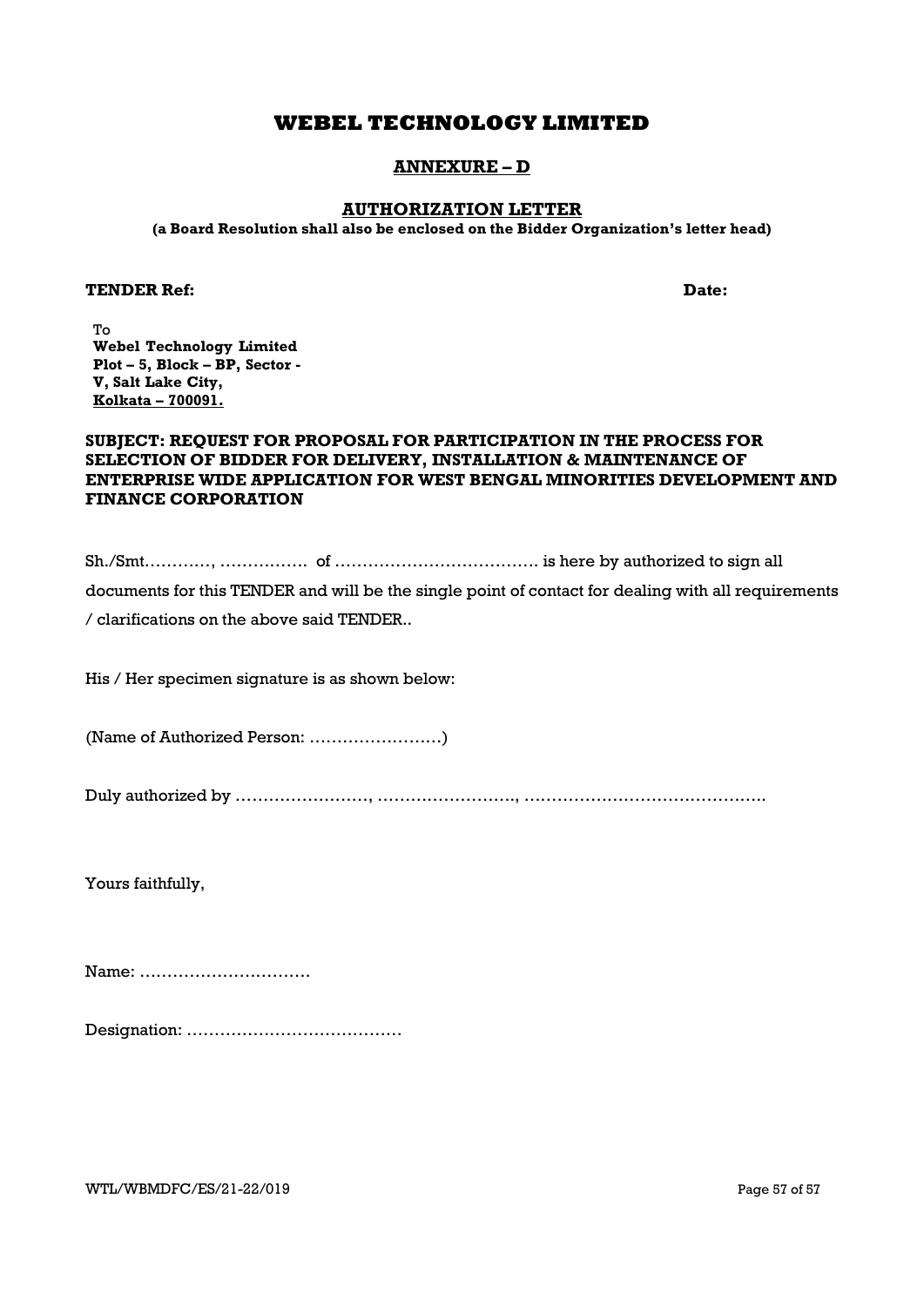# WEBEL TECHNOLOGY LIMITED

## ANNEXURE – D

### AUTHORIZATION LETTER

**(a Board Resolution shall also be enclosed on the Bidder Organization's letter head)**

**TENDER Ref:** **Date:**

To
**Webel Technology Limited**
**Plot – 5, Block – BP, Sector - V, Salt Lake City,**
**Kolkata – 700091.**

**SUBJECT: REQUEST FOR PROPOSAL FOR PARTICIPATION IN THE PROCESS FOR SELECTION OF BIDDER FOR DELIVERY, INSTALLATION & MAINTENANCE OF ENTERPRISE WIDE APPLICATION FOR WEST BENGAL MINORITIES DEVELOPMENT AND FINANCE CORPORATION**

Sh./Smt…………, ……………. of ………………………………. is here by authorized to sign all documents for this TENDER and will be the single point of contact for dealing with all requirements / clarifications on the above said TENDER..

His / Her specimen signature is as shown below:

(Name of Authorized Person: ……………………)

Duly authorized by ……………………, ……………………., …………………………………….

Yours faithfully,

Name: ………………………….

Designation: …………………………………